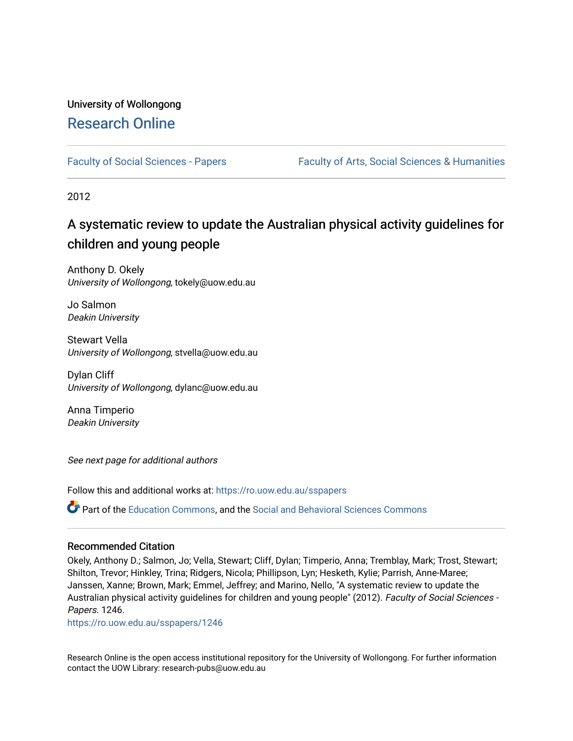University of Wollongong

# Research Online

Faculty of Social Sciences - Papers | Faculty of Arts, Social Sciences & Humanities

2012

## A systematic review to update the Australian physical activity guidelines for children and young people

Anthony D. Okely
*University of Wollongong*, tokely@uow.edu.au

Jo Salmon
*Deakin University*

Stewart Vella
*University of Wollongong*, stvella@uow.edu.au

Dylan Cliff
*University of Wollongong*, dylanc@uow.edu.au

Anna Timperio
*Deakin University*

*See next page for additional authors*

Follow this and additional works at: https://ro.uow.edu.au/sspapers

Part of the Education Commons, and the Social and Behavioral Sciences Commons

### Recommended Citation

Okely, Anthony D.; Salmon, Jo; Vella, Stewart; Cliff, Dylan; Timperio, Anna; Tremblay, Mark; Trost, Stewart; Shilton, Trevor; Hinkley, Trina; Ridgers, Nicola; Phillipson, Lyn; Hesketh, Kylie; Parrish, Anne-Maree; Janssen, Xanne; Brown, Mark; Emmel, Jeffrey; and Marino, Nello, "A systematic review to update the Australian physical activity guidelines for children and young people" (2012). *Faculty of Social Sciences - Papers*. 1246.
https://ro.uow.edu.au/sspapers/1246

Research Online is the open access institutional repository for the University of Wollongong. For further information contact the UOW Library: research-pubs@uow.edu.au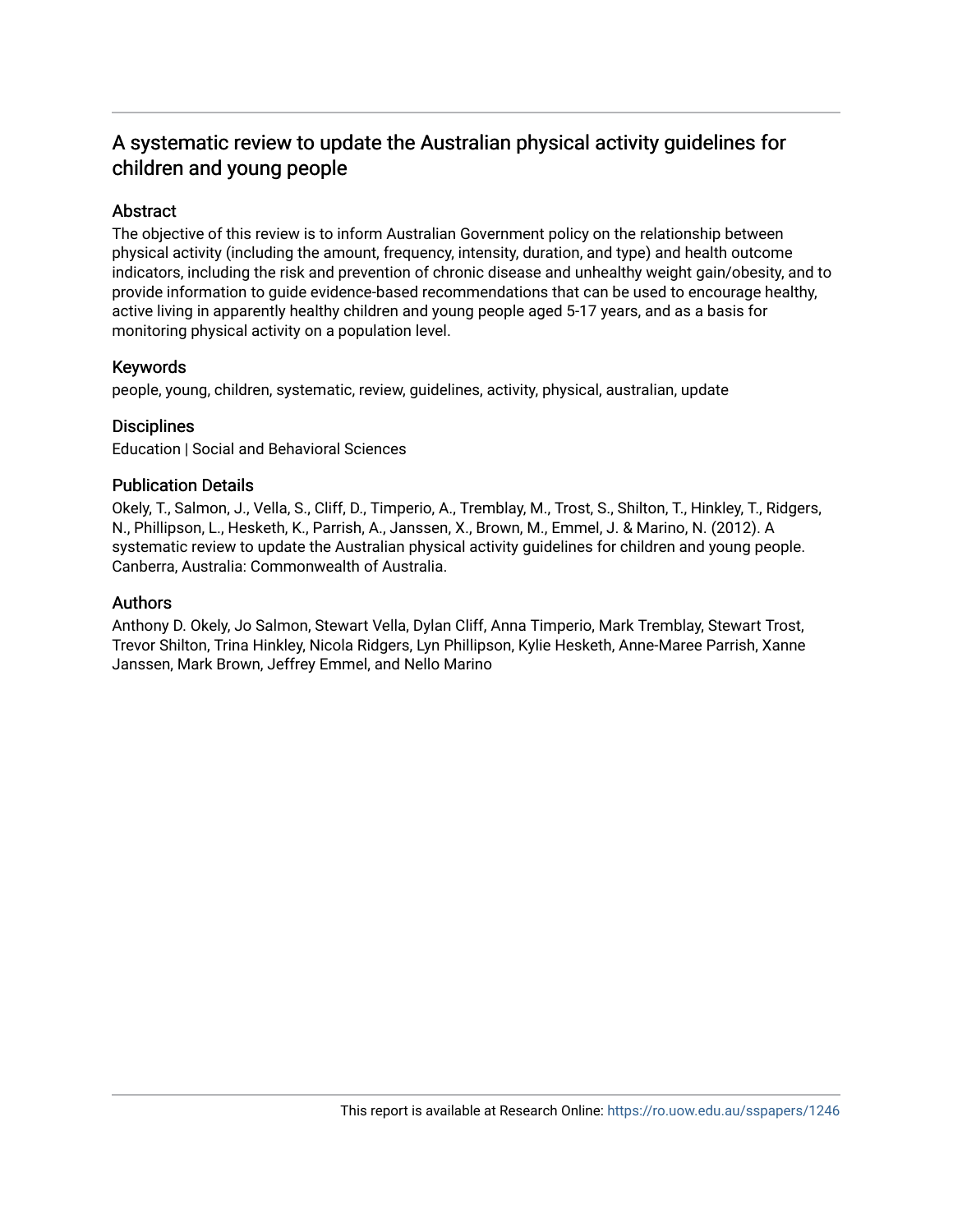# A systematic review to update the Australian physical activity guidelines for children and young people

## Abstract

The objective of this review is to inform Australian Government policy on the relationship between physical activity (including the amount, frequency, intensity, duration, and type) and health outcome indicators, including the risk and prevention of chronic disease and unhealthy weight gain/obesity, and to provide information to guide evidence-based recommendations that can be used to encourage healthy, active living in apparently healthy children and young people aged 5-17 years, and as a basis for monitoring physical activity on a population level.

## Keywords

people, young, children, systematic, review, guidelines, activity, physical, australian, update

## Disciplines

Education | Social and Behavioral Sciences

## Publication Details

Okely, T., Salmon, J., Vella, S., Cliff, D., Timperio, A., Tremblay, M., Trost, S., Shilton, T., Hinkley, T., Ridgers, N., Phillipson, L., Hesketh, K., Parrish, A., Janssen, X., Brown, M., Emmel, J. & Marino, N. (2012). A systematic review to update the Australian physical activity guidelines for children and young people. Canberra, Australia: Commonwealth of Australia.

## Authors

Anthony D. Okely, Jo Salmon, Stewart Vella, Dylan Cliff, Anna Timperio, Mark Tremblay, Stewart Trost, Trevor Shilton, Trina Hinkley, Nicola Ridgers, Lyn Phillipson, Kylie Hesketh, Anne-Maree Parrish, Xanne Janssen, Mark Brown, Jeffrey Emmel, and Nello Marino

This report is available at Research Online: https://ro.uow.edu.au/sspapers/1246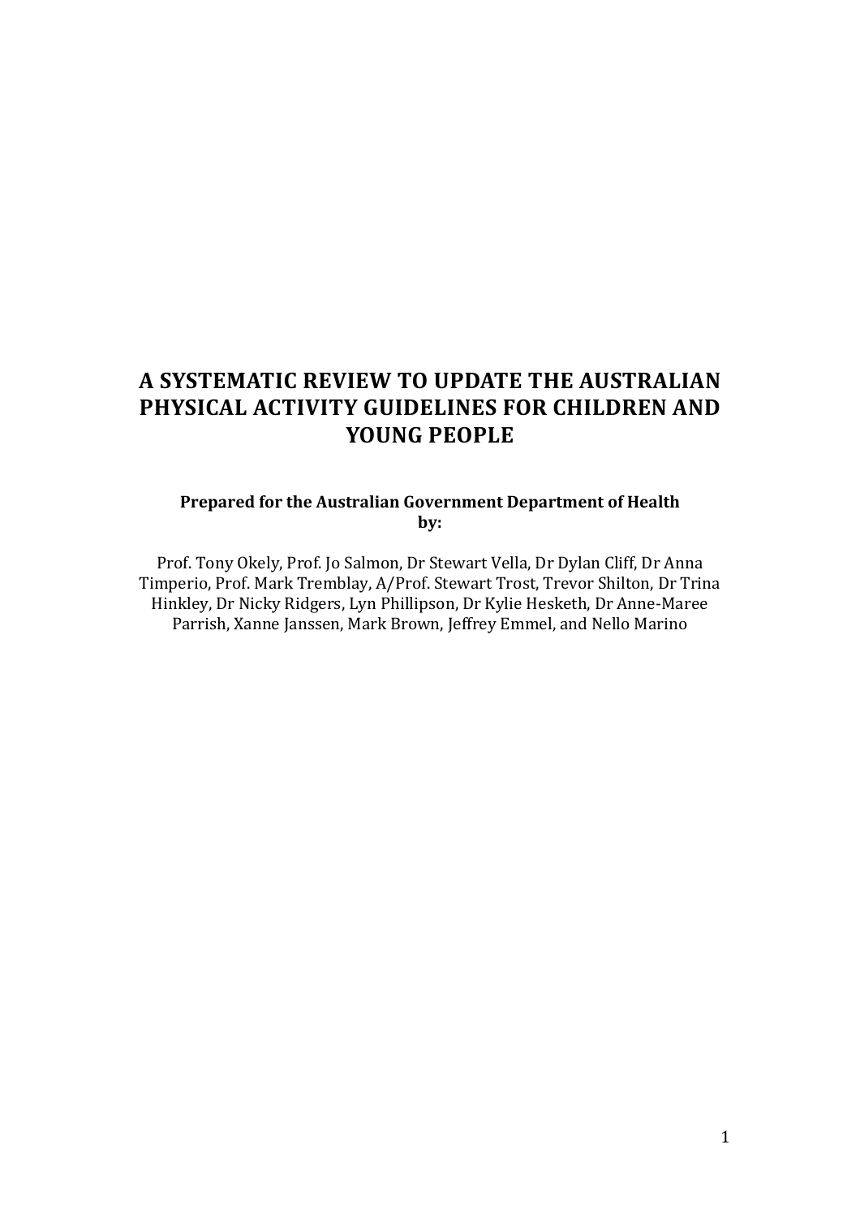# A SYSTEMATIC REVIEW TO UPDATE THE AUSTRALIAN PHYSICAL ACTIVITY GUIDELINES FOR CHILDREN AND YOUNG PEOPLE

**Prepared for the Australian Government Department of Health by:**

Prof. Tony Okely, Prof. Jo Salmon, Dr Stewart Vella, Dr Dylan Cliff, Dr Anna Timperio, Prof. Mark Tremblay, A/Prof. Stewart Trost, Trevor Shilton, Dr Trina Hinkley, Dr Nicky Ridgers, Lyn Phillipson, Dr Kylie Hesketh, Dr Anne-Maree Parrish, Xanne Janssen, Mark Brown, Jeffrey Emmel, and Nello Marino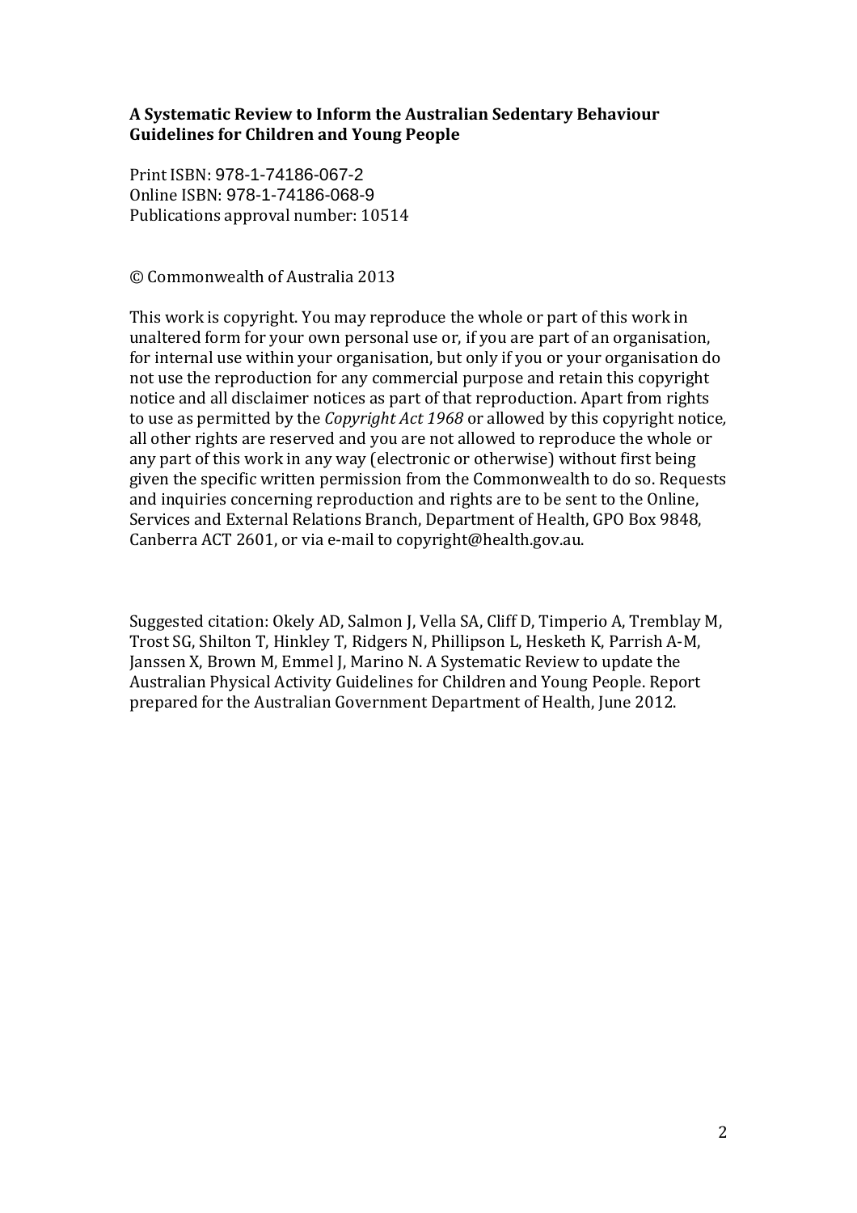**A Systematic Review to Inform the Australian Sedentary Behaviour Guidelines for Children and Young People**

Print ISBN: 978-1-74186-067-2
Online ISBN: 978-1-74186-068-9
Publications approval number: 10514

© Commonwealth of Australia 2013

This work is copyright. You may reproduce the whole or part of this work in unaltered form for your own personal use or, if you are part of an organisation, for internal use within your organisation, but only if you or your organisation do not use the reproduction for any commercial purpose and retain this copyright notice and all disclaimer notices as part of that reproduction. Apart from rights to use as permitted by the *Copyright Act 1968* or allowed by this copyright notice, all other rights are reserved and you are not allowed to reproduce the whole or any part of this work in any way (electronic or otherwise) without first being given the specific written permission from the Commonwealth to do so. Requests and inquiries concerning reproduction and rights are to be sent to the Online, Services and External Relations Branch, Department of Health, GPO Box 9848, Canberra ACT 2601, or via e-mail to copyright@health.gov.au.

Suggested citation: Okely AD, Salmon J, Vella SA, Cliff D, Timperio A, Tremblay M, Trost SG, Shilton T, Hinkley T, Ridgers N, Phillipson L, Hesketh K, Parrish A-M, Janssen X, Brown M, Emmel J, Marino N. A Systematic Review to update the Australian Physical Activity Guidelines for Children and Young People. Report prepared for the Australian Government Department of Health, June 2012.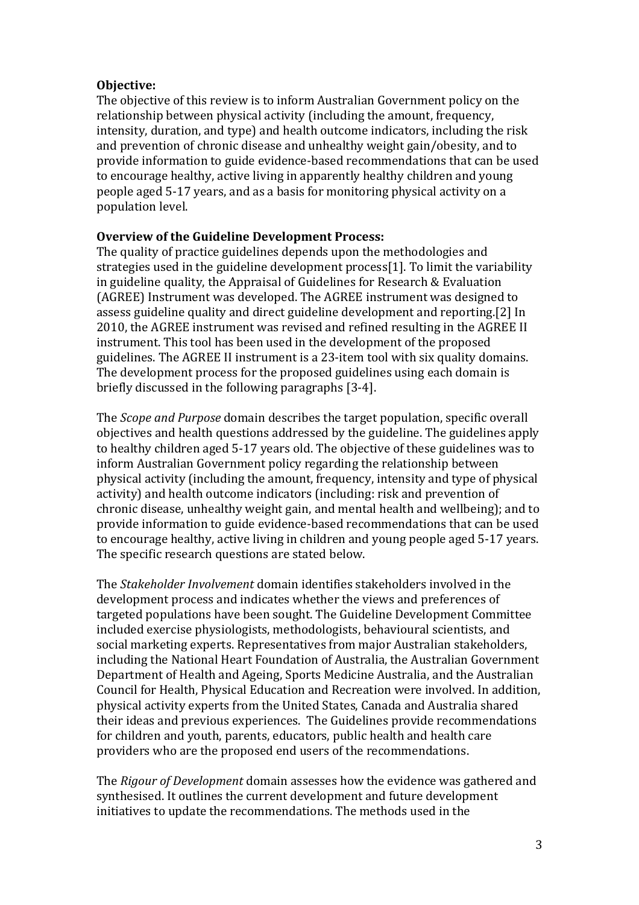**Objective:**

The objective of this review is to inform Australian Government policy on the relationship between physical activity (including the amount, frequency, intensity, duration, and type) and health outcome indicators, including the risk and prevention of chronic disease and unhealthy weight gain/obesity, and to provide information to guide evidence-based recommendations that can be used to encourage healthy, active living in apparently healthy children and young people aged 5-17 years, and as a basis for monitoring physical activity on a population level.

**Overview of the Guideline Development Process:**

The quality of practice guidelines depends upon the methodologies and strategies used in the guideline development process[1]. To limit the variability in guideline quality, the Appraisal of Guidelines for Research & Evaluation (AGREE) Instrument was developed. The AGREE instrument was designed to assess guideline quality and direct guideline development and reporting.[2] In 2010, the AGREE instrument was revised and refined resulting in the AGREE II instrument. This tool has been used in the development of the proposed guidelines. The AGREE II instrument is a 23-item tool with six quality domains. The development process for the proposed guidelines using each domain is briefly discussed in the following paragraphs [3-4].

The *Scope and Purpose* domain describes the target population, specific overall objectives and health questions addressed by the guideline. The guidelines apply to healthy children aged 5-17 years old. The objective of these guidelines was to inform Australian Government policy regarding the relationship between physical activity (including the amount, frequency, intensity and type of physical activity) and health outcome indicators (including: risk and prevention of chronic disease, unhealthy weight gain, and mental health and wellbeing); and to provide information to guide evidence-based recommendations that can be used to encourage healthy, active living in children and young people aged 5-17 years. The specific research questions are stated below.

The *Stakeholder Involvement* domain identifies stakeholders involved in the development process and indicates whether the views and preferences of targeted populations have been sought. The Guideline Development Committee included exercise physiologists, methodologists, behavioural scientists, and social marketing experts. Representatives from major Australian stakeholders, including the National Heart Foundation of Australia, the Australian Government Department of Health and Ageing, Sports Medicine Australia, and the Australian Council for Health, Physical Education and Recreation were involved. In addition, physical activity experts from the United States, Canada and Australia shared their ideas and previous experiences. The Guidelines provide recommendations for children and youth, parents, educators, public health and health care providers who are the proposed end users of the recommendations.

The *Rigour of Development* domain assesses how the evidence was gathered and synthesised. It outlines the current development and future development initiatives to update the recommendations. The methods used in the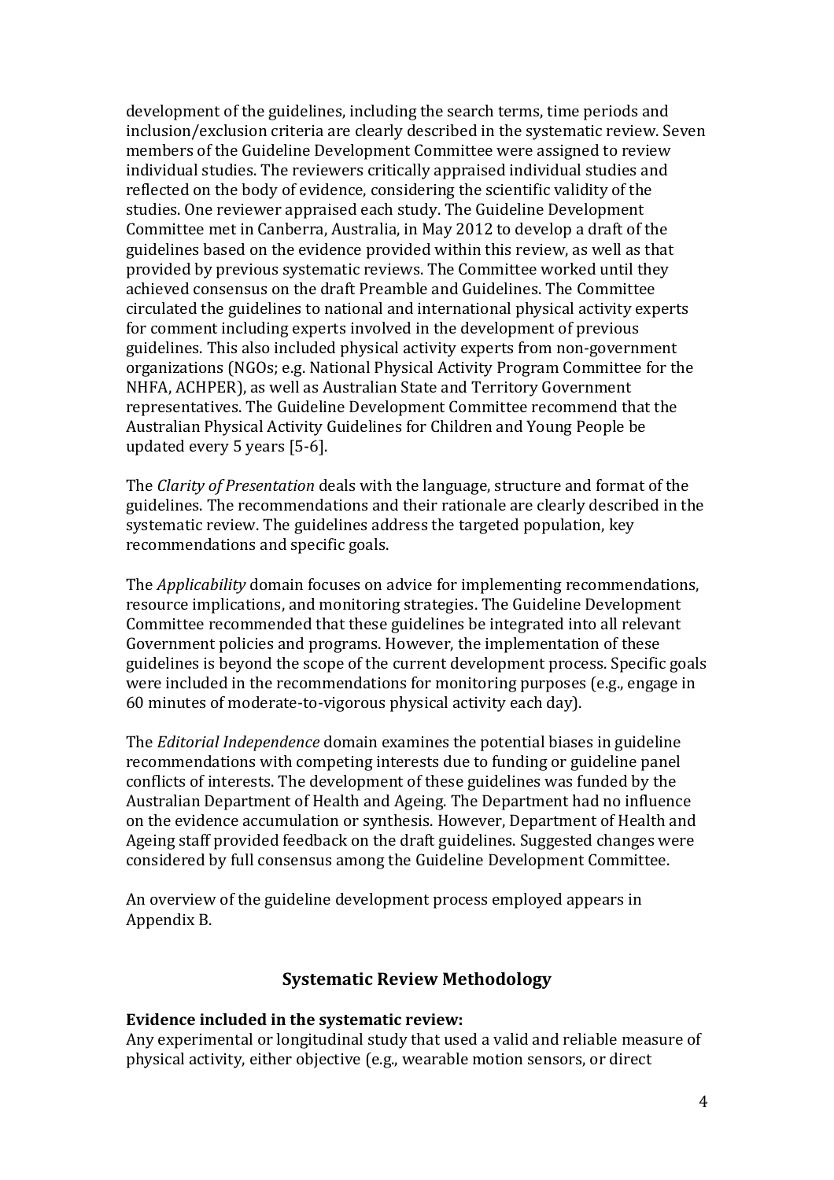development of the guidelines, including the search terms, time periods and inclusion/exclusion criteria are clearly described in the systematic review. Seven members of the Guideline Development Committee were assigned to review individual studies. The reviewers critically appraised individual studies and reflected on the body of evidence, considering the scientific validity of the studies. One reviewer appraised each study. The Guideline Development Committee met in Canberra, Australia, in May 2012 to develop a draft of the guidelines based on the evidence provided within this review, as well as that provided by previous systematic reviews. The Committee worked until they achieved consensus on the draft Preamble and Guidelines. The Committee circulated the guidelines to national and international physical activity experts for comment including experts involved in the development of previous guidelines. This also included physical activity experts from non-government organizations (NGOs; e.g. National Physical Activity Program Committee for the NHFA, ACHPER), as well as Australian State and Territory Government representatives. The Guideline Development Committee recommend that the Australian Physical Activity Guidelines for Children and Young People be updated every 5 years [5-6].

The *Clarity of Presentation* deals with the language, structure and format of the guidelines. The recommendations and their rationale are clearly described in the systematic review. The guidelines address the targeted population, key recommendations and specific goals.

The *Applicability* domain focuses on advice for implementing recommendations, resource implications, and monitoring strategies. The Guideline Development Committee recommended that these guidelines be integrated into all relevant Government policies and programs. However, the implementation of these guidelines is beyond the scope of the current development process. Specific goals were included in the recommendations for monitoring purposes (e.g., engage in 60 minutes of moderate-to-vigorous physical activity each day).

The *Editorial Independence* domain examines the potential biases in guideline recommendations with competing interests due to funding or guideline panel conflicts of interests. The development of these guidelines was funded by the Australian Department of Health and Ageing. The Department had no influence on the evidence accumulation or synthesis. However, Department of Health and Ageing staff provided feedback on the draft guidelines. Suggested changes were considered by full consensus among the Guideline Development Committee.

An overview of the guideline development process employed appears in Appendix B.

## Systematic Review Methodology

**Evidence included in the systematic review:**

Any experimental or longitudinal study that used a valid and reliable measure of physical activity, either objective (e.g., wearable motion sensors, or direct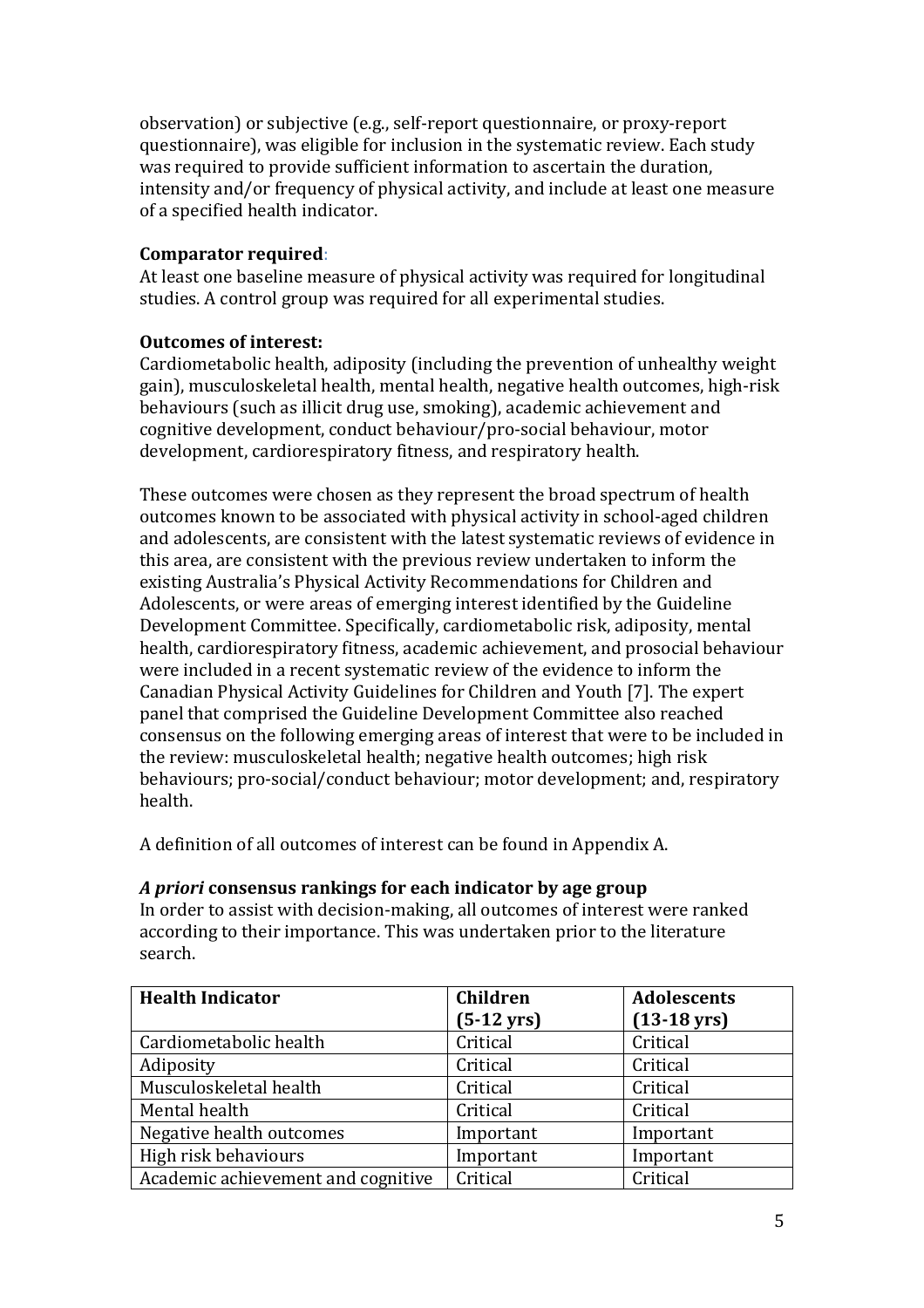observation) or subjective (e.g., self-report questionnaire, or proxy-report questionnaire), was eligible for inclusion in the systematic review. Each study was required to provide sufficient information to ascertain the duration, intensity and/or frequency of physical activity, and include at least one measure of a specified health indicator.

**Comparator required**:
At least one baseline measure of physical activity was required for longitudinal studies. A control group was required for all experimental studies.

**Outcomes of interest:**
Cardiometabolic health, adiposity (including the prevention of unhealthy weight gain), musculoskeletal health, mental health, negative health outcomes, high-risk behaviours (such as illicit drug use, smoking), academic achievement and cognitive development, conduct behaviour/pro-social behaviour, motor development, cardiorespiratory fitness, and respiratory health.

These outcomes were chosen as they represent the broad spectrum of health outcomes known to be associated with physical activity in school-aged children and adolescents, are consistent with the latest systematic reviews of evidence in this area, are consistent with the previous review undertaken to inform the existing Australia's Physical Activity Recommendations for Children and Adolescents, or were areas of emerging interest identified by the Guideline Development Committee. Specifically, cardiometabolic risk, adiposity, mental health, cardiorespiratory fitness, academic achievement, and prosocial behaviour were included in a recent systematic review of the evidence to inform the Canadian Physical Activity Guidelines for Children and Youth [7]. The expert panel that comprised the Guideline Development Committee also reached consensus on the following emerging areas of interest that were to be included in the review: musculoskeletal health; negative health outcomes; high risk behaviours; pro-social/conduct behaviour; motor development; and, respiratory health.

A definition of all outcomes of interest can be found in Appendix A.

***A priori* consensus rankings for each indicator by age group**
In order to assist with decision-making, all outcomes of interest were ranked according to their importance. This was undertaken prior to the literature search.

| Health Indicator | Children (5-12 yrs) | Adolescents (13-18 yrs) |
|---|---|---|
| Cardiometabolic health | Critical | Critical |
| Adiposity | Critical | Critical |
| Musculoskeletal health | Critical | Critical |
| Mental health | Critical | Critical |
| Negative health outcomes | Important | Important |
| High risk behaviours | Important | Important |
| Academic achievement and cognitive | Critical | Critical |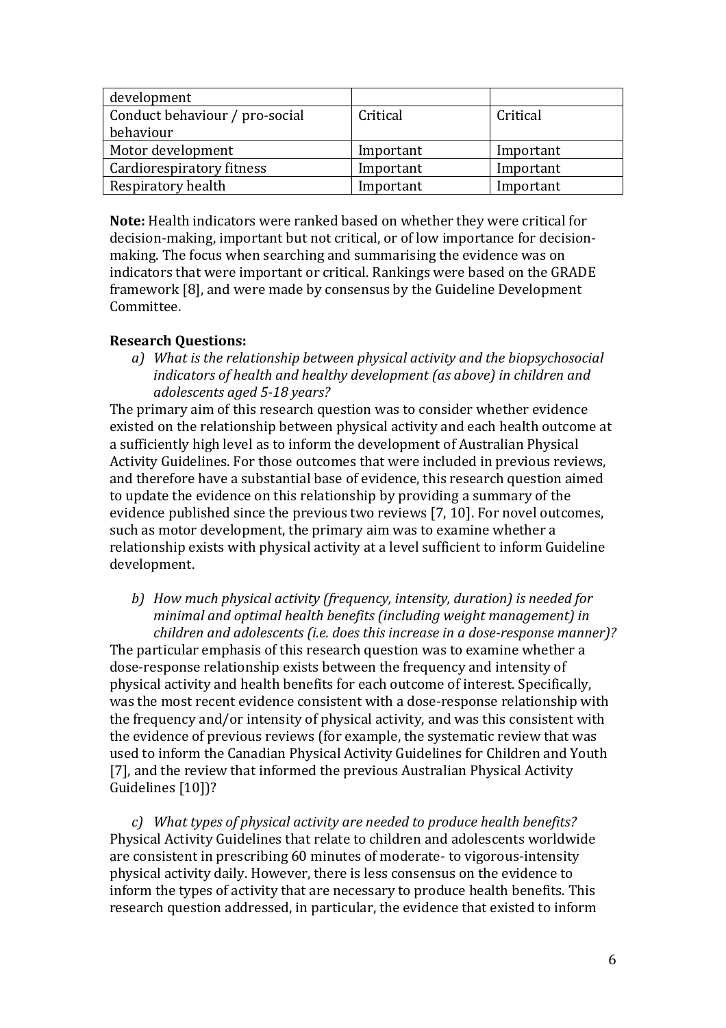| | | |
|---|---|---|
| development | | |
| Conduct behaviour / pro-social behaviour | Critical | Critical |
| Motor development | Important | Important |
| Cardiorespiratory fitness | Important | Important |
| Respiratory health | Important | Important |

**Note:** Health indicators were ranked based on whether they were critical for decision-making, important but not critical, or of low importance for decision-making. The focus when searching and summarising the evidence was on indicators that were important or critical. Rankings were based on the GRADE framework [8], and were made by consensus by the Guideline Development Committee.

**Research Questions:**

*a) What is the relationship between physical activity and the biopsychosocial indicators of health and healthy development (as above) in children and adolescents aged 5-18 years?*

The primary aim of this research question was to consider whether evidence existed on the relationship between physical activity and each health outcome at a sufficiently high level as to inform the development of Australian Physical Activity Guidelines. For those outcomes that were included in previous reviews, and therefore have a substantial base of evidence, this research question aimed to update the evidence on this relationship by providing a summary of the evidence published since the previous two reviews [7, 10]. For novel outcomes, such as motor development, the primary aim was to examine whether a relationship exists with physical activity at a level sufficient to inform Guideline development.

*b) How much physical activity (frequency, intensity, duration) is needed for minimal and optimal health benefits (including weight management) in children and adolescents (i.e. does this increase in a dose-response manner)?*

The particular emphasis of this research question was to examine whether a dose-response relationship exists between the frequency and intensity of physical activity and health benefits for each outcome of interest. Specifically, was the most recent evidence consistent with a dose-response relationship with the frequency and/or intensity of physical activity, and was this consistent with the evidence of previous reviews (for example, the systematic review that was used to inform the Canadian Physical Activity Guidelines for Children and Youth [7], and the review that informed the previous Australian Physical Activity Guidelines [10])?

*c) What types of physical activity are needed to produce health benefits?*

Physical Activity Guidelines that relate to children and adolescents worldwide are consistent in prescribing 60 minutes of moderate- to vigorous-intensity physical activity daily. However, there is less consensus on the evidence to inform the types of activity that are necessary to produce health benefits. This research question addressed, in particular, the evidence that existed to inform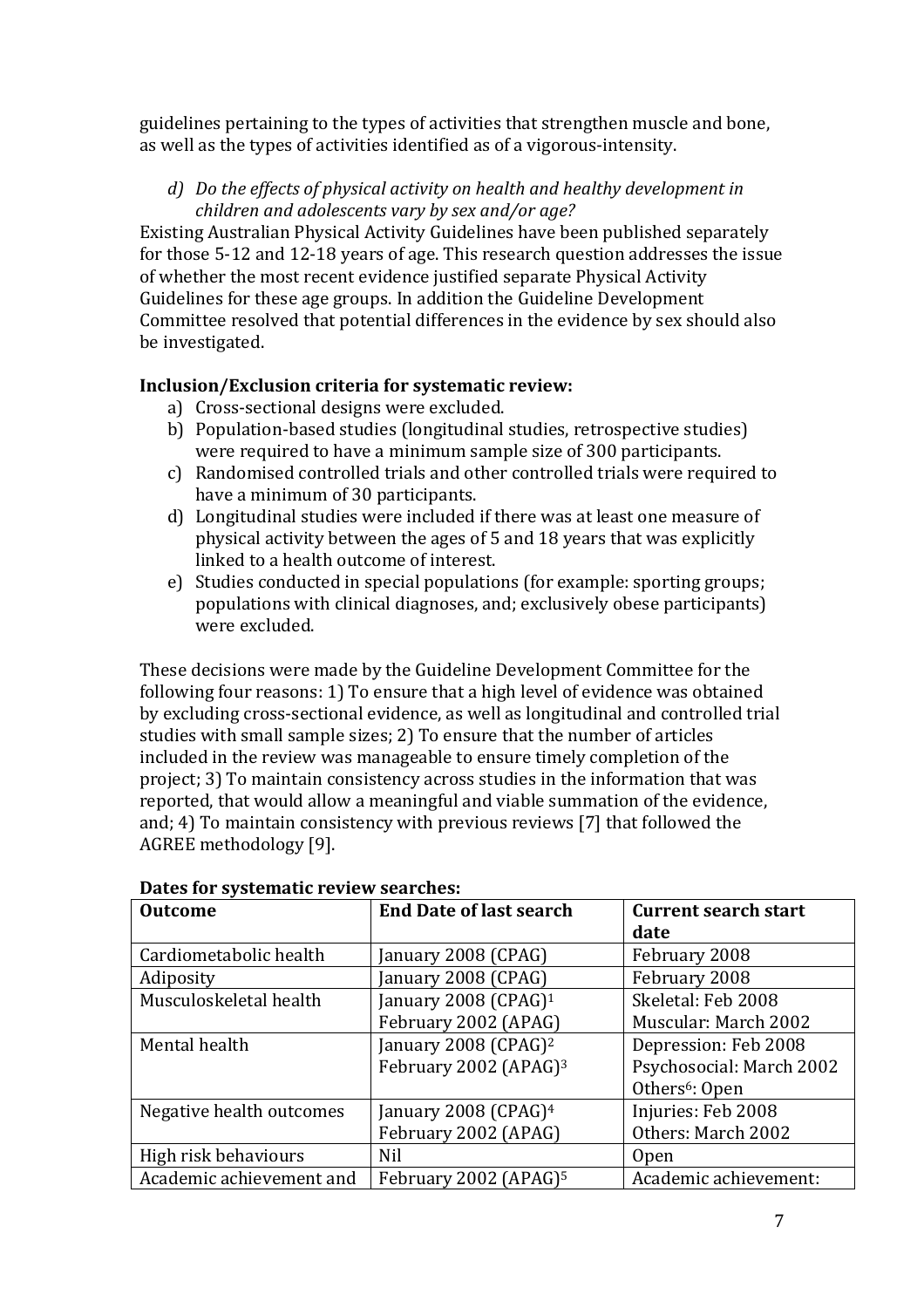guidelines pertaining to the types of activities that strengthen muscle and bone, as well as the types of activities identified as of a vigorous-intensity.

*d) Do the effects of physical activity on health and healthy development in children and adolescents vary by sex and/or age?*

Existing Australian Physical Activity Guidelines have been published separately for those 5-12 and 12-18 years of age. This research question addresses the issue of whether the most recent evidence justified separate Physical Activity Guidelines for these age groups. In addition the Guideline Development Committee resolved that potential differences in the evidence by sex should also be investigated.

**Inclusion/Exclusion criteria for systematic review:**

a) Cross-sectional designs were excluded.
b) Population-based studies (longitudinal studies, retrospective studies) were required to have a minimum sample size of 300 participants.
c) Randomised controlled trials and other controlled trials were required to have a minimum of 30 participants.
d) Longitudinal studies were included if there was at least one measure of physical activity between the ages of 5 and 18 years that was explicitly linked to a health outcome of interest.
e) Studies conducted in special populations (for example: sporting groups; populations with clinical diagnoses, and; exclusively obese participants) were excluded.

These decisions were made by the Guideline Development Committee for the following four reasons: 1) To ensure that a high level of evidence was obtained by excluding cross-sectional evidence, as well as longitudinal and controlled trial studies with small sample sizes; 2) To ensure that the number of articles included in the review was manageable to ensure timely completion of the project; 3) To maintain consistency across studies in the information that was reported, that would allow a meaningful and viable summation of the evidence, and; 4) To maintain consistency with previous reviews [7] that followed the AGREE methodology [9].

**Dates for systematic review searches:**

| Outcome | End Date of last search | Current search start date |
|---|---|---|
| Cardiometabolic health | January 2008 (CPAG) | February 2008 |
| Adiposity | January 2008 (CPAG) | February 2008 |
| Musculoskeletal health | January 2008 (CPAG)[1]<br>February 2002 (APAG) | Skeletal: Feb 2008<br>Muscular: March 2002 |
| Mental health | January 2008 (CPAG)[2]<br>February 2002 (APAG)[3] | Depression: Feb 2008<br>Psychosocial: March 2002<br>Others[6]: Open |
| Negative health outcomes | January 2008 (CPAG)[4]<br>February 2002 (APAG) | Injuries: Feb 2008<br>Others: March 2002 |
| High risk behaviours | Nil | Open |
| Academic achievement and | February 2002 (APAG)[5] | Academic achievement: |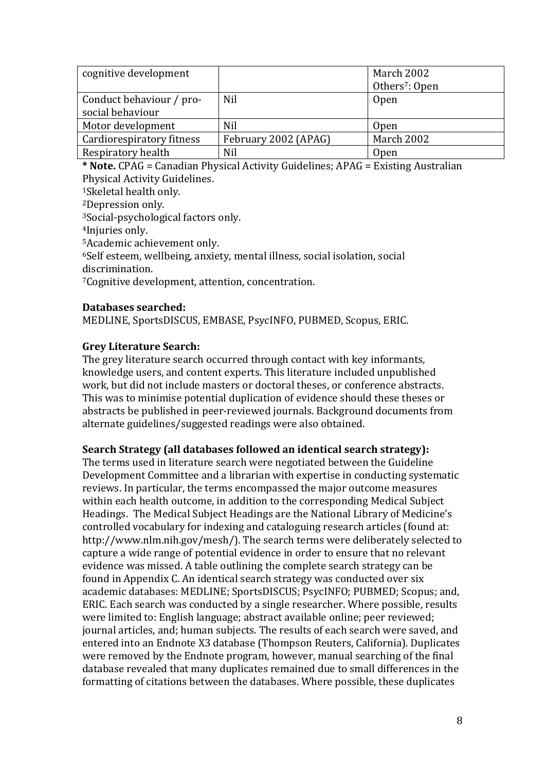| | | |
|---|---|---|
| cognitive development | | March 2002<br>Others[7]: Open |
| Conduct behaviour / pro-social behaviour | Nil | Open |
| Motor development | Nil | Open |
| Cardiorespiratory fitness | February 2002 (APAG) | March 2002 |
| Respiratory health | Nil | Open |

**\* Note.** CPAG = Canadian Physical Activity Guidelines; APAG = Existing Australian Physical Activity Guidelines.

[1]Skeletal health only.

[2]Depression only.

[3]Social-psychological factors only.

[4]Injuries only.

[5]Academic achievement only.

[6]Self esteem, wellbeing, anxiety, mental illness, social isolation, social discrimination.

[7]Cognitive development, attention, concentration.

**Databases searched:**

MEDLINE, SportsDISCUS, EMBASE, PsycINFO, PUBMED, Scopus, ERIC.

**Grey Literature Search:**

The grey literature search occurred through contact with key informants, knowledge users, and content experts. This literature included unpublished work, but did not include masters or doctoral theses, or conference abstracts. This was to minimise potential duplication of evidence should these theses or abstracts be published in peer-reviewed journals. Background documents from alternate guidelines/suggested readings were also obtained.

**Search Strategy (all databases followed an identical search strategy):**

The terms used in literature search were negotiated between the Guideline Development Committee and a librarian with expertise in conducting systematic reviews. In particular, the terms encompassed the major outcome measures within each health outcome, in addition to the corresponding Medical Subject Headings. The Medical Subject Headings are the National Library of Medicine's controlled vocabulary for indexing and cataloguing research articles (found at: http://www.nlm.nih.gov/mesh/). The search terms were deliberately selected to capture a wide range of potential evidence in order to ensure that no relevant evidence was missed. A table outlining the complete search strategy can be found in Appendix C. An identical search strategy was conducted over six academic databases: MEDLINE; SportsDISCUS; PsycINFO; PUBMED; Scopus; and, ERIC. Each search was conducted by a single researcher. Where possible, results were limited to: English language; abstract available online; peer reviewed; journal articles, and; human subjects. The results of each search were saved, and entered into an Endnote X3 database (Thompson Reuters, California). Duplicates were removed by the Endnote program, however, manual searching of the final database revealed that many duplicates remained due to small differences in the formatting of citations between the databases. Where possible, these duplicates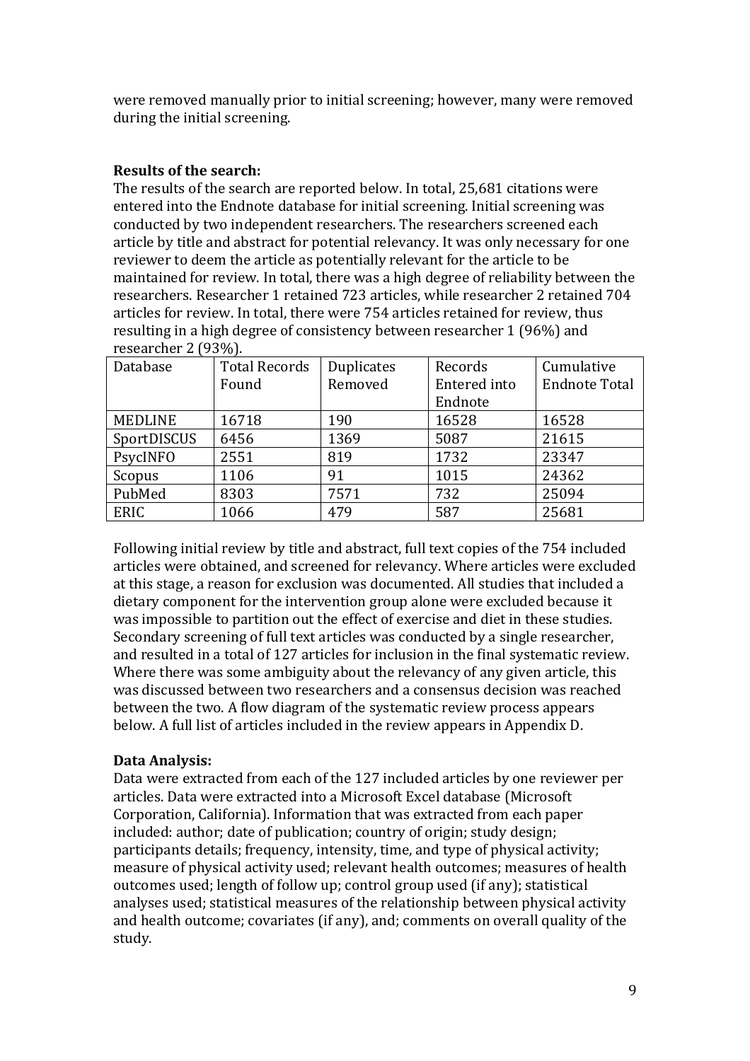were removed manually prior to initial screening; however, many were removed during the initial screening.

**Results of the search:**

The results of the search are reported below. In total, 25,681 citations were entered into the Endnote database for initial screening. Initial screening was conducted by two independent researchers. The researchers screened each article by title and abstract for potential relevancy. It was only necessary for one reviewer to deem the article as potentially relevant for the article to be maintained for review. In total, there was a high degree of reliability between the researchers. Researcher 1 retained 723 articles, while researcher 2 retained 704 articles for review. In total, there were 754 articles retained for review, thus resulting in a high degree of consistency between researcher 1 (96%) and researcher 2 (93%).

| Database | Total Records Found | Duplicates Removed | Records Entered into Endnote | Cumulative Endnote Total |
|---|---|---|---|---|
| MEDLINE | 16718 | 190 | 16528 | 16528 |
| SportDISCUS | 6456 | 1369 | 5087 | 21615 |
| PsycINFO | 2551 | 819 | 1732 | 23347 |
| Scopus | 1106 | 91 | 1015 | 24362 |
| PubMed | 8303 | 7571 | 732 | 25094 |
| ERIC | 1066 | 479 | 587 | 25681 |

Following initial review by title and abstract, full text copies of the 754 included articles were obtained, and screened for relevancy. Where articles were excluded at this stage, a reason for exclusion was documented. All studies that included a dietary component for the intervention group alone were excluded because it was impossible to partition out the effect of exercise and diet in these studies. Secondary screening of full text articles was conducted by a single researcher, and resulted in a total of 127 articles for inclusion in the final systematic review. Where there was some ambiguity about the relevancy of any given article, this was discussed between two researchers and a consensus decision was reached between the two. A flow diagram of the systematic review process appears below. A full list of articles included in the review appears in Appendix D.

**Data Analysis:**

Data were extracted from each of the 127 included articles by one reviewer per articles. Data were extracted into a Microsoft Excel database (Microsoft Corporation, California). Information that was extracted from each paper included: author; date of publication; country of origin; study design; participants details; frequency, intensity, time, and type of physical activity; measure of physical activity used; relevant health outcomes; measures of health outcomes used; length of follow up; control group used (if any); statistical analyses used; statistical measures of the relationship between physical activity and health outcome; covariates (if any), and; comments on overall quality of the study.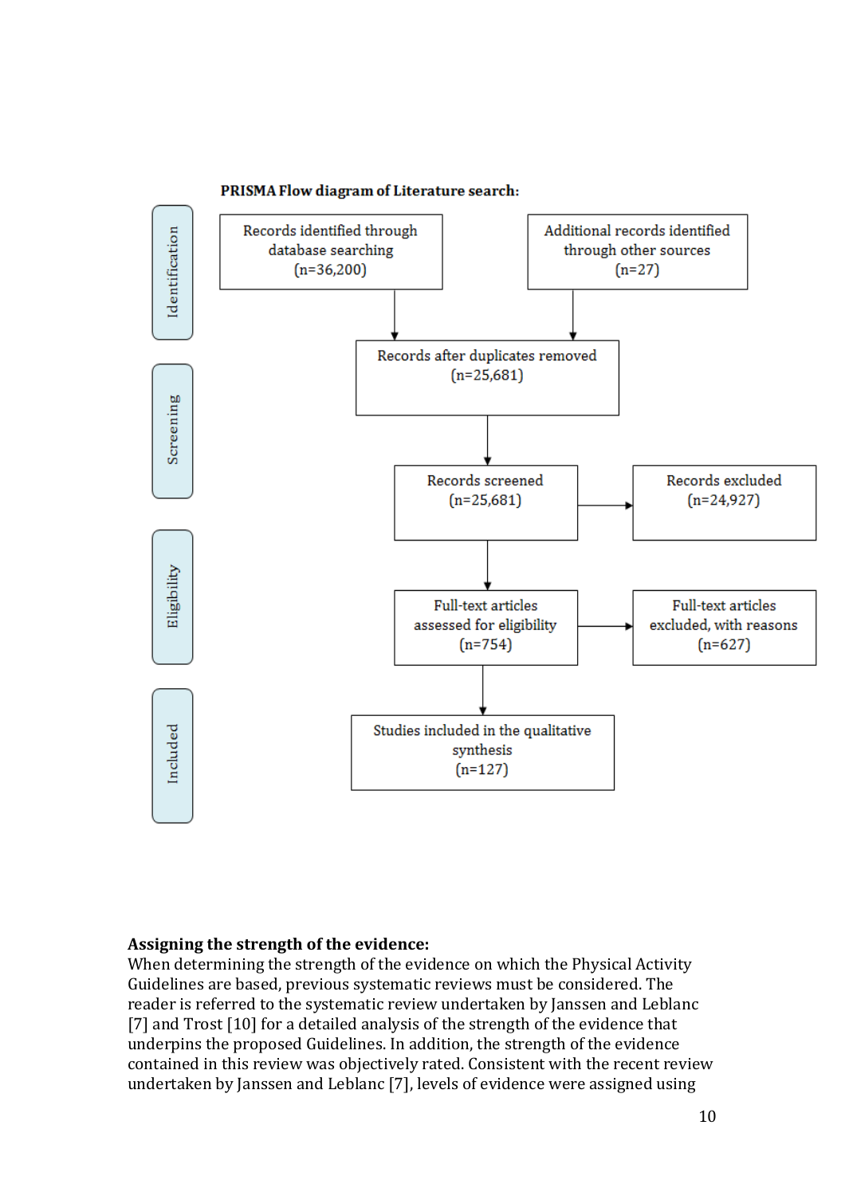**PRISMA Flow diagram of Literature search:**

Identification

- Records identified through database searching (n=36,200)
- Additional records identified through other sources (n=27)

Screening

- Records after duplicates removed (n=25,681)
- Records screened (n=25,681)
- Records excluded (n=24,927)

Eligibility

- Full-text articles assessed for eligibility (n=754)
- Full-text articles excluded, with reasons (n=627)

Included

- Studies included in the qualitative synthesis (n=127)

**Assigning the strength of the evidence:**

When determining the strength of the evidence on which the Physical Activity Guidelines are based, previous systematic reviews must be considered. The reader is referred to the systematic review undertaken by Janssen and Leblanc [7] and Trost [10] for a detailed analysis of the strength of the evidence that underpins the proposed Guidelines. In addition, the strength of the evidence contained in this review was objectively rated. Consistent with the recent review undertaken by Janssen and Leblanc [7], levels of evidence were assigned using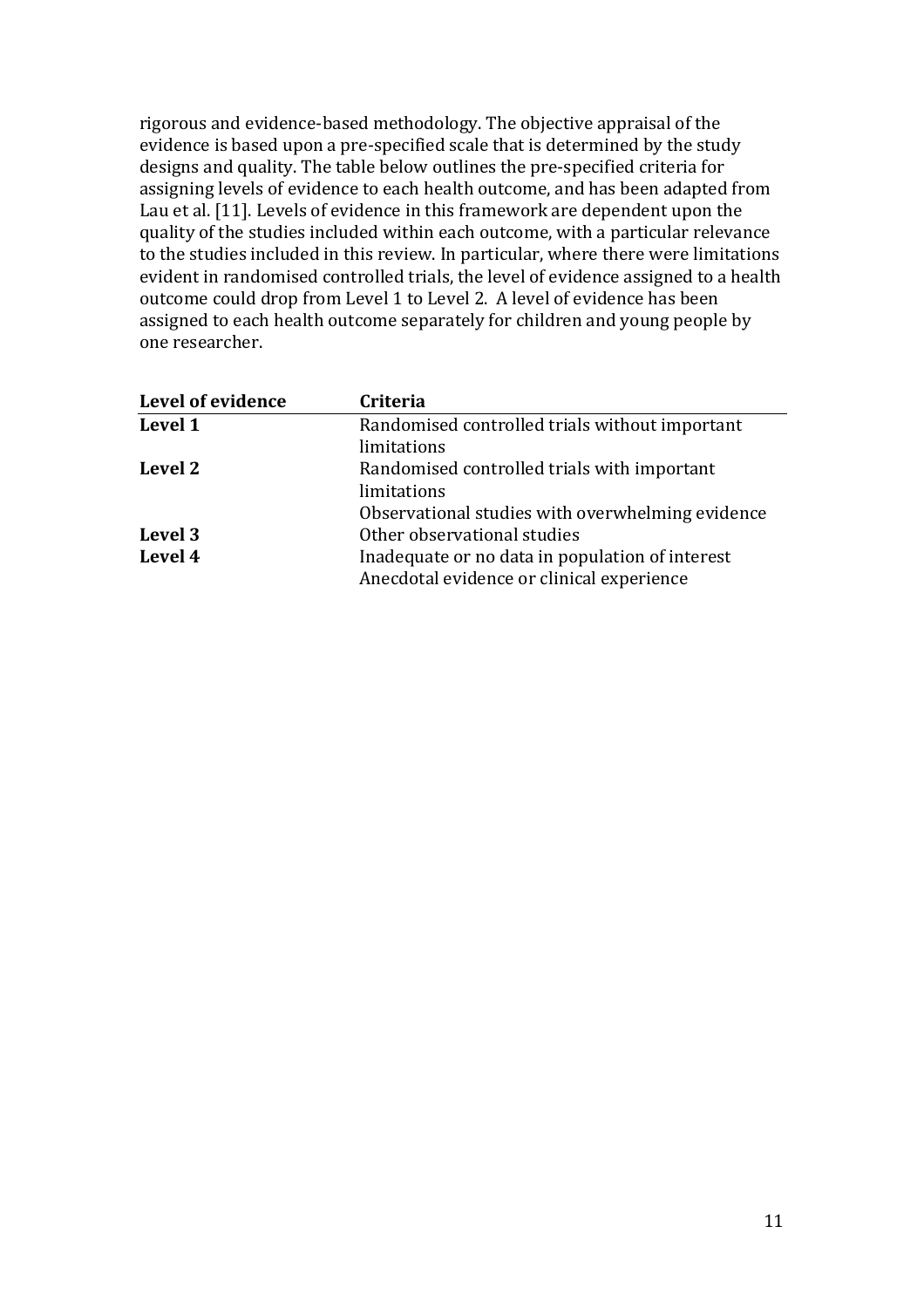rigorous and evidence-based methodology. The objective appraisal of the evidence is based upon a pre-specified scale that is determined by the study designs and quality. The table below outlines the pre-specified criteria for assigning levels of evidence to each health outcome, and has been adapted from Lau et al. [11]. Levels of evidence in this framework are dependent upon the quality of the studies included within each outcome, with a particular relevance to the studies included in this review. In particular, where there were limitations evident in randomised controlled trials, the level of evidence assigned to a health outcome could drop from Level 1 to Level 2. A level of evidence has been assigned to each health outcome separately for children and young people by one researcher.

| Level of evidence | Criteria |
|---|---|
| **Level 1** | Randomised controlled trials without important limitations |
| **Level 2** | Randomised controlled trials with important limitations<br>Observational studies with overwhelming evidence |
| **Level 3** | Other observational studies |
| **Level 4** | Inadequate or no data in population of interest<br>Anecdotal evidence or clinical experience |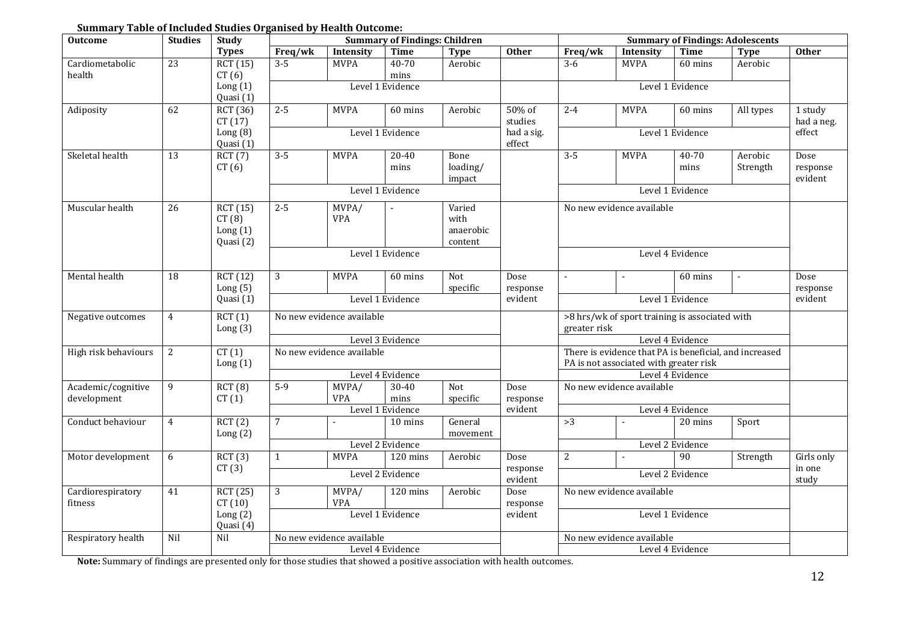**Summary Table of Included Studies Organised by Health Outcome:**

| Outcome | Studies | Study Types | Summary of Findings: Children | | | | | Summary of Findings: Adolescents | | | | |
|---|---|---|---|---|---|---|---|---|---|---|---|---|
| | | | Freq/wk | Intensity | Time | Type | Other | Freq/wk | Intensity | Time | Type | Other |
| Cardiometabolic health | 23 | RCT (15) CT (6) Long (1) Quasi (1) | 3-5 | MVPA | 40-70 mins | Aerobic | | 3-6 | MVPA | 60 mins | Aerobic | |
| | | | Level 1 Evidence | | | | | Level 1 Evidence | | | | |
| Adiposity | 62 | RCT (36) CT (17) Long (8) Quasi (1) | 2-5 | MVPA | 60 mins | Aerobic | 50% of studies had a sig. effect | 2-4 | MVPA | 60 mins | All types | 1 study had a neg. effect |
| | | | Level 1 Evidence | | | | | Level 1 Evidence | | | | |
| Skeletal health | 13 | RCT (7) CT (6) | 3-5 | MVPA | 20-40 mins | Bone loading/ impact | | 3-5 | MVPA | 40-70 mins | Aerobic Strength | Dose response evident |
| | | | Level 1 Evidence | | | | | Level 1 Evidence | | | | |
| Muscular health | 26 | RCT (15) CT (8) Long (1) Quasi (2) | 2-5 | MVPA/ VPA | - | Varied with anaerobic content | | No new evidence available | | | | |
| | | | Level 1 Evidence | | | | | Level 4 Evidence | | | | |
| Mental health | 18 | RCT (12) Long (5) Quasi (1) | 3 | MVPA | 60 mins | Not specific | Dose response evident | - | - | 60 mins | - | Dose response evident |
| | | | Level 1 Evidence | | | | | Level 1 Evidence | | | | |
| Negative outcomes | 4 | RCT (1) Long (3) | No new evidence available | | | | | >8 hrs/wk of sport training is associated with greater risk | | | | |
| | | | Level 3 Evidence | | | | | Level 4 Evidence | | | | |
| High risk behaviours | 2 | CT (1) Long (1) | No new evidence available | | | | | There is evidence that PA is beneficial, and increased PA is not associated with greater risk | | | | |
| | | | Level 4 Evidence | | | | | Level 4 Evidence | | | | |
| Academic/cognitive development | 9 | RCT (8) CT (1) | 5-9 | MVPA/ VPA | 30-40 mins | Not specific | Dose response evident | No new evidence available | | | | |
| | | | Level 1 Evidence | | | | | Level 4 Evidence | | | | |
| Conduct behaviour | 4 | RCT (2) Long (2) | 7 | - | 10 mins | General movement | | >3 | - | 20 mins | Sport | |
| | | | Level 2 Evidence | | | | | Level 2 Evidence | | | | |
| Motor development | 6 | RCT (3) CT (3) | 1 | MVPA | 120 mins | Aerobic | Dose response evident | 2 | - | 90 | Strength | Girls only in one study |
| | | | Level 2 Evidence | | | | | Level 2 Evidence | | | | |
| Cardiorespiratory fitness | 41 | RCT (25) CT (10) Long (2) Quasi (4) | 3 | MVPA/ VPA | 120 mins | Aerobic | Dose response evident | No new evidence available | | | | |
| | | | Level 1 Evidence | | | | | Level 1 Evidence | | | | |
| Respiratory health | Nil | Nil | No new evidence available | | | | | No new evidence available | | | | |
| | | | Level 4 Evidence | | | | | Level 4 Evidence | | | | |

**Note:** Summary of findings are presented only for those studies that showed a positive association with health outcomes.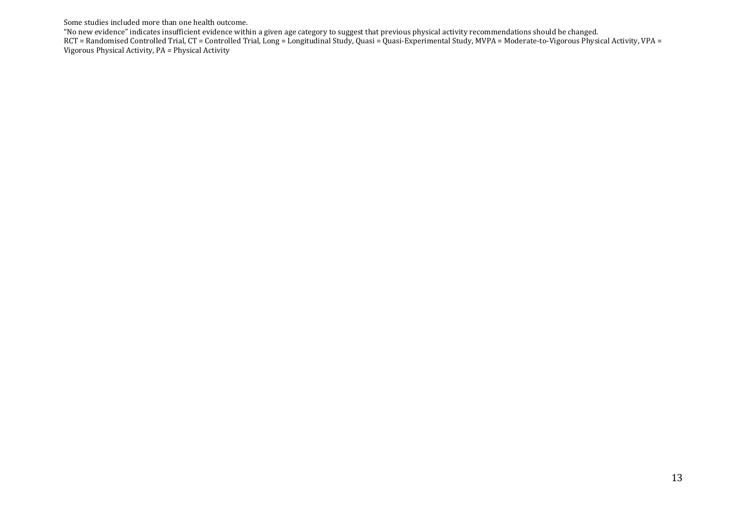Some studies included more than one health outcome.
"No new evidence" indicates insufficient evidence within a given age category to suggest that previous physical activity recommendations should be changed.
RCT = Randomised Controlled Trial, CT = Controlled Trial, Long = Longitudinal Study, Quasi = Quasi-Experimental Study, MVPA = Moderate-to-Vigorous Physical Activity, VPA = Vigorous Physical Activity, PA = Physical Activity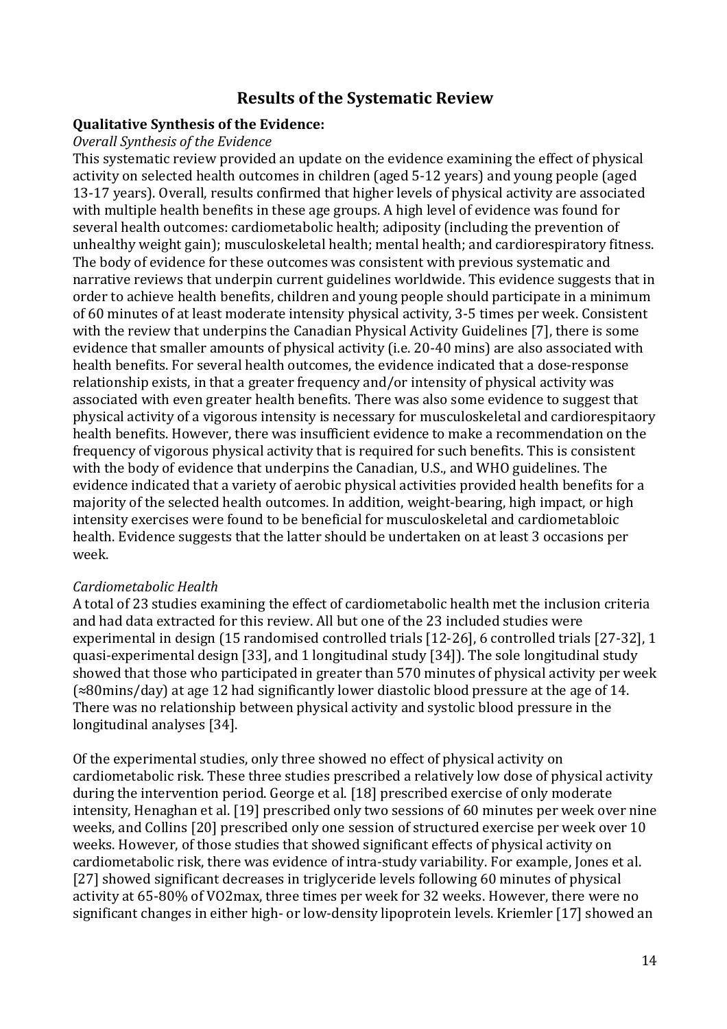## Results of the Systematic Review

**Qualitative Synthesis of the Evidence:**

*Overall Synthesis of the Evidence*

This systematic review provided an update on the evidence examining the effect of physical activity on selected health outcomes in children (aged 5-12 years) and young people (aged 13-17 years). Overall, results confirmed that higher levels of physical activity are associated with multiple health benefits in these age groups. A high level of evidence was found for several health outcomes: cardiometabolic health; adiposity (including the prevention of unhealthy weight gain); musculoskeletal health; mental health; and cardiorespiratory fitness. The body of evidence for these outcomes was consistent with previous systematic and narrative reviews that underpin current guidelines worldwide. This evidence suggests that in order to achieve health benefits, children and young people should participate in a minimum of 60 minutes of at least moderate intensity physical activity, 3-5 times per week. Consistent with the review that underpins the Canadian Physical Activity Guidelines [7], there is some evidence that smaller amounts of physical activity (i.e. 20-40 mins) are also associated with health benefits. For several health outcomes, the evidence indicated that a dose-response relationship exists, in that a greater frequency and/or intensity of physical activity was associated with even greater health benefits. There was also some evidence to suggest that physical activity of a vigorous intensity is necessary for musculoskeletal and cardiorespitaory health benefits. However, there was insufficient evidence to make a recommendation on the frequency of vigorous physical activity that is required for such benefits. This is consistent with the body of evidence that underpins the Canadian, U.S., and WHO guidelines. The evidence indicated that a variety of aerobic physical activities provided health benefits for a majority of the selected health outcomes. In addition, weight-bearing, high impact, or high intensity exercises were found to be beneficial for musculoskeletal and cardiometabloic health. Evidence suggests that the latter should be undertaken on at least 3 occasions per week.

*Cardiometabolic Health*

A total of 23 studies examining the effect of cardiometabolic health met the inclusion criteria and had data extracted for this review. All but one of the 23 included studies were experimental in design (15 randomised controlled trials [12-26], 6 controlled trials [27-32], 1 quasi-experimental design [33], and 1 longitudinal study [34]). The sole longitudinal study showed that those who participated in greater than 570 minutes of physical activity per week (≈80mins/day) at age 12 had significantly lower diastolic blood pressure at the age of 14. There was no relationship between physical activity and systolic blood pressure in the longitudinal analyses [34].

Of the experimental studies, only three showed no effect of physical activity on cardiometabolic risk. These three studies prescribed a relatively low dose of physical activity during the intervention period. George et al. [18] prescribed exercise of only moderate intensity, Henaghan et al. [19] prescribed only two sessions of 60 minutes per week over nine weeks, and Collins [20] prescribed only one session of structured exercise per week over 10 weeks. However, of those studies that showed significant effects of physical activity on cardiometabolic risk, there was evidence of intra-study variability. For example, Jones et al. [27] showed significant decreases in triglyceride levels following 60 minutes of physical activity at 65-80% of VO2max, three times per week for 32 weeks. However, there were no significant changes in either high- or low-density lipoprotein levels. Kriemler [17] showed an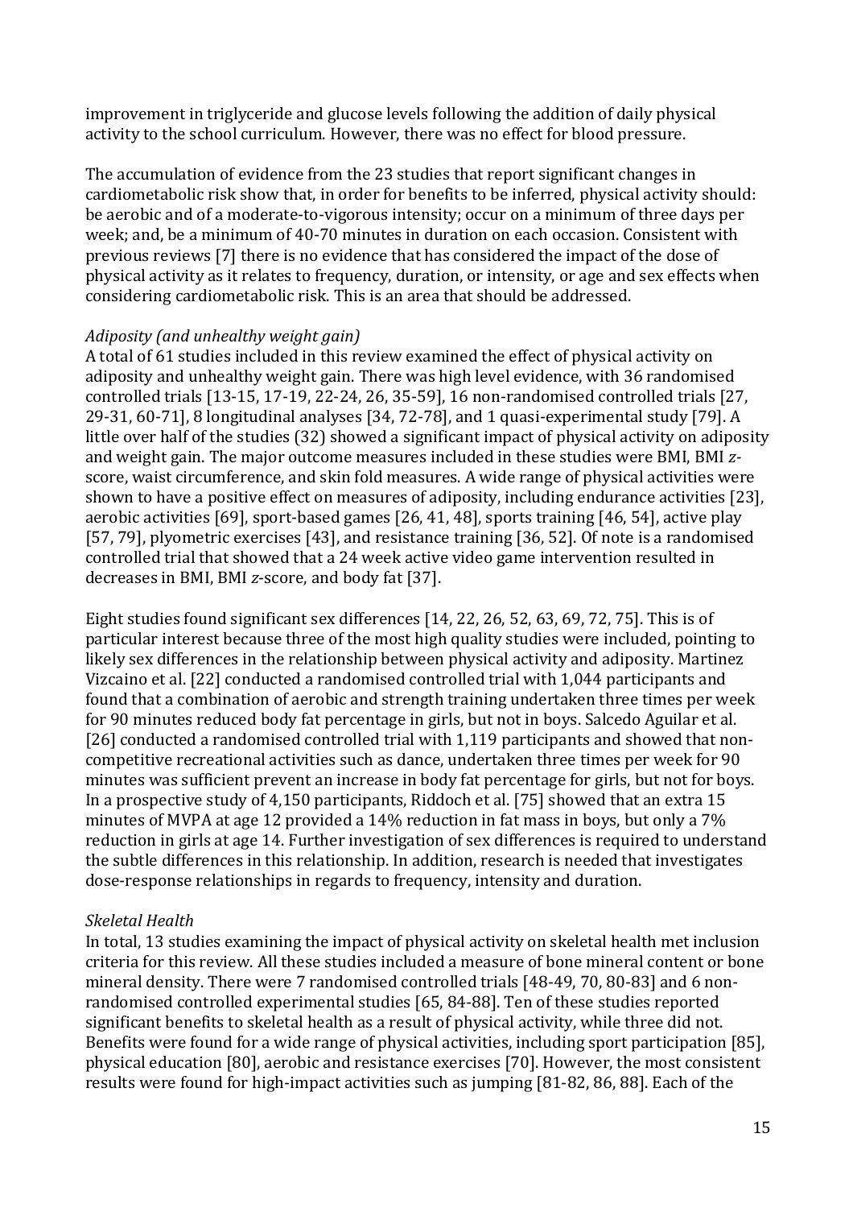improvement in triglyceride and glucose levels following the addition of daily physical activity to the school curriculum. However, there was no effect for blood pressure.

The accumulation of evidence from the 23 studies that report significant changes in cardiometabolic risk show that, in order for benefits to be inferred, physical activity should: be aerobic and of a moderate-to-vigorous intensity; occur on a minimum of three days per week; and, be a minimum of 40-70 minutes in duration on each occasion. Consistent with previous reviews [7] there is no evidence that has considered the impact of the dose of physical activity as it relates to frequency, duration, or intensity, or age and sex effects when considering cardiometabolic risk. This is an area that should be addressed.

*Adiposity (and unhealthy weight gain)*

A total of 61 studies included in this review examined the effect of physical activity on adiposity and unhealthy weight gain. There was high level evidence, with 36 randomised controlled trials [13-15, 17-19, 22-24, 26, 35-59], 16 non-randomised controlled trials [27, 29-31, 60-71], 8 longitudinal analyses [34, 72-78], and 1 quasi-experimental study [79]. A little over half of the studies (32) showed a significant impact of physical activity on adiposity and weight gain. The major outcome measures included in these studies were BMI, BMI *z*-score, waist circumference, and skin fold measures. A wide range of physical activities were shown to have a positive effect on measures of adiposity, including endurance activities [23], aerobic activities [69], sport-based games [26, 41, 48], sports training [46, 54], active play [57, 79], plyometric exercises [43], and resistance training [36, 52]. Of note is a randomised controlled trial that showed that a 24 week active video game intervention resulted in decreases in BMI, BMI *z*-score, and body fat [37].

Eight studies found significant sex differences [14, 22, 26, 52, 63, 69, 72, 75]. This is of particular interest because three of the most high quality studies were included, pointing to likely sex differences in the relationship between physical activity and adiposity. Martinez Vizcaino et al. [22] conducted a randomised controlled trial with 1,044 participants and found that a combination of aerobic and strength training undertaken three times per week for 90 minutes reduced body fat percentage in girls, but not in boys. Salcedo Aguilar et al. [26] conducted a randomised controlled trial with 1,119 participants and showed that non-competitive recreational activities such as dance, undertaken three times per week for 90 minutes was sufficient prevent an increase in body fat percentage for girls, but not for boys. In a prospective study of 4,150 participants, Riddoch et al. [75] showed that an extra 15 minutes of MVPA at age 12 provided a 14% reduction in fat mass in boys, but only a 7% reduction in girls at age 14. Further investigation of sex differences is required to understand the subtle differences in this relationship. In addition, research is needed that investigates dose-response relationships in regards to frequency, intensity and duration.

*Skeletal Health*

In total, 13 studies examining the impact of physical activity on skeletal health met inclusion criteria for this review. All these studies included a measure of bone mineral content or bone mineral density. There were 7 randomised controlled trials [48-49, 70, 80-83] and 6 non-randomised controlled experimental studies [65, 84-88]. Ten of these studies reported significant benefits to skeletal health as a result of physical activity, while three did not. Benefits were found for a wide range of physical activities, including sport participation [85], physical education [80], aerobic and resistance exercises [70]. However, the most consistent results were found for high-impact activities such as jumping [81-82, 86, 88]. Each of the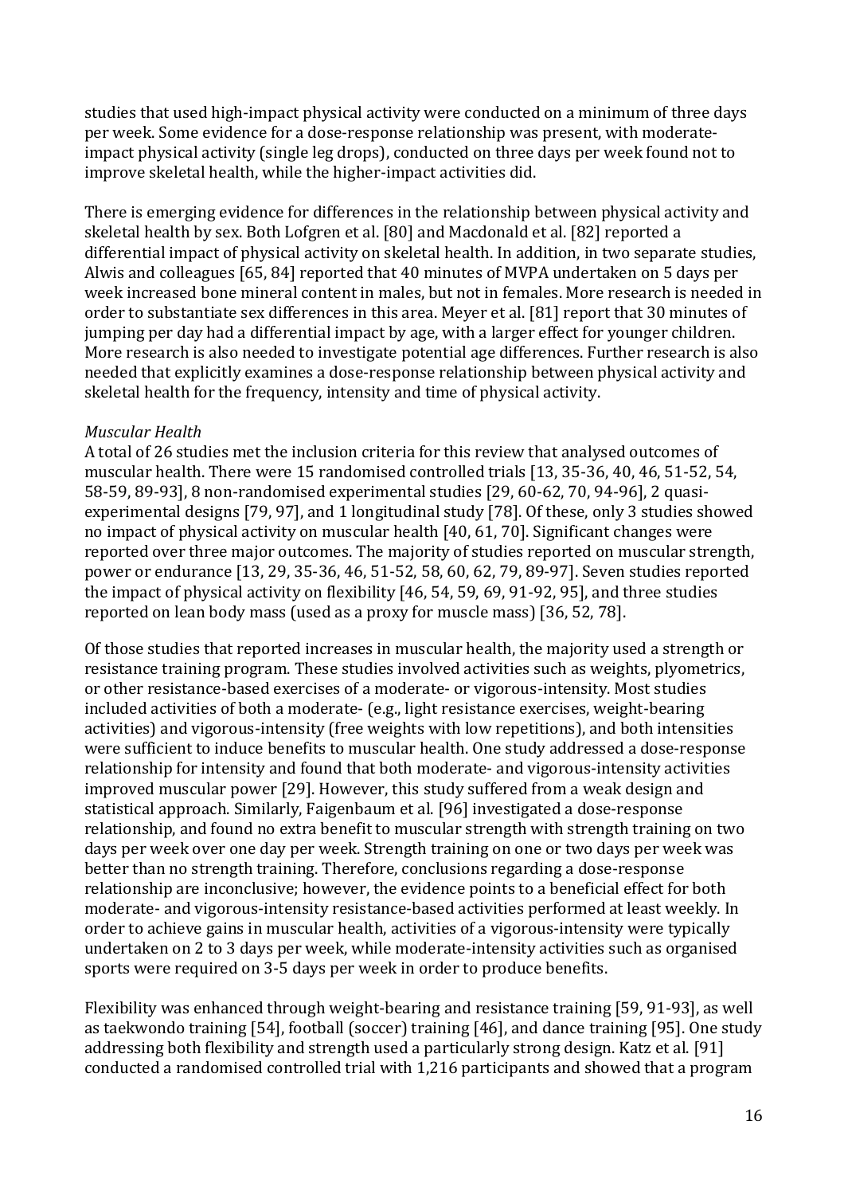studies that used high-impact physical activity were conducted on a minimum of three days per week. Some evidence for a dose-response relationship was present, with moderate-impact physical activity (single leg drops), conducted on three days per week found not to improve skeletal health, while the higher-impact activities did.

There is emerging evidence for differences in the relationship between physical activity and skeletal health by sex. Both Lofgren et al. [80] and Macdonald et al. [82] reported a differential impact of physical activity on skeletal health. In addition, in two separate studies, Alwis and colleagues [65, 84] reported that 40 minutes of MVPA undertaken on 5 days per week increased bone mineral content in males, but not in females. More research is needed in order to substantiate sex differences in this area. Meyer et al. [81] report that 30 minutes of jumping per day had a differential impact by age, with a larger effect for younger children. More research is also needed to investigate potential age differences. Further research is also needed that explicitly examines a dose-response relationship between physical activity and skeletal health for the frequency, intensity and time of physical activity.

*Muscular Health*

A total of 26 studies met the inclusion criteria for this review that analysed outcomes of muscular health. There were 15 randomised controlled trials [13, 35-36, 40, 46, 51-52, 54, 58-59, 89-93], 8 non-randomised experimental studies [29, 60-62, 70, 94-96], 2 quasi-experimental designs [79, 97], and 1 longitudinal study [78]. Of these, only 3 studies showed no impact of physical activity on muscular health [40, 61, 70]. Significant changes were reported over three major outcomes. The majority of studies reported on muscular strength, power or endurance [13, 29, 35-36, 46, 51-52, 58, 60, 62, 79, 89-97]. Seven studies reported the impact of physical activity on flexibility [46, 54, 59, 69, 91-92, 95], and three studies reported on lean body mass (used as a proxy for muscle mass) [36, 52, 78].

Of those studies that reported increases in muscular health, the majority used a strength or resistance training program. These studies involved activities such as weights, plyometrics, or other resistance-based exercises of a moderate- or vigorous-intensity. Most studies included activities of both a moderate- (e.g., light resistance exercises, weight-bearing activities) and vigorous-intensity (free weights with low repetitions), and both intensities were sufficient to induce benefits to muscular health. One study addressed a dose-response relationship for intensity and found that both moderate- and vigorous-intensity activities improved muscular power [29]. However, this study suffered from a weak design and statistical approach. Similarly, Faigenbaum et al. [96] investigated a dose-response relationship, and found no extra benefit to muscular strength with strength training on two days per week over one day per week. Strength training on one or two days per week was better than no strength training. Therefore, conclusions regarding a dose-response relationship are inconclusive; however, the evidence points to a beneficial effect for both moderate- and vigorous-intensity resistance-based activities performed at least weekly. In order to achieve gains in muscular health, activities of a vigorous-intensity were typically undertaken on 2 to 3 days per week, while moderate-intensity activities such as organised sports were required on 3-5 days per week in order to produce benefits.

Flexibility was enhanced through weight-bearing and resistance training [59, 91-93], as well as taekwondo training [54], football (soccer) training [46], and dance training [95]. One study addressing both flexibility and strength used a particularly strong design. Katz et al. [91] conducted a randomised controlled trial with 1,216 participants and showed that a program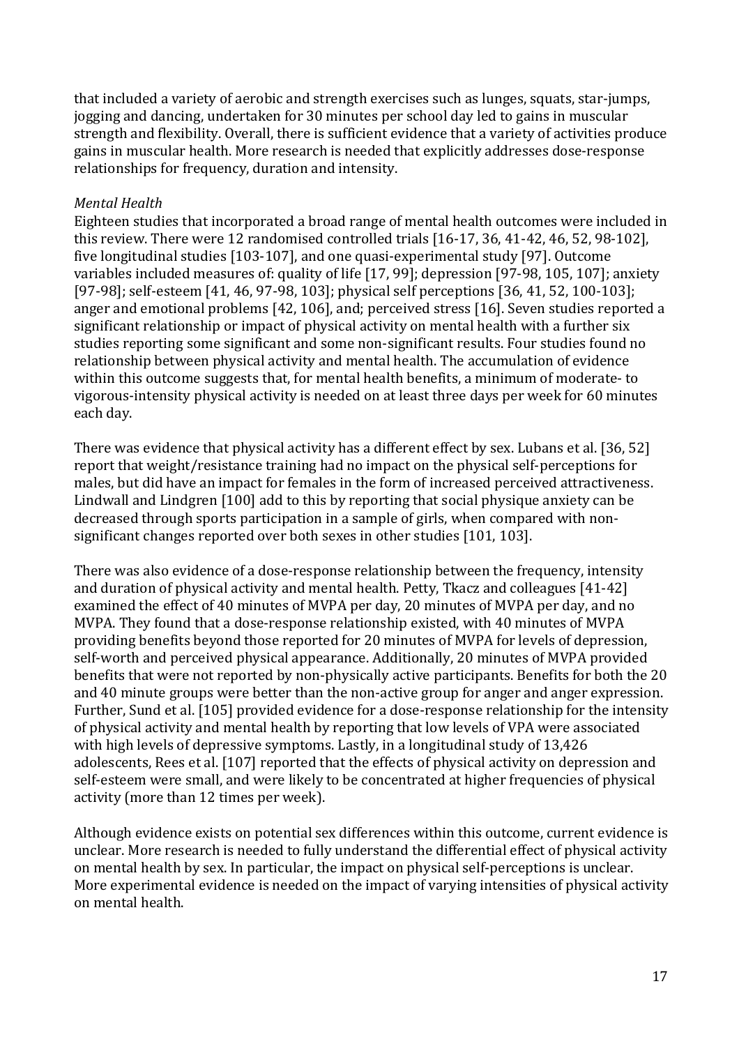that included a variety of aerobic and strength exercises such as lunges, squats, star-jumps, jogging and dancing, undertaken for 30 minutes per school day led to gains in muscular strength and flexibility. Overall, there is sufficient evidence that a variety of activities produce gains in muscular health. More research is needed that explicitly addresses dose-response relationships for frequency, duration and intensity.

*Mental Health*

Eighteen studies that incorporated a broad range of mental health outcomes were included in this review. There were 12 randomised controlled trials [16-17, 36, 41-42, 46, 52, 98-102], five longitudinal studies [103-107], and one quasi-experimental study [97]. Outcome variables included measures of: quality of life [17, 99]; depression [97-98, 105, 107]; anxiety [97-98]; self-esteem [41, 46, 97-98, 103]; physical self perceptions [36, 41, 52, 100-103]; anger and emotional problems [42, 106], and; perceived stress [16]. Seven studies reported a significant relationship or impact of physical activity on mental health with a further six studies reporting some significant and some non-significant results. Four studies found no relationship between physical activity and mental health. The accumulation of evidence within this outcome suggests that, for mental health benefits, a minimum of moderate- to vigorous-intensity physical activity is needed on at least three days per week for 60 minutes each day.

There was evidence that physical activity has a different effect by sex. Lubans et al. [36, 52] report that weight/resistance training had no impact on the physical self-perceptions for males, but did have an impact for females in the form of increased perceived attractiveness. Lindwall and Lindgren [100] add to this by reporting that social physique anxiety can be decreased through sports participation in a sample of girls, when compared with non-significant changes reported over both sexes in other studies [101, 103].

There was also evidence of a dose-response relationship between the frequency, intensity and duration of physical activity and mental health. Petty, Tkacz and colleagues [41-42] examined the effect of 40 minutes of MVPA per day, 20 minutes of MVPA per day, and no MVPA. They found that a dose-response relationship existed, with 40 minutes of MVPA providing benefits beyond those reported for 20 minutes of MVPA for levels of depression, self-worth and perceived physical appearance. Additionally, 20 minutes of MVPA provided benefits that were not reported by non-physically active participants. Benefits for both the 20 and 40 minute groups were better than the non-active group for anger and anger expression. Further, Sund et al. [105] provided evidence for a dose-response relationship for the intensity of physical activity and mental health by reporting that low levels of VPA were associated with high levels of depressive symptoms. Lastly, in a longitudinal study of 13,426 adolescents, Rees et al. [107] reported that the effects of physical activity on depression and self-esteem were small, and were likely to be concentrated at higher frequencies of physical activity (more than 12 times per week).

Although evidence exists on potential sex differences within this outcome, current evidence is unclear. More research is needed to fully understand the differential effect of physical activity on mental health by sex. In particular, the impact on physical self-perceptions is unclear. More experimental evidence is needed on the impact of varying intensities of physical activity on mental health.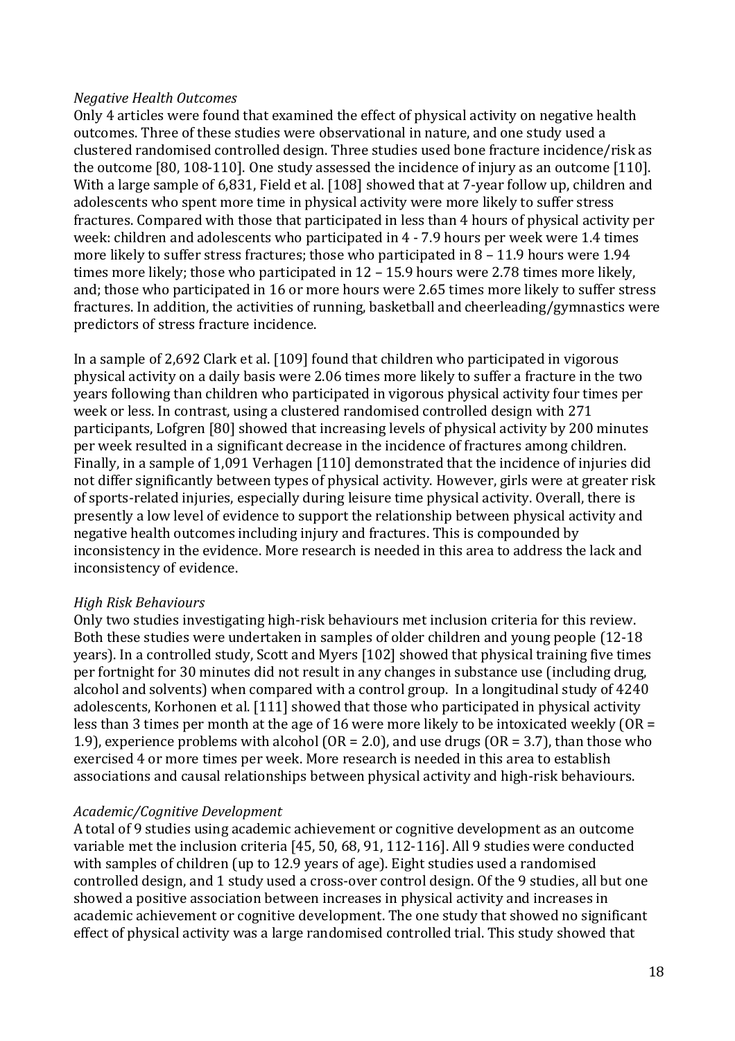*Negative Health Outcomes*

Only 4 articles were found that examined the effect of physical activity on negative health outcomes. Three of these studies were observational in nature, and one study used a clustered randomised controlled design. Three studies used bone fracture incidence/risk as the outcome [80, 108-110]. One study assessed the incidence of injury as an outcome [110]. With a large sample of 6,831, Field et al. [108] showed that at 7-year follow up, children and adolescents who spent more time in physical activity were more likely to suffer stress fractures. Compared with those that participated in less than 4 hours of physical activity per week: children and adolescents who participated in 4 - 7.9 hours per week were 1.4 times more likely to suffer stress fractures; those who participated in 8 – 11.9 hours were 1.94 times more likely; those who participated in 12 – 15.9 hours were 2.78 times more likely, and; those who participated in 16 or more hours were 2.65 times more likely to suffer stress fractures. In addition, the activities of running, basketball and cheerleading/gymnastics were predictors of stress fracture incidence.

In a sample of 2,692 Clark et al. [109] found that children who participated in vigorous physical activity on a daily basis were 2.06 times more likely to suffer a fracture in the two years following than children who participated in vigorous physical activity four times per week or less. In contrast, using a clustered randomised controlled design with 271 participants, Lofgren [80] showed that increasing levels of physical activity by 200 minutes per week resulted in a significant decrease in the incidence of fractures among children. Finally, in a sample of 1,091 Verhagen [110] demonstrated that the incidence of injuries did not differ significantly between types of physical activity. However, girls were at greater risk of sports-related injuries, especially during leisure time physical activity. Overall, there is presently a low level of evidence to support the relationship between physical activity and negative health outcomes including injury and fractures. This is compounded by inconsistency in the evidence. More research is needed in this area to address the lack and inconsistency of evidence.

*High Risk Behaviours*

Only two studies investigating high-risk behaviours met inclusion criteria for this review. Both these studies were undertaken in samples of older children and young people (12-18 years). In a controlled study, Scott and Myers [102] showed that physical training five times per fortnight for 30 minutes did not result in any changes in substance use (including drug, alcohol and solvents) when compared with a control group. In a longitudinal study of 4240 adolescents, Korhonen et al. [111] showed that those who participated in physical activity less than 3 times per month at the age of 16 were more likely to be intoxicated weekly (OR = 1.9), experience problems with alcohol (OR = 2.0), and use drugs (OR = 3.7), than those who exercised 4 or more times per week. More research is needed in this area to establish associations and causal relationships between physical activity and high-risk behaviours.

*Academic/Cognitive Development*

A total of 9 studies using academic achievement or cognitive development as an outcome variable met the inclusion criteria [45, 50, 68, 91, 112-116]. All 9 studies were conducted with samples of children (up to 12.9 years of age). Eight studies used a randomised controlled design, and 1 study used a cross-over control design. Of the 9 studies, all but one showed a positive association between increases in physical activity and increases in academic achievement or cognitive development. The one study that showed no significant effect of physical activity was a large randomised controlled trial. This study showed that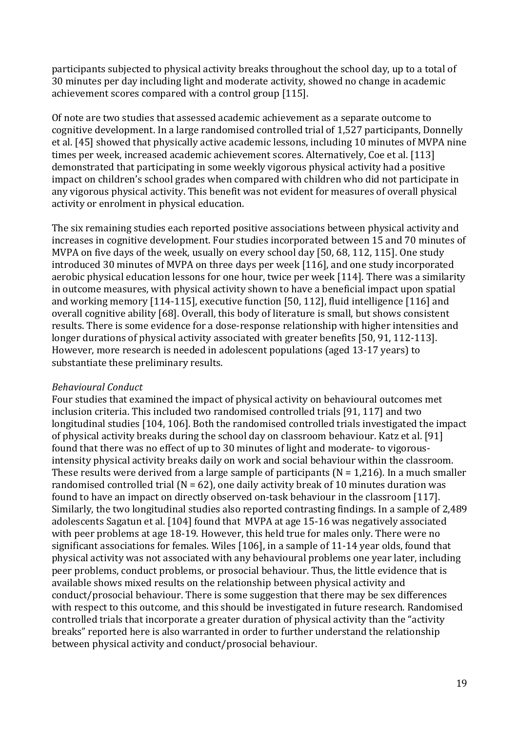participants subjected to physical activity breaks throughout the school day, up to a total of 30 minutes per day including light and moderate activity, showed no change in academic achievement scores compared with a control group [115].

Of note are two studies that assessed academic achievement as a separate outcome to cognitive development. In a large randomised controlled trial of 1,527 participants, Donnelly et al. [45] showed that physically active academic lessons, including 10 minutes of MVPA nine times per week, increased academic achievement scores. Alternatively, Coe et al. [113] demonstrated that participating in some weekly vigorous physical activity had a positive impact on children's school grades when compared with children who did not participate in any vigorous physical activity. This benefit was not evident for measures of overall physical activity or enrolment in physical education.

The six remaining studies each reported positive associations between physical activity and increases in cognitive development. Four studies incorporated between 15 and 70 minutes of MVPA on five days of the week, usually on every school day [50, 68, 112, 115]. One study introduced 30 minutes of MVPA on three days per week [116], and one study incorporated aerobic physical education lessons for one hour, twice per week [114]. There was a similarity in outcome measures, with physical activity shown to have a beneficial impact upon spatial and working memory [114-115], executive function [50, 112], fluid intelligence [116] and overall cognitive ability [68]. Overall, this body of literature is small, but shows consistent results. There is some evidence for a dose-response relationship with higher intensities and longer durations of physical activity associated with greater benefits [50, 91, 112-113]. However, more research is needed in adolescent populations (aged 13-17 years) to substantiate these preliminary results.

*Behavioural Conduct*

Four studies that examined the impact of physical activity on behavioural outcomes met inclusion criteria. This included two randomised controlled trials [91, 117] and two longitudinal studies [104, 106]. Both the randomised controlled trials investigated the impact of physical activity breaks during the school day on classroom behaviour. Katz et al. [91] found that there was no effect of up to 30 minutes of light and moderate- to vigorous-intensity physical activity breaks daily on work and social behaviour within the classroom. These results were derived from a large sample of participants (N = 1,216). In a much smaller randomised controlled trial (N = 62), one daily activity break of 10 minutes duration was found to have an impact on directly observed on-task behaviour in the classroom [117]. Similarly, the two longitudinal studies also reported contrasting findings. In a sample of 2,489 adolescents Sagatun et al. [104] found that MVPA at age 15-16 was negatively associated with peer problems at age 18-19. However, this held true for males only. There were no significant associations for females. Wiles [106], in a sample of 11-14 year olds, found that physical activity was not associated with any behavioural problems one year later, including peer problems, conduct problems, or prosocial behaviour. Thus, the little evidence that is available shows mixed results on the relationship between physical activity and conduct/prosocial behaviour. There is some suggestion that there may be sex differences with respect to this outcome, and this should be investigated in future research. Randomised controlled trials that incorporate a greater duration of physical activity than the "activity breaks" reported here is also warranted in order to further understand the relationship between physical activity and conduct/prosocial behaviour.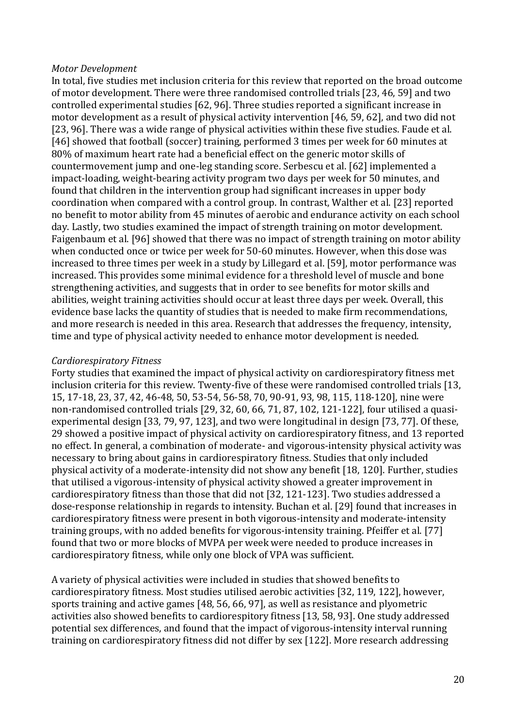*Motor Development*

In total, five studies met inclusion criteria for this review that reported on the broad outcome of motor development. There were three randomised controlled trials [23, 46, 59] and two controlled experimental studies [62, 96]. Three studies reported a significant increase in motor development as a result of physical activity intervention [46, 59, 62], and two did not [23, 96]. There was a wide range of physical activities within these five studies. Faude et al. [46] showed that football (soccer) training, performed 3 times per week for 60 minutes at 80% of maximum heart rate had a beneficial effect on the generic motor skills of countermovement jump and one-leg standing score. Serbescu et al. [62] implemented a impact-loading, weight-bearing activity program two days per week for 50 minutes, and found that children in the intervention group had significant increases in upper body coordination when compared with a control group. In contrast, Walther et al. [23] reported no benefit to motor ability from 45 minutes of aerobic and endurance activity on each school day. Lastly, two studies examined the impact of strength training on motor development. Faigenbaum et al. [96] showed that there was no impact of strength training on motor ability when conducted once or twice per week for 50-60 minutes. However, when this dose was increased to three times per week in a study by Lillegard et al. [59], motor performance was increased. This provides some minimal evidence for a threshold level of muscle and bone strengthening activities, and suggests that in order to see benefits for motor skills and abilities, weight training activities should occur at least three days per week. Overall, this evidence base lacks the quantity of studies that is needed to make firm recommendations, and more research is needed in this area. Research that addresses the frequency, intensity, time and type of physical activity needed to enhance motor development is needed.

*Cardiorespiratory Fitness*

Forty studies that examined the impact of physical activity on cardiorespiratory fitness met inclusion criteria for this review. Twenty-five of these were randomised controlled trials [13, 15, 17-18, 23, 37, 42, 46-48, 50, 53-54, 56-58, 70, 90-91, 93, 98, 115, 118-120], nine were non-randomised controlled trials [29, 32, 60, 66, 71, 87, 102, 121-122], four utilised a quasi-experimental design [33, 79, 97, 123], and two were longitudinal in design [73, 77]. Of these, 29 showed a positive impact of physical activity on cardiorespiratory fitness, and 13 reported no effect. In general, a combination of moderate- and vigorous-intensity physical activity was necessary to bring about gains in cardiorespiratory fitness. Studies that only included physical activity of a moderate-intensity did not show any benefit [18, 120]. Further, studies that utilised a vigorous-intensity of physical activity showed a greater improvement in cardiorespiratory fitness than those that did not [32, 121-123]. Two studies addressed a dose-response relationship in regards to intensity. Buchan et al. [29] found that increases in cardiorespiratory fitness were present in both vigorous-intensity and moderate-intensity training groups, with no added benefits for vigorous-intensity training. Pfeiffer et al. [77] found that two or more blocks of MVPA per week were needed to produce increases in cardiorespiratory fitness, while only one block of VPA was sufficient.

A variety of physical activities were included in studies that showed benefits to cardiorespiratory fitness. Most studies utilised aerobic activities [32, 119, 122], however, sports training and active games [48, 56, 66, 97], as well as resistance and plyometric activities also showed benefits to cardiorespitory fitness [13, 58, 93]. One study addressed potential sex differences, and found that the impact of vigorous-intensity interval running training on cardiorespiratory fitness did not differ by sex [122]. More research addressing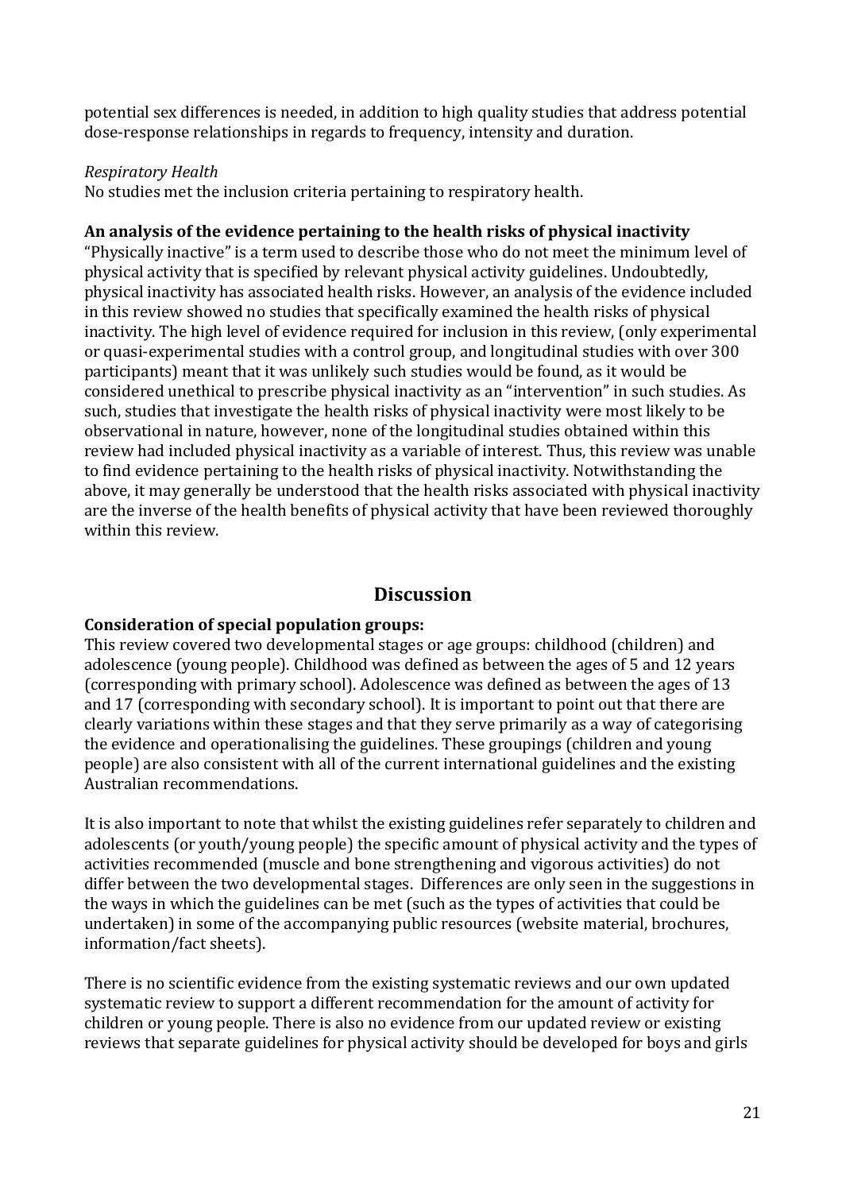potential sex differences is needed, in addition to high quality studies that address potential dose-response relationships in regards to frequency, intensity and duration.

*Respiratory Health*

No studies met the inclusion criteria pertaining to respiratory health.

**An analysis of the evidence pertaining to the health risks of physical inactivity**

"Physically inactive" is a term used to describe those who do not meet the minimum level of physical activity that is specified by relevant physical activity guidelines. Undoubtedly, physical inactivity has associated health risks. However, an analysis of the evidence included in this review showed no studies that specifically examined the health risks of physical inactivity. The high level of evidence required for inclusion in this review, (only experimental or quasi-experimental studies with a control group, and longitudinal studies with over 300 participants) meant that it was unlikely such studies would be found, as it would be considered unethical to prescribe physical inactivity as an "intervention" in such studies. As such, studies that investigate the health risks of physical inactivity were most likely to be observational in nature, however, none of the longitudinal studies obtained within this review had included physical inactivity as a variable of interest. Thus, this review was unable to find evidence pertaining to the health risks of physical inactivity. Notwithstanding the above, it may generally be understood that the health risks associated with physical inactivity are the inverse of the health benefits of physical activity that have been reviewed thoroughly within this review.

## Discussion

**Consideration of special population groups:**

This review covered two developmental stages or age groups: childhood (children) and adolescence (young people). Childhood was defined as between the ages of 5 and 12 years (corresponding with primary school). Adolescence was defined as between the ages of 13 and 17 (corresponding with secondary school). It is important to point out that there are clearly variations within these stages and that they serve primarily as a way of categorising the evidence and operationalising the guidelines. These groupings (children and young people) are also consistent with all of the current international guidelines and the existing Australian recommendations.

It is also important to note that whilst the existing guidelines refer separately to children and adolescents (or youth/young people) the specific amount of physical activity and the types of activities recommended (muscle and bone strengthening and vigorous activities) do not differ between the two developmental stages. Differences are only seen in the suggestions in the ways in which the guidelines can be met (such as the types of activities that could be undertaken) in some of the accompanying public resources (website material, brochures, information/fact sheets).

There is no scientific evidence from the existing systematic reviews and our own updated systematic review to support a different recommendation for the amount of activity for children or young people. There is also no evidence from our updated review or existing reviews that separate guidelines for physical activity should be developed for boys and girls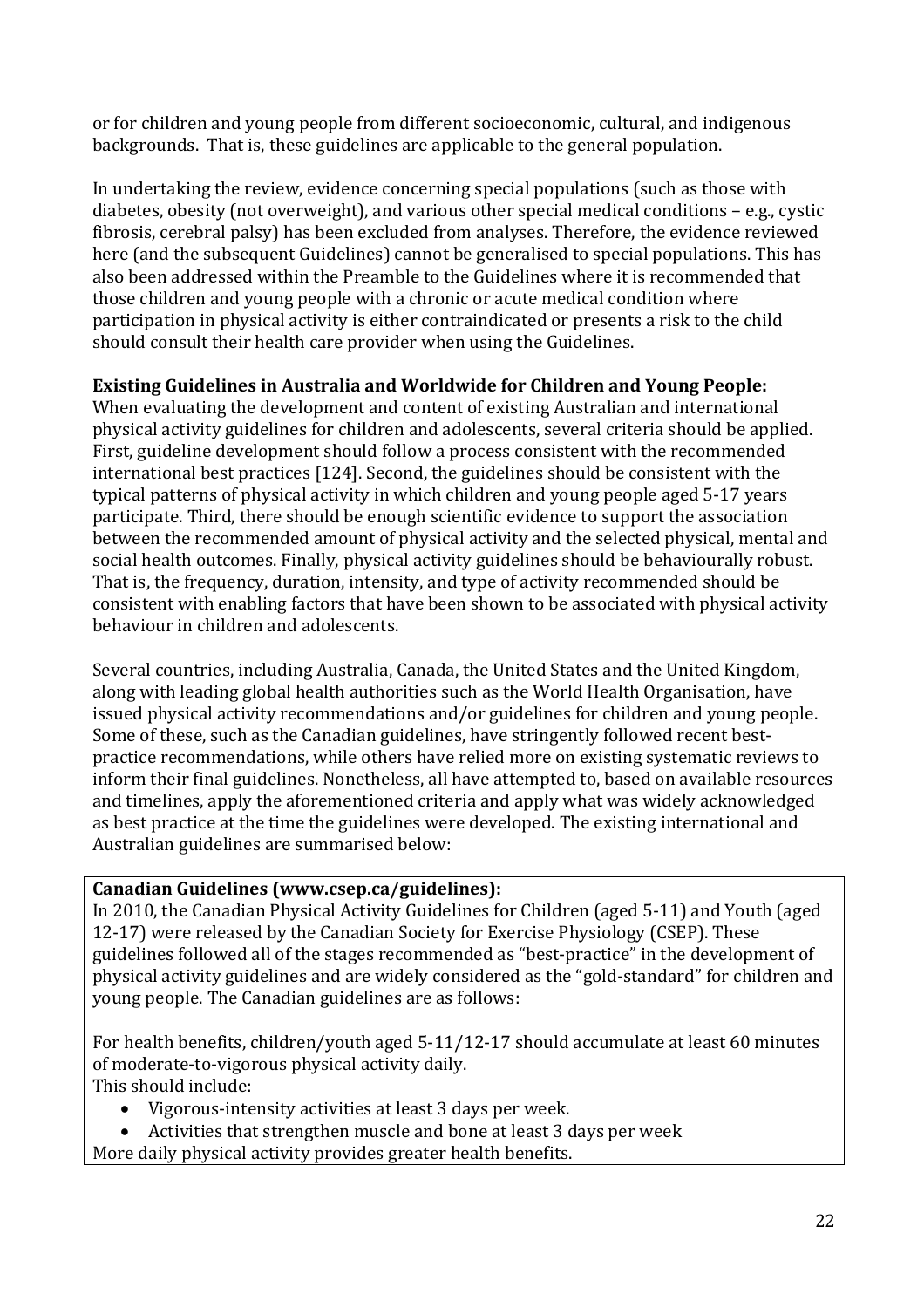or for children and young people from different socioeconomic, cultural, and indigenous backgrounds. That is, these guidelines are applicable to the general population.

In undertaking the review, evidence concerning special populations (such as those with diabetes, obesity (not overweight), and various other special medical conditions – e.g., cystic fibrosis, cerebral palsy) has been excluded from analyses. Therefore, the evidence reviewed here (and the subsequent Guidelines) cannot be generalised to special populations. This has also been addressed within the Preamble to the Guidelines where it is recommended that those children and young people with a chronic or acute medical condition where participation in physical activity is either contraindicated or presents a risk to the child should consult their health care provider when using the Guidelines.

**Existing Guidelines in Australia and Worldwide for Children and Young People:**
When evaluating the development and content of existing Australian and international physical activity guidelines for children and adolescents, several criteria should be applied. First, guideline development should follow a process consistent with the recommended international best practices [124]. Second, the guidelines should be consistent with the typical patterns of physical activity in which children and young people aged 5-17 years participate. Third, there should be enough scientific evidence to support the association between the recommended amount of physical activity and the selected physical, mental and social health outcomes. Finally, physical activity guidelines should be behaviourally robust. That is, the frequency, duration, intensity, and type of activity recommended should be consistent with enabling factors that have been shown to be associated with physical activity behaviour in children and adolescents.

Several countries, including Australia, Canada, the United States and the United Kingdom, along with leading global health authorities such as the World Health Organisation, have issued physical activity recommendations and/or guidelines for children and young people. Some of these, such as the Canadian guidelines, have stringently followed recent best-practice recommendations, while others have relied more on existing systematic reviews to inform their final guidelines. Nonetheless, all have attempted to, based on available resources and timelines, apply the aforementioned criteria and apply what was widely acknowledged as best practice at the time the guidelines were developed. The existing international and Australian guidelines are summarised below:

**Canadian Guidelines (www.csep.ca/guidelines):**
In 2010, the Canadian Physical Activity Guidelines for Children (aged 5-11) and Youth (aged 12-17) were released by the Canadian Society for Exercise Physiology (CSEP). These guidelines followed all of the stages recommended as "best-practice" in the development of physical activity guidelines and are widely considered as the "gold-standard" for children and young people. The Canadian guidelines are as follows:

For health benefits, children/youth aged 5-11/12-17 should accumulate at least 60 minutes of moderate-to-vigorous physical activity daily.
This should include:

- Vigorous-intensity activities at least 3 days per week.
- Activities that strengthen muscle and bone at least 3 days per week

More daily physical activity provides greater health benefits.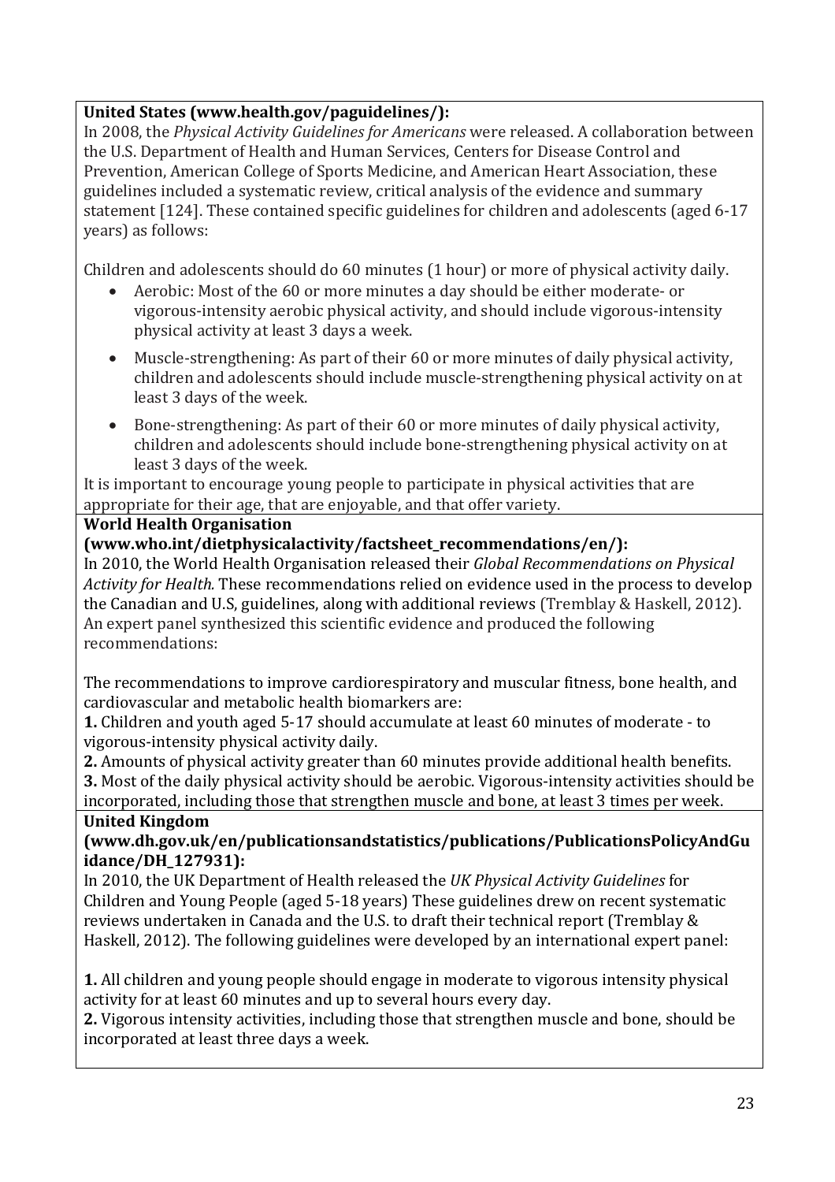**United States (www.health.gov/paguidelines/):**

In 2008, the *Physical Activity Guidelines for Americans* were released. A collaboration between the U.S. Department of Health and Human Services, Centers for Disease Control and Prevention, American College of Sports Medicine, and American Heart Association, these guidelines included a systematic review, critical analysis of the evidence and summary statement [124]. These contained specific guidelines for children and adolescents (aged 6-17 years) as follows:

Children and adolescents should do 60 minutes (1 hour) or more of physical activity daily.

- Aerobic: Most of the 60 or more minutes a day should be either moderate- or vigorous-intensity aerobic physical activity, and should include vigorous-intensity physical activity at least 3 days a week.
- Muscle-strengthening: As part of their 60 or more minutes of daily physical activity, children and adolescents should include muscle-strengthening physical activity on at least 3 days of the week.
- Bone-strengthening: As part of their 60 or more minutes of daily physical activity, children and adolescents should include bone-strengthening physical activity on at least 3 days of the week.

It is important to encourage young people to participate in physical activities that are appropriate for their age, that are enjoyable, and that offer variety.

**World Health Organisation (www.who.int/dietphysicalactivity/factsheet_recommendations/en/):**

In 2010, the World Health Organisation released their *Global Recommendations on Physical Activity for Health.* These recommendations relied on evidence used in the process to develop the Canadian and U.S, guidelines, along with additional reviews (Tremblay & Haskell, 2012). An expert panel synthesized this scientific evidence and produced the following recommendations:

The recommendations to improve cardiorespiratory and muscular fitness, bone health, and cardiovascular and metabolic health biomarkers are:

**1.** Children and youth aged 5-17 should accumulate at least 60 minutes of moderate - to vigorous-intensity physical activity daily.

**2.** Amounts of physical activity greater than 60 minutes provide additional health benefits.

**3.** Most of the daily physical activity should be aerobic. Vigorous-intensity activities should be incorporated, including those that strengthen muscle and bone, at least 3 times per week.

**United Kingdom (www.dh.gov.uk/en/publicationsandstatistics/publications/PublicationsPolicyAndGuidance/DH_127931):**

In 2010, the UK Department of Health released the *UK Physical Activity Guidelines* for Children and Young People (aged 5-18 years) These guidelines drew on recent systematic reviews undertaken in Canada and the U.S. to draft their technical report (Tremblay & Haskell, 2012). The following guidelines were developed by an international expert panel:

**1.** All children and young people should engage in moderate to vigorous intensity physical activity for at least 60 minutes and up to several hours every day.

**2.** Vigorous intensity activities, including those that strengthen muscle and bone, should be incorporated at least three days a week.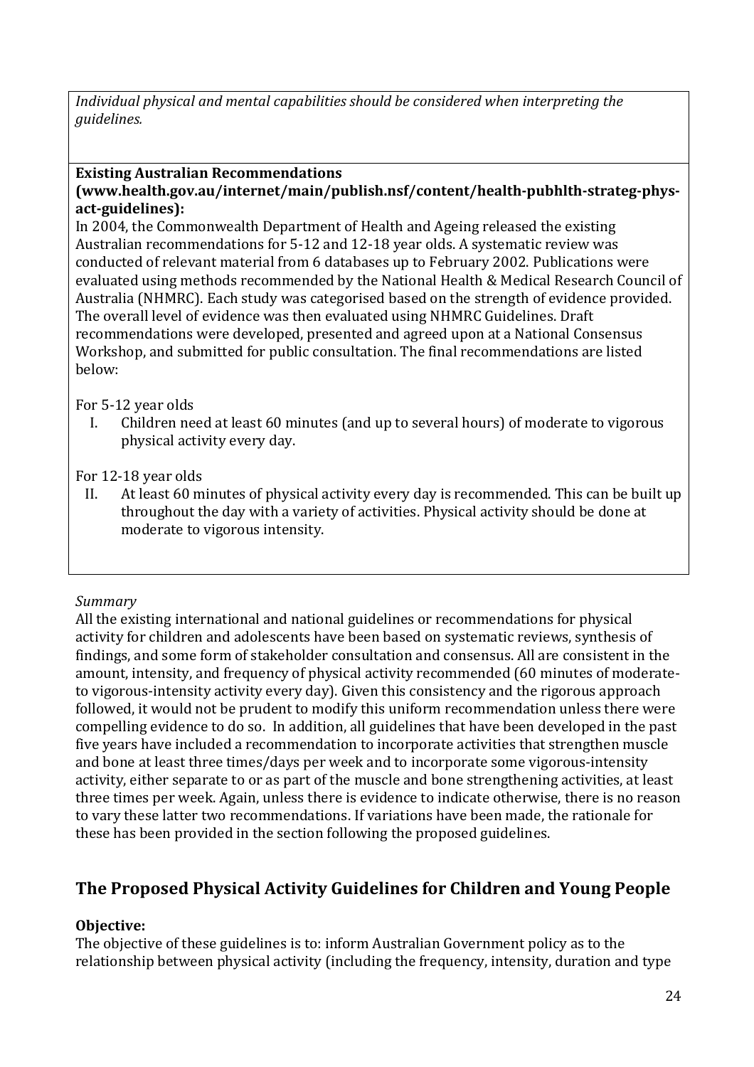*Individual physical and mental capabilities should be considered when interpreting the guidelines.*

**Existing Australian Recommendations (www.health.gov.au/internet/main/publish.nsf/content/health-pubhlth-strateg-phys-act-guidelines):**

In 2004, the Commonwealth Department of Health and Ageing released the existing Australian recommendations for 5-12 and 12-18 year olds. A systematic review was conducted of relevant material from 6 databases up to February 2002. Publications were evaluated using methods recommended by the National Health & Medical Research Council of Australia (NHMRC). Each study was categorised based on the strength of evidence provided. The overall level of evidence was then evaluated using NHMRC Guidelines. Draft recommendations were developed, presented and agreed upon at a National Consensus Workshop, and submitted for public consultation. The final recommendations are listed below:

For 5-12 year olds

I. Children need at least 60 minutes (and up to several hours) of moderate to vigorous physical activity every day.

For 12-18 year olds

II. At least 60 minutes of physical activity every day is recommended. This can be built up throughout the day with a variety of activities. Physical activity should be done at moderate to vigorous intensity.

*Summary*

All the existing international and national guidelines or recommendations for physical activity for children and adolescents have been based on systematic reviews, synthesis of findings, and some form of stakeholder consultation and consensus. All are consistent in the amount, intensity, and frequency of physical activity recommended (60 minutes of moderate-to vigorous-intensity activity every day). Given this consistency and the rigorous approach followed, it would not be prudent to modify this uniform recommendation unless there were compelling evidence to do so. In addition, all guidelines that have been developed in the past five years have included a recommendation to incorporate activities that strengthen muscle and bone at least three times/days per week and to incorporate some vigorous-intensity activity, either separate to or as part of the muscle and bone strengthening activities, at least three times per week. Again, unless there is evidence to indicate otherwise, there is no reason to vary these latter two recommendations. If variations have been made, the rationale for these has been provided in the section following the proposed guidelines.

## The Proposed Physical Activity Guidelines for Children and Young People

**Objective:**

The objective of these guidelines is to: inform Australian Government policy as to the relationship between physical activity (including the frequency, intensity, duration and type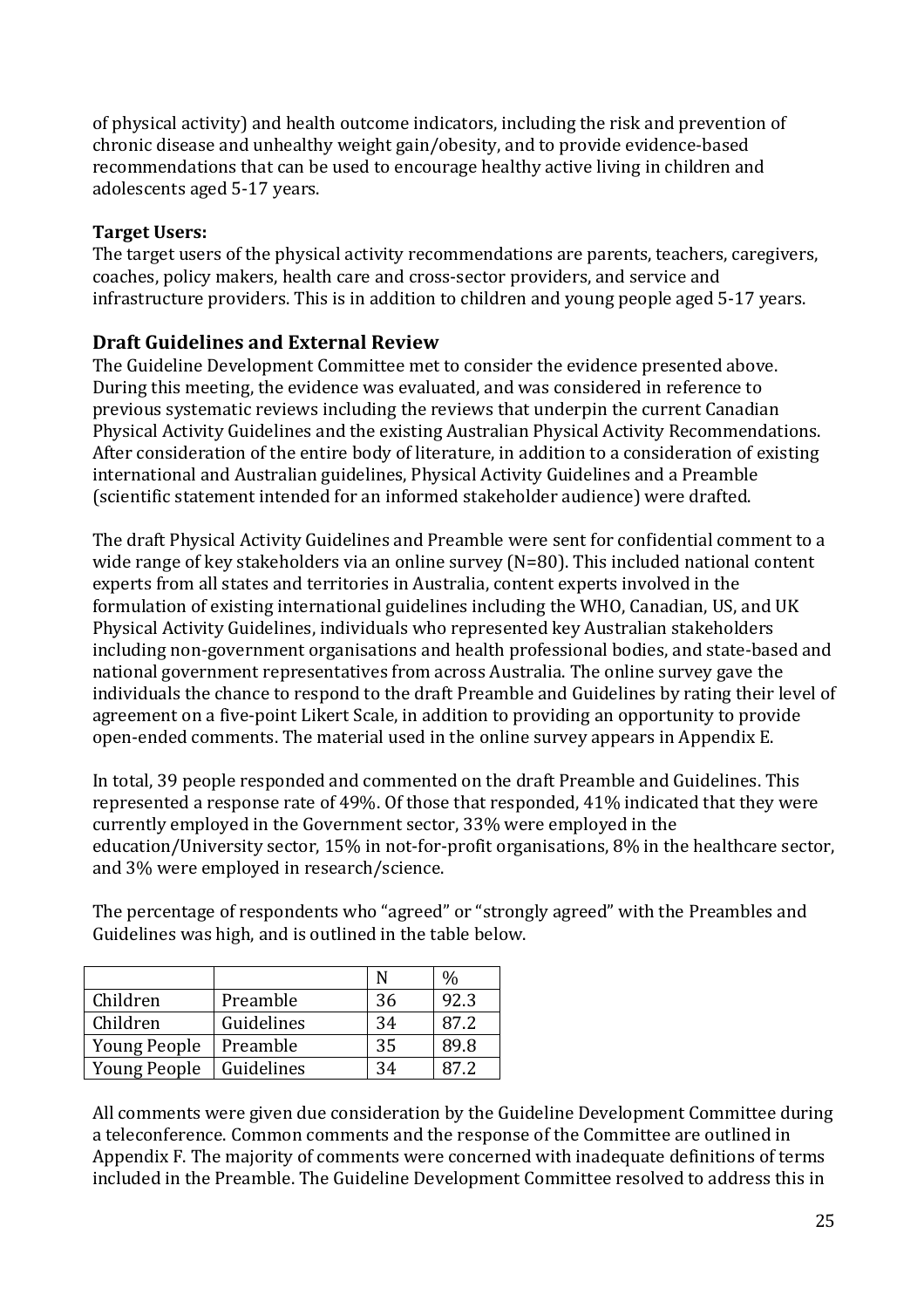of physical activity) and health outcome indicators, including the risk and prevention of chronic disease and unhealthy weight gain/obesity, and to provide evidence-based recommendations that can be used to encourage healthy active living in children and adolescents aged 5-17 years.

**Target Users:**
The target users of the physical activity recommendations are parents, teachers, caregivers, coaches, policy makers, health care and cross-sector providers, and service and infrastructure providers. This is in addition to children and young people aged 5-17 years.

## Draft Guidelines and External Review

The Guideline Development Committee met to consider the evidence presented above. During this meeting, the evidence was evaluated, and was considered in reference to previous systematic reviews including the reviews that underpin the current Canadian Physical Activity Guidelines and the existing Australian Physical Activity Recommendations. After consideration of the entire body of literature, in addition to a consideration of existing international and Australian guidelines, Physical Activity Guidelines and a Preamble (scientific statement intended for an informed stakeholder audience) were drafted.

The draft Physical Activity Guidelines and Preamble were sent for confidential comment to a wide range of key stakeholders via an online survey (N=80). This included national content experts from all states and territories in Australia, content experts involved in the formulation of existing international guidelines including the WHO, Canadian, US, and UK Physical Activity Guidelines, individuals who represented key Australian stakeholders including non-government organisations and health professional bodies, and state-based and national government representatives from across Australia. The online survey gave the individuals the chance to respond to the draft Preamble and Guidelines by rating their level of agreement on a five-point Likert Scale, in addition to providing an opportunity to provide open-ended comments. The material used in the online survey appears in Appendix E.

In total, 39 people responded and commented on the draft Preamble and Guidelines. This represented a response rate of 49%. Of those that responded, 41% indicated that they were currently employed in the Government sector, 33% were employed in the education/University sector, 15% in not-for-profit organisations, 8% in the healthcare sector, and 3% were employed in research/science.

The percentage of respondents who “agreed” or “strongly agreed” with the Preambles and Guidelines was high, and is outlined in the table below.

| | | N | % |
|---|---|---|---|
| Children | Preamble | 36 | 92.3 |
| Children | Guidelines | 34 | 87.2 |
| Young People | Preamble | 35 | 89.8 |
| Young People | Guidelines | 34 | 87.2 |

All comments were given due consideration by the Guideline Development Committee during a teleconference. Common comments and the response of the Committee are outlined in Appendix F. The majority of comments were concerned with inadequate definitions of terms included in the Preamble. The Guideline Development Committee resolved to address this in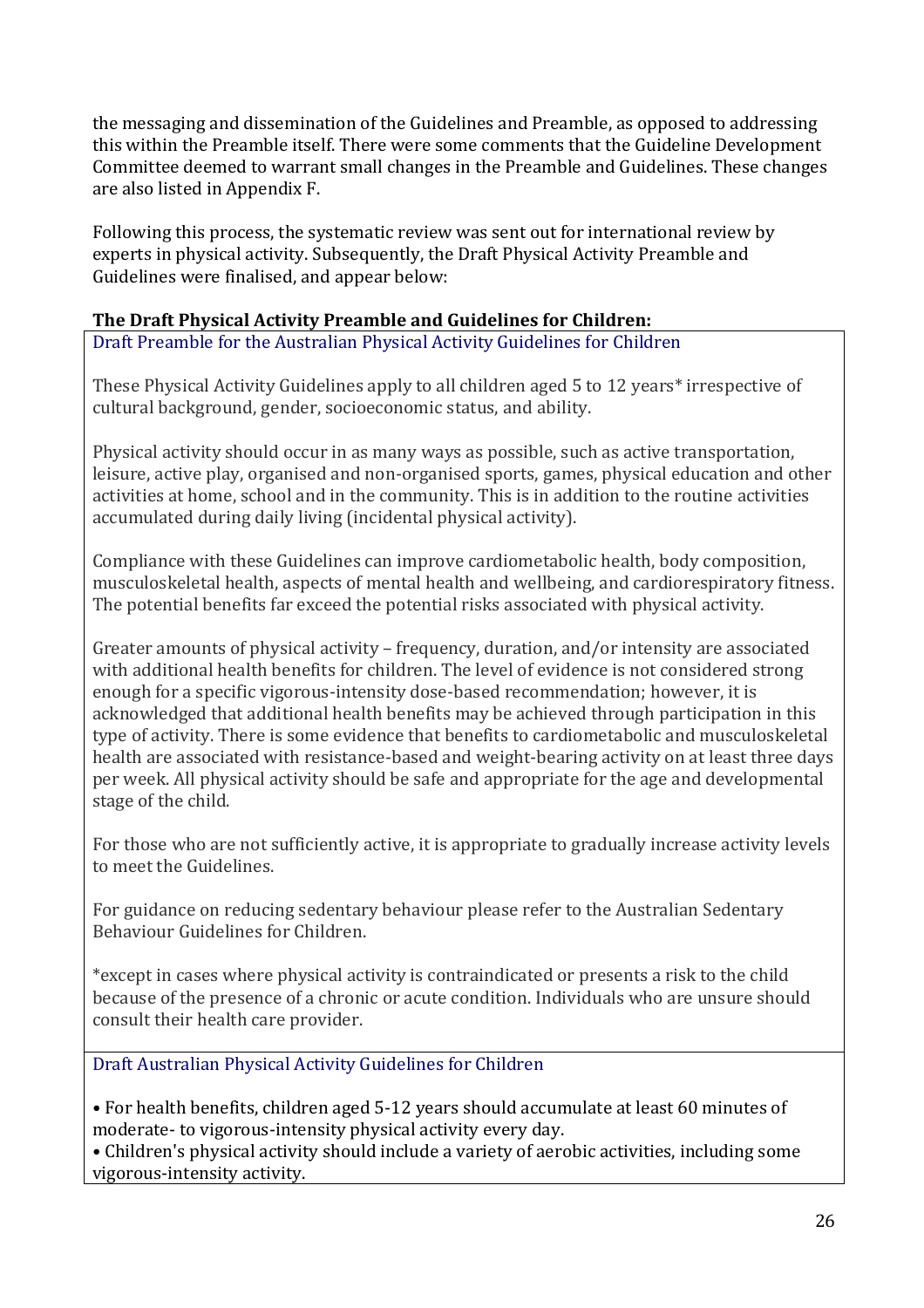the messaging and dissemination of the Guidelines and Preamble, as opposed to addressing this within the Preamble itself. There were some comments that the Guideline Development Committee deemed to warrant small changes in the Preamble and Guidelines. These changes are also listed in Appendix F.

Following this process, the systematic review was sent out for international review by experts in physical activity. Subsequently, the Draft Physical Activity Preamble and Guidelines were finalised, and appear below:

**The Draft Physical Activity Preamble and Guidelines for Children:**

### Draft Preamble for the Australian Physical Activity Guidelines for Children

These Physical Activity Guidelines apply to all children aged 5 to 12 years* irrespective of cultural background, gender, socioeconomic status, and ability.

Physical activity should occur in as many ways as possible, such as active transportation, leisure, active play, organised and non-organised sports, games, physical education and other activities at home, school and in the community. This is in addition to the routine activities accumulated during daily living (incidental physical activity).

Compliance with these Guidelines can improve cardiometabolic health, body composition, musculoskeletal health, aspects of mental health and wellbeing, and cardiorespiratory fitness. The potential benefits far exceed the potential risks associated with physical activity.

Greater amounts of physical activity – frequency, duration, and/or intensity are associated with additional health benefits for children. The level of evidence is not considered strong enough for a specific vigorous-intensity dose-based recommendation; however, it is acknowledged that additional health benefits may be achieved through participation in this type of activity. There is some evidence that benefits to cardiometabolic and musculoskeletal health are associated with resistance-based and weight-bearing activity on at least three days per week. All physical activity should be safe and appropriate for the age and developmental stage of the child.

For those who are not sufficiently active, it is appropriate to gradually increase activity levels to meet the Guidelines.

For guidance on reducing sedentary behaviour please refer to the Australian Sedentary Behaviour Guidelines for Children.

*except in cases where physical activity is contraindicated or presents a risk to the child because of the presence of a chronic or acute condition. Individuals who are unsure should consult their health care provider.

### Draft Australian Physical Activity Guidelines for Children

- For health benefits, children aged 5-12 years should accumulate at least 60 minutes of moderate- to vigorous-intensity physical activity every day.
- Children's physical activity should include a variety of aerobic activities, including some vigorous-intensity activity.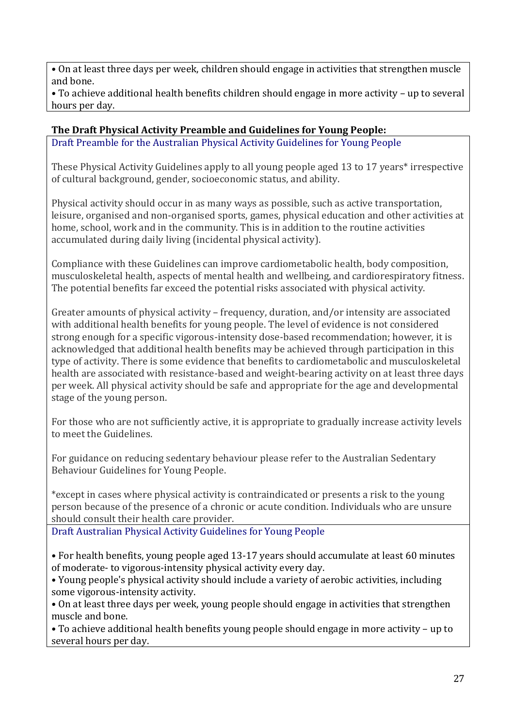- On at least three days per week, children should engage in activities that strengthen muscle and bone.
- To achieve additional health benefits children should engage in more activity – up to several hours per day.

**The Draft Physical Activity Preamble and Guidelines for Young People:**

Draft Preamble for the Australian Physical Activity Guidelines for Young People

These Physical Activity Guidelines apply to all young people aged 13 to 17 years* irrespective of cultural background, gender, socioeconomic status, and ability.

Physical activity should occur in as many ways as possible, such as active transportation, leisure, organised and non-organised sports, games, physical education and other activities at home, school, work and in the community. This is in addition to the routine activities accumulated during daily living (incidental physical activity).

Compliance with these Guidelines can improve cardiometabolic health, body composition, musculoskeletal health, aspects of mental health and wellbeing, and cardiorespiratory fitness. The potential benefits far exceed the potential risks associated with physical activity.

Greater amounts of physical activity – frequency, duration, and/or intensity are associated with additional health benefits for young people. The level of evidence is not considered strong enough for a specific vigorous-intensity dose-based recommendation; however, it is acknowledged that additional health benefits may be achieved through participation in this type of activity. There is some evidence that benefits to cardiometabolic and musculoskeletal health are associated with resistance-based and weight-bearing activity on at least three days per week. All physical activity should be safe and appropriate for the age and developmental stage of the young person.

For those who are not sufficiently active, it is appropriate to gradually increase activity levels to meet the Guidelines.

For guidance on reducing sedentary behaviour please refer to the Australian Sedentary Behaviour Guidelines for Young People.

*except in cases where physical activity is contraindicated or presents a risk to the young person because of the presence of a chronic or acute condition. Individuals who are unsure should consult their health care provider.

Draft Australian Physical Activity Guidelines for Young People

- For health benefits, young people aged 13-17 years should accumulate at least 60 minutes of moderate- to vigorous-intensity physical activity every day.
- Young people's physical activity should include a variety of aerobic activities, including some vigorous-intensity activity.
- On at least three days per week, young people should engage in activities that strengthen muscle and bone.
- To achieve additional health benefits young people should engage in more activity – up to several hours per day.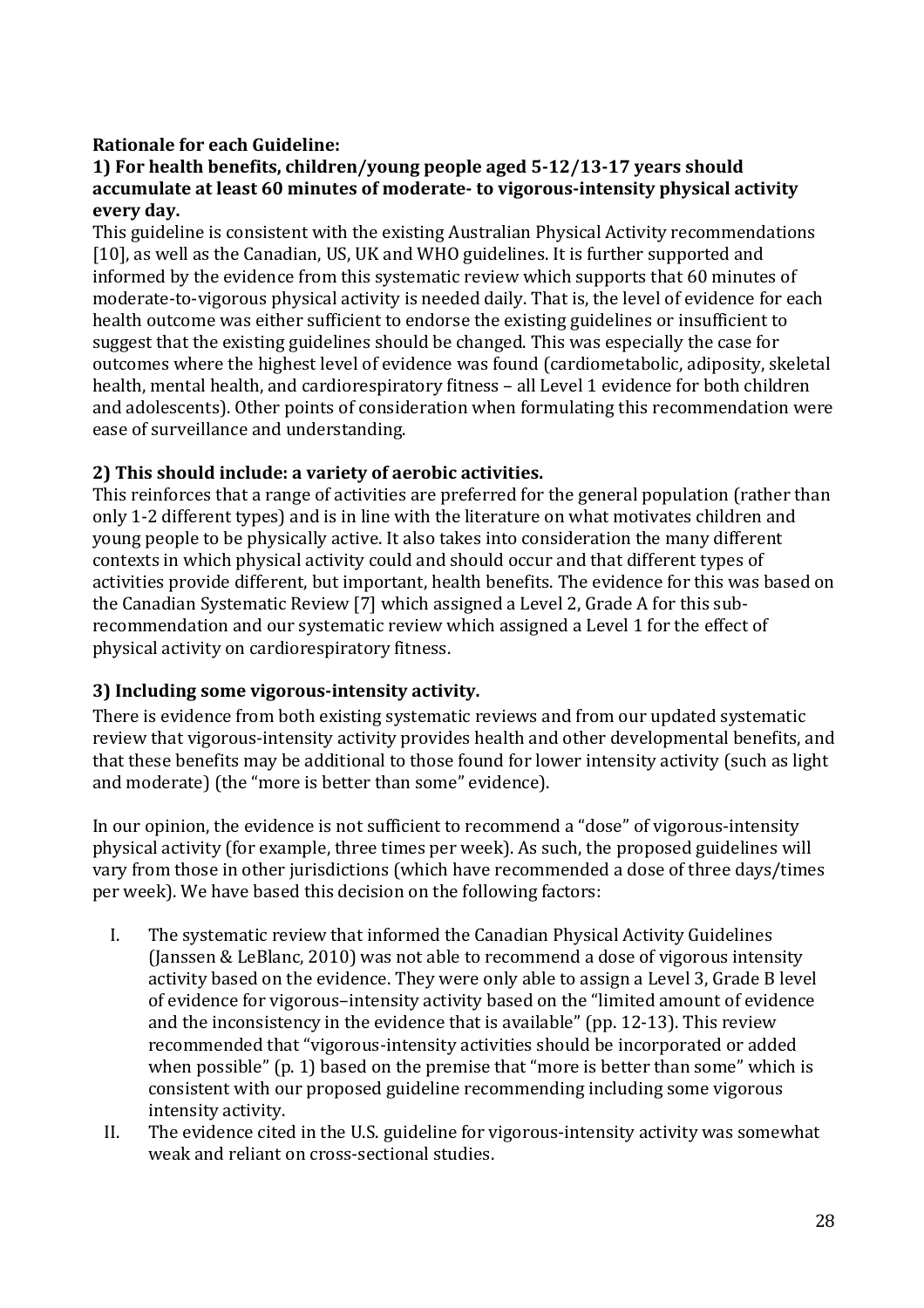**Rationale for each Guideline:**

**1) For health benefits, children/young people aged 5-12/13-17 years should accumulate at least 60 minutes of moderate- to vigorous-intensity physical activity every day.**

This guideline is consistent with the existing Australian Physical Activity recommendations [10], as well as the Canadian, US, UK and WHO guidelines. It is further supported and informed by the evidence from this systematic review which supports that 60 minutes of moderate-to-vigorous physical activity is needed daily. That is, the level of evidence for each health outcome was either sufficient to endorse the existing guidelines or insufficient to suggest that the existing guidelines should be changed. This was especially the case for outcomes where the highest level of evidence was found (cardiometabolic, adiposity, skeletal health, mental health, and cardiorespiratory fitness – all Level 1 evidence for both children and adolescents). Other points of consideration when formulating this recommendation were ease of surveillance and understanding.

**2) This should include: a variety of aerobic activities.**

This reinforces that a range of activities are preferred for the general population (rather than only 1-2 different types) and is in line with the literature on what motivates children and young people to be physically active. It also takes into consideration the many different contexts in which physical activity could and should occur and that different types of activities provide different, but important, health benefits. The evidence for this was based on the Canadian Systematic Review [7] which assigned a Level 2, Grade A for this sub-recommendation and our systematic review which assigned a Level 1 for the effect of physical activity on cardiorespiratory fitness.

**3) Including some vigorous-intensity activity.**

There is evidence from both existing systematic reviews and from our updated systematic review that vigorous-intensity activity provides health and other developmental benefits, and that these benefits may be additional to those found for lower intensity activity (such as light and moderate) (the "more is better than some" evidence).

In our opinion, the evidence is not sufficient to recommend a "dose" of vigorous-intensity physical activity (for example, three times per week). As such, the proposed guidelines will vary from those in other jurisdictions (which have recommended a dose of three days/times per week). We have based this decision on the following factors:

I. The systematic review that informed the Canadian Physical Activity Guidelines (Janssen & LeBlanc, 2010) was not able to recommend a dose of vigorous intensity activity based on the evidence. They were only able to assign a Level 3, Grade B level of evidence for vigorous–intensity activity based on the "limited amount of evidence and the inconsistency in the evidence that is available" (pp. 12-13). This review recommended that "vigorous-intensity activities should be incorporated or added when possible" (p. 1) based on the premise that "more is better than some" which is consistent with our proposed guideline recommending including some vigorous intensity activity.

II. The evidence cited in the U.S. guideline for vigorous-intensity activity was somewhat weak and reliant on cross-sectional studies.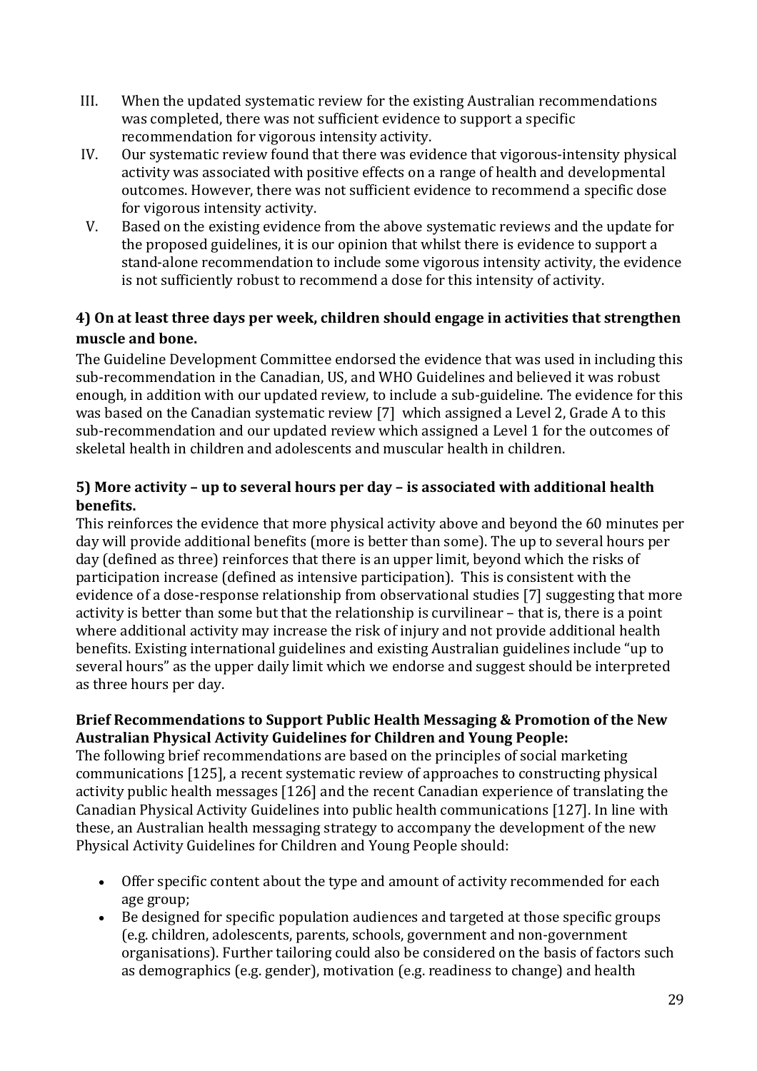III. When the updated systematic review for the existing Australian recommendations was completed, there was not sufficient evidence to support a specific recommendation for vigorous intensity activity.

IV. Our systematic review found that there was evidence that vigorous-intensity physical activity was associated with positive effects on a range of health and developmental outcomes. However, there was not sufficient evidence to recommend a specific dose for vigorous intensity activity.

V. Based on the existing evidence from the above systematic reviews and the update for the proposed guidelines, it is our opinion that whilst there is evidence to support a stand-alone recommendation to include some vigorous intensity activity, the evidence is not sufficiently robust to recommend a dose for this intensity of activity.

### 4) On at least three days per week, children should engage in activities that strengthen muscle and bone.

The Guideline Development Committee endorsed the evidence that was used in including this sub-recommendation in the Canadian, US, and WHO Guidelines and believed it was robust enough, in addition with our updated review, to include a sub-guideline. The evidence for this was based on the Canadian systematic review [7] which assigned a Level 2, Grade A to this sub-recommendation and our updated review which assigned a Level 1 for the outcomes of skeletal health in children and adolescents and muscular health in children.

### 5) More activity – up to several hours per day – is associated with additional health benefits.

This reinforces the evidence that more physical activity above and beyond the 60 minutes per day will provide additional benefits (more is better than some). The up to several hours per day (defined as three) reinforces that there is an upper limit, beyond which the risks of participation increase (defined as intensive participation). This is consistent with the evidence of a dose-response relationship from observational studies [7] suggesting that more activity is better than some but that the relationship is curvilinear – that is, there is a point where additional activity may increase the risk of injury and not provide additional health benefits. Existing international guidelines and existing Australian guidelines include "up to several hours" as the upper daily limit which we endorse and suggest should be interpreted as three hours per day.

### Brief Recommendations to Support Public Health Messaging & Promotion of the New Australian Physical Activity Guidelines for Children and Young People:

The following brief recommendations are based on the principles of social marketing communications [125], a recent systematic review of approaches to constructing physical activity public health messages [126] and the recent Canadian experience of translating the Canadian Physical Activity Guidelines into public health communications [127]. In line with these, an Australian health messaging strategy to accompany the development of the new Physical Activity Guidelines for Children and Young People should:

- Offer specific content about the type and amount of activity recommended for each age group;
- Be designed for specific population audiences and targeted at those specific groups (e.g. children, adolescents, parents, schools, government and non-government organisations). Further tailoring could also be considered on the basis of factors such as demographics (e.g. gender), motivation (e.g. readiness to change) and health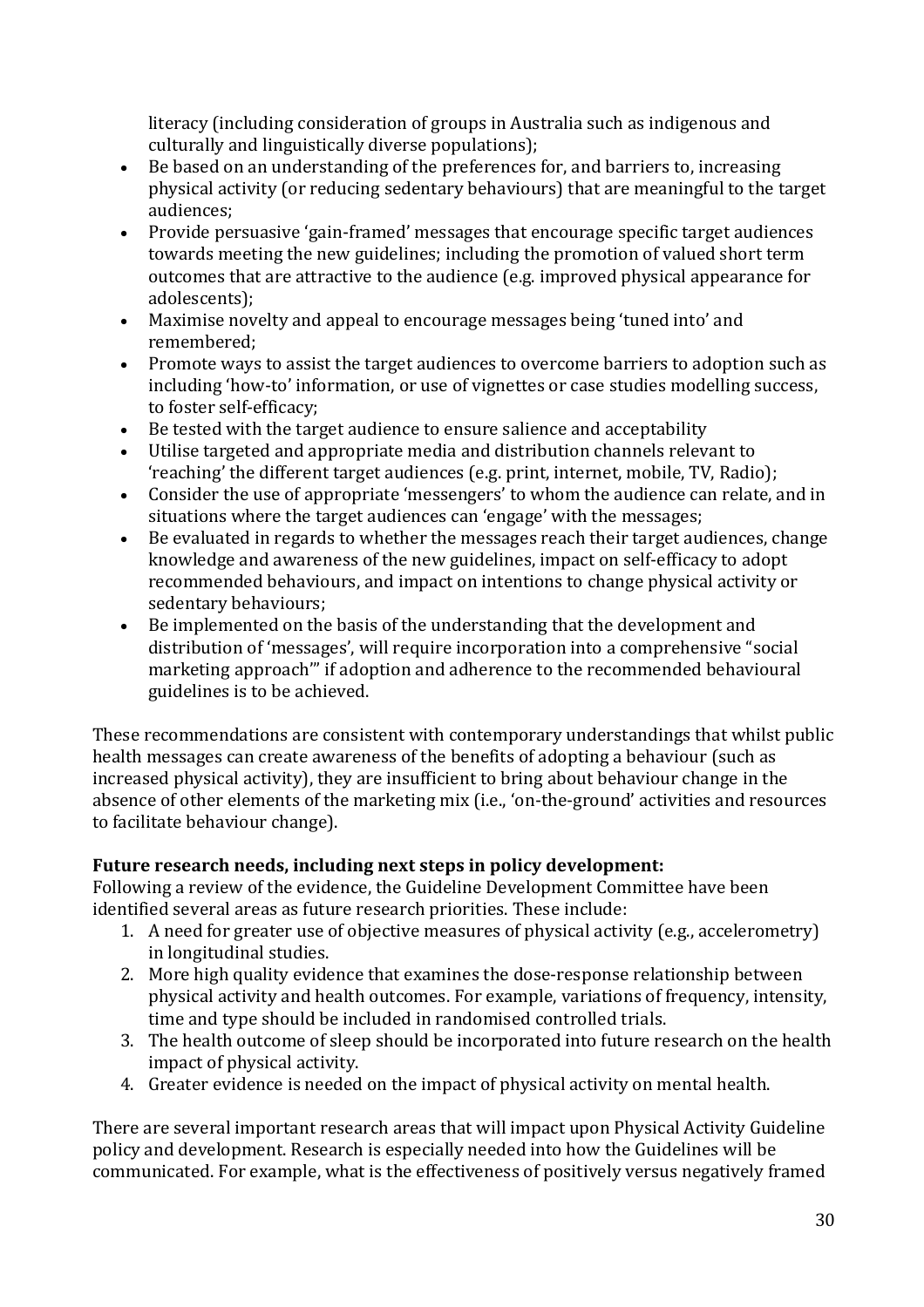literacy (including consideration of groups in Australia such as indigenous and culturally and linguistically diverse populations);

- Be based on an understanding of the preferences for, and barriers to, increasing physical activity (or reducing sedentary behaviours) that are meaningful to the target audiences;
- Provide persuasive 'gain-framed' messages that encourage specific target audiences towards meeting the new guidelines; including the promotion of valued short term outcomes that are attractive to the audience (e.g. improved physical appearance for adolescents);
- Maximise novelty and appeal to encourage messages being 'tuned into' and remembered;
- Promote ways to assist the target audiences to overcome barriers to adoption such as including 'how-to' information, or use of vignettes or case studies modelling success, to foster self-efficacy;
- Be tested with the target audience to ensure salience and acceptability
- Utilise targeted and appropriate media and distribution channels relevant to 'reaching' the different target audiences (e.g. print, internet, mobile, TV, Radio);
- Consider the use of appropriate 'messengers' to whom the audience can relate, and in situations where the target audiences can 'engage' with the messages;
- Be evaluated in regards to whether the messages reach their target audiences, change knowledge and awareness of the new guidelines, impact on self-efficacy to adopt recommended behaviours, and impact on intentions to change physical activity or sedentary behaviours;
- Be implemented on the basis of the understanding that the development and distribution of 'messages', will require incorporation into a comprehensive "social marketing approach'" if adoption and adherence to the recommended behavioural guidelines is to be achieved.

These recommendations are consistent with contemporary understandings that whilst public health messages can create awareness of the benefits of adopting a behaviour (such as increased physical activity), they are insufficient to bring about behaviour change in the absence of other elements of the marketing mix (i.e., 'on-the-ground' activities and resources to facilitate behaviour change).

**Future research needs, including next steps in policy development:**

Following a review of the evidence, the Guideline Development Committee have been identified several areas as future research priorities. These include:

1. A need for greater use of objective measures of physical activity (e.g., accelerometry) in longitudinal studies.
2. More high quality evidence that examines the dose-response relationship between physical activity and health outcomes. For example, variations of frequency, intensity, time and type should be included in randomised controlled trials.
3. The health outcome of sleep should be incorporated into future research on the health impact of physical activity.
4. Greater evidence is needed on the impact of physical activity on mental health.

There are several important research areas that will impact upon Physical Activity Guideline policy and development. Research is especially needed into how the Guidelines will be communicated. For example, what is the effectiveness of positively versus negatively framed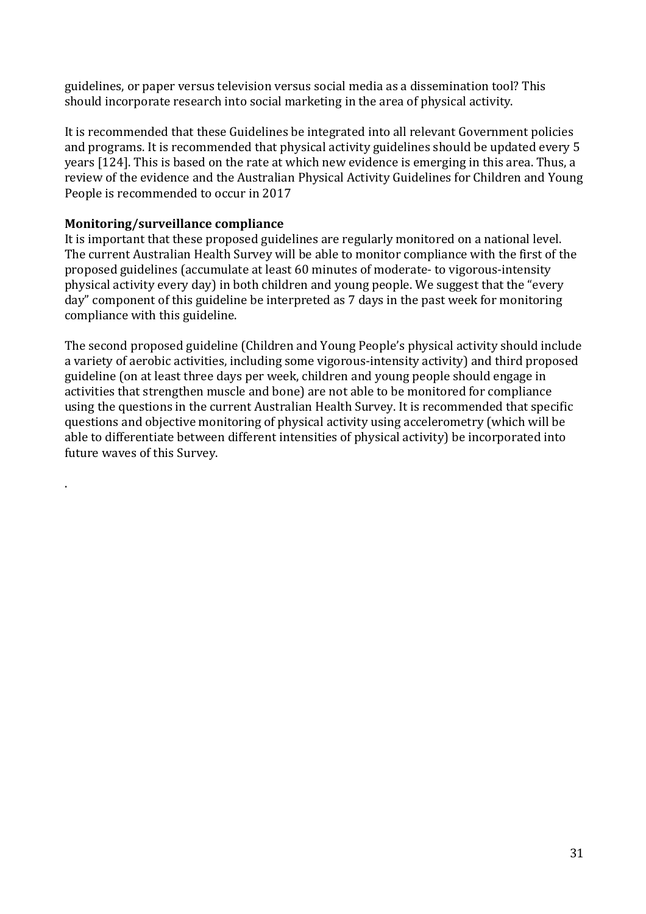guidelines, or paper versus television versus social media as a dissemination tool? This should incorporate research into social marketing in the area of physical activity.

It is recommended that these Guidelines be integrated into all relevant Government policies and programs. It is recommended that physical activity guidelines should be updated every 5 years [124]. This is based on the rate at which new evidence is emerging in this area. Thus, a review of the evidence and the Australian Physical Activity Guidelines for Children and Young People is recommended to occur in 2017

**Monitoring/surveillance compliance**

It is important that these proposed guidelines are regularly monitored on a national level. The current Australian Health Survey will be able to monitor compliance with the first of the proposed guidelines (accumulate at least 60 minutes of moderate- to vigorous-intensity physical activity every day) in both children and young people. We suggest that the "every day" component of this guideline be interpreted as 7 days in the past week for monitoring compliance with this guideline.

The second proposed guideline (Children and Young People's physical activity should include a variety of aerobic activities, including some vigorous-intensity activity) and third proposed guideline (on at least three days per week, children and young people should engage in activities that strengthen muscle and bone) are not able to be monitored for compliance using the questions in the current Australian Health Survey. It is recommended that specific questions and objective monitoring of physical activity using accelerometry (which will be able to differentiate between different intensities of physical activity) be incorporated into future waves of this Survey.

.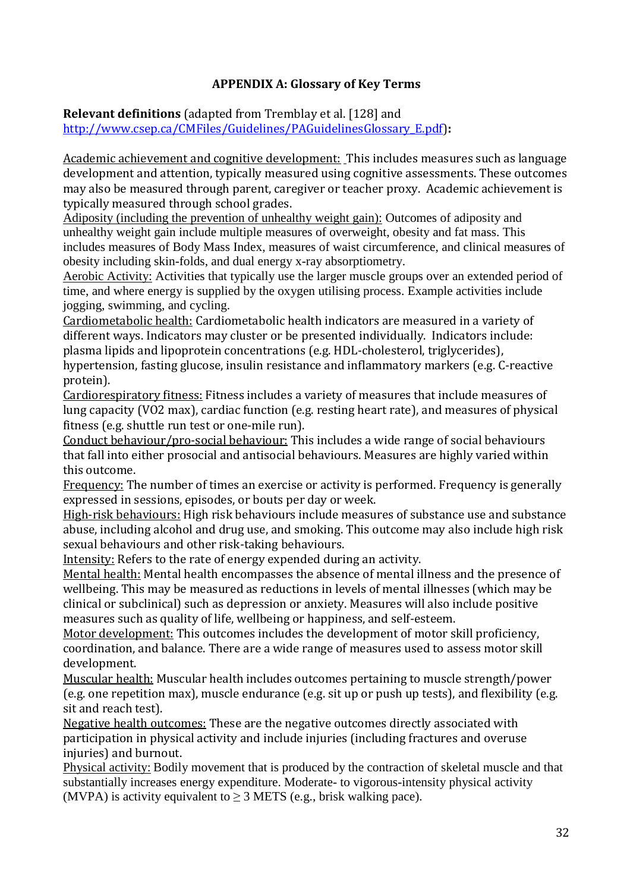## APPENDIX A: Glossary of Key Terms

**Relevant definitions** (adapted from Tremblay et al. [128] and http://www.csep.ca/CMFiles/Guidelines/PAGuidelinesGlossary_E.pdf)**:**

Academic achievement and cognitive development: This includes measures such as language development and attention, typically measured using cognitive assessments. These outcomes may also be measured through parent, caregiver or teacher proxy. Academic achievement is typically measured through school grades.

Adiposity (including the prevention of unhealthy weight gain): Outcomes of adiposity and unhealthy weight gain include multiple measures of overweight, obesity and fat mass. This includes measures of Body Mass Index, measures of waist circumference, and clinical measures of obesity including skin-folds, and dual energy x-ray absorptiometry.

Aerobic Activity: Activities that typically use the larger muscle groups over an extended period of time, and where energy is supplied by the oxygen utilising process. Example activities include jogging, swimming, and cycling.

Cardiometabolic health: Cardiometabolic health indicators are measured in a variety of different ways. Indicators may cluster or be presented individually. Indicators include: plasma lipids and lipoprotein concentrations (e.g. HDL-cholesterol, triglycerides), hypertension, fasting glucose, insulin resistance and inflammatory markers (e.g. C-reactive protein).

Cardiorespiratory fitness: Fitness includes a variety of measures that include measures of lung capacity (VO2 max), cardiac function (e.g. resting heart rate), and measures of physical fitness (e.g. shuttle run test or one-mile run).

Conduct behaviour/pro-social behaviour: This includes a wide range of social behaviours that fall into either prosocial and antisocial behaviours. Measures are highly varied within this outcome.

Frequency: The number of times an exercise or activity is performed. Frequency is generally expressed in sessions, episodes, or bouts per day or week.

High-risk behaviours: High risk behaviours include measures of substance use and substance abuse, including alcohol and drug use, and smoking. This outcome may also include high risk sexual behaviours and other risk-taking behaviours.

Intensity: Refers to the rate of energy expended during an activity.

Mental health: Mental health encompasses the absence of mental illness and the presence of wellbeing. This may be measured as reductions in levels of mental illnesses (which may be clinical or subclinical) such as depression or anxiety. Measures will also include positive measures such as quality of life, wellbeing or happiness, and self-esteem.

Motor development: This outcomes includes the development of motor skill proficiency, coordination, and balance. There are a wide range of measures used to assess motor skill development.

Muscular health: Muscular health includes outcomes pertaining to muscle strength/power (e.g. one repetition max), muscle endurance (e.g. sit up or push up tests), and flexibility (e.g. sit and reach test).

Negative health outcomes: These are the negative outcomes directly associated with participation in physical activity and include injuries (including fractures and overuse injuries) and burnout.

Physical activity: Bodily movement that is produced by the contraction of skeletal muscle and that substantially increases energy expenditure. Moderate- to vigorous-intensity physical activity (MVPA) is activity equivalent to $\geq$ 3 METS (e.g., brisk walking pace).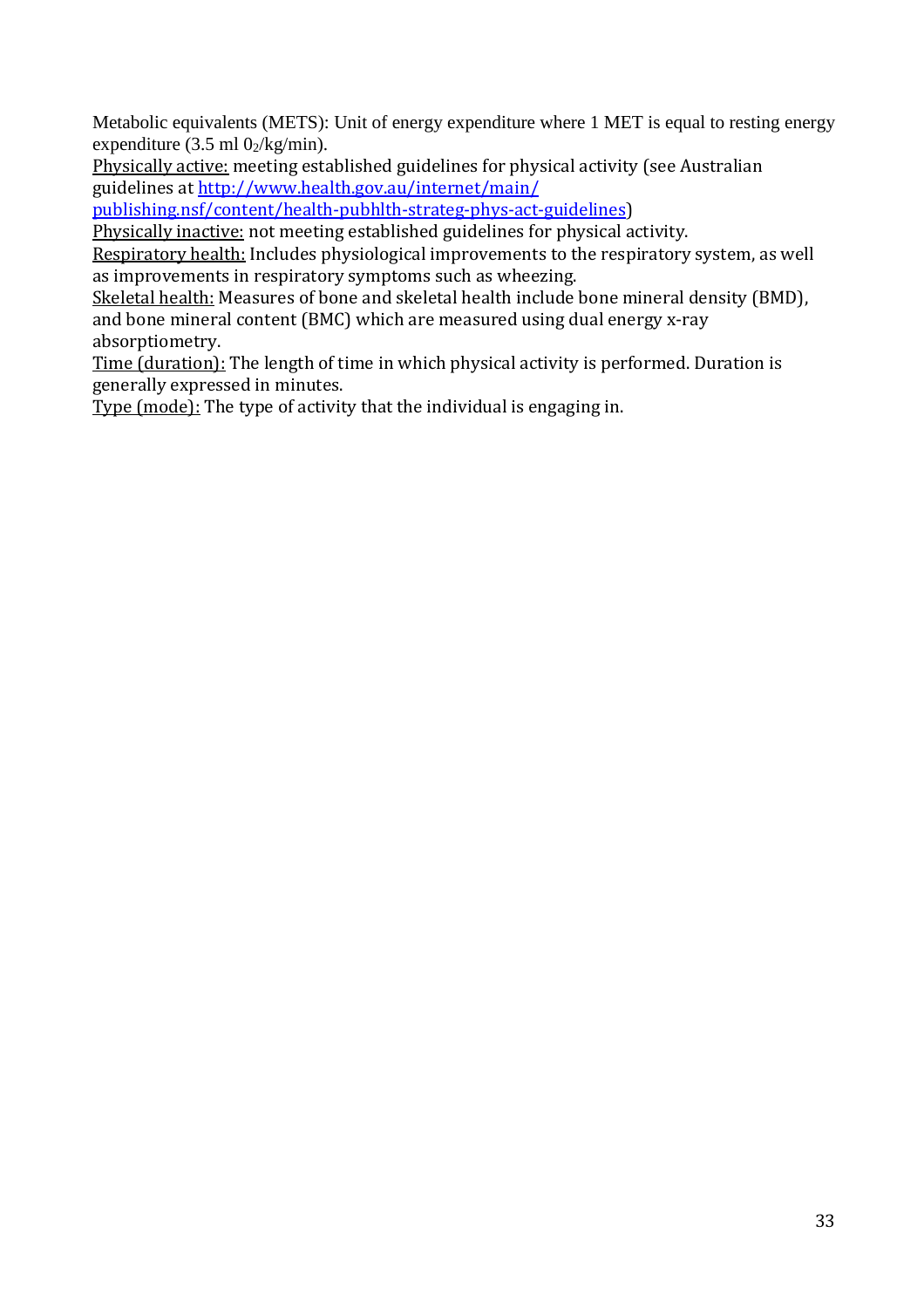Metabolic equivalents (METS): Unit of energy expenditure where 1 MET is equal to resting energy expenditure (3.5 ml $0_2$/kg/min).

Physically active: meeting established guidelines for physical activity (see Australian guidelines at [http://www.health.gov.au/internet/main/publishing.nsf/content/health-pubhlth-strateg-phys-act-guidelines](http://www.health.gov.au/internet/main/publishing.nsf/content/health-pubhlth-strateg-phys-act-guidelines))

Physically inactive: not meeting established guidelines for physical activity.

Respiratory health: Includes physiological improvements to the respiratory system, as well as improvements in respiratory symptoms such as wheezing.

Skeletal health: Measures of bone and skeletal health include bone mineral density (BMD), and bone mineral content (BMC) which are measured using dual energy x-ray absorptiometry.

Time (duration): The length of time in which physical activity is performed. Duration is generally expressed in minutes.

Type (mode): The type of activity that the individual is engaging in.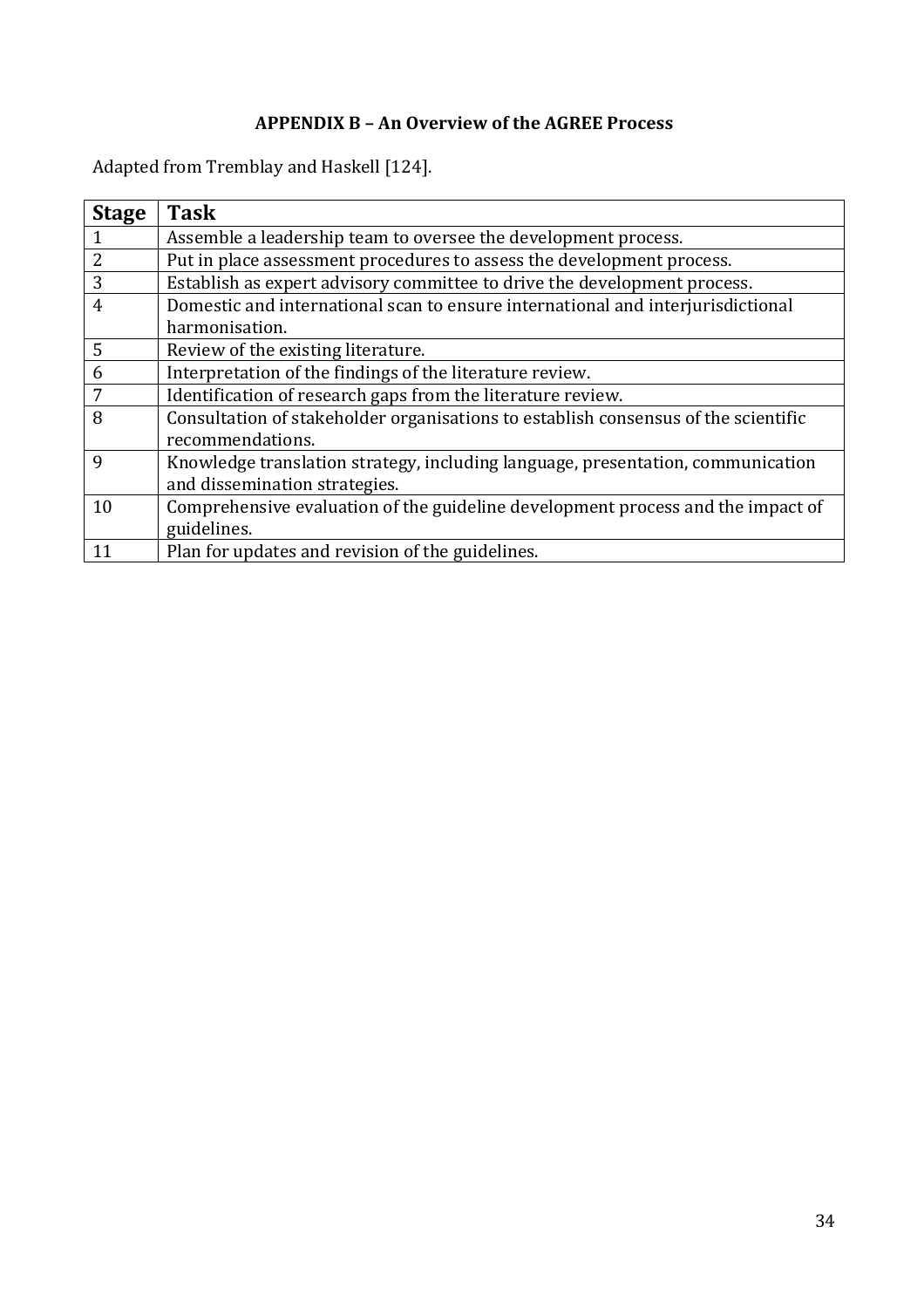## APPENDIX B – An Overview of the AGREE Process

Adapted from Tremblay and Haskell [124].

| Stage | Task |
| --- | --- |
| 1 | Assemble a leadership team to oversee the development process. |
| 2 | Put in place assessment procedures to assess the development process. |
| 3 | Establish as expert advisory committee to drive the development process. |
| 4 | Domestic and international scan to ensure international and interjurisdictional harmonisation. |
| 5 | Review of the existing literature. |
| 6 | Interpretation of the findings of the literature review. |
| 7 | Identification of research gaps from the literature review. |
| 8 | Consultation of stakeholder organisations to establish consensus of the scientific recommendations. |
| 9 | Knowledge translation strategy, including language, presentation, communication and dissemination strategies. |
| 10 | Comprehensive evaluation of the guideline development process and the impact of guidelines. |
| 11 | Plan for updates and revision of the guidelines. |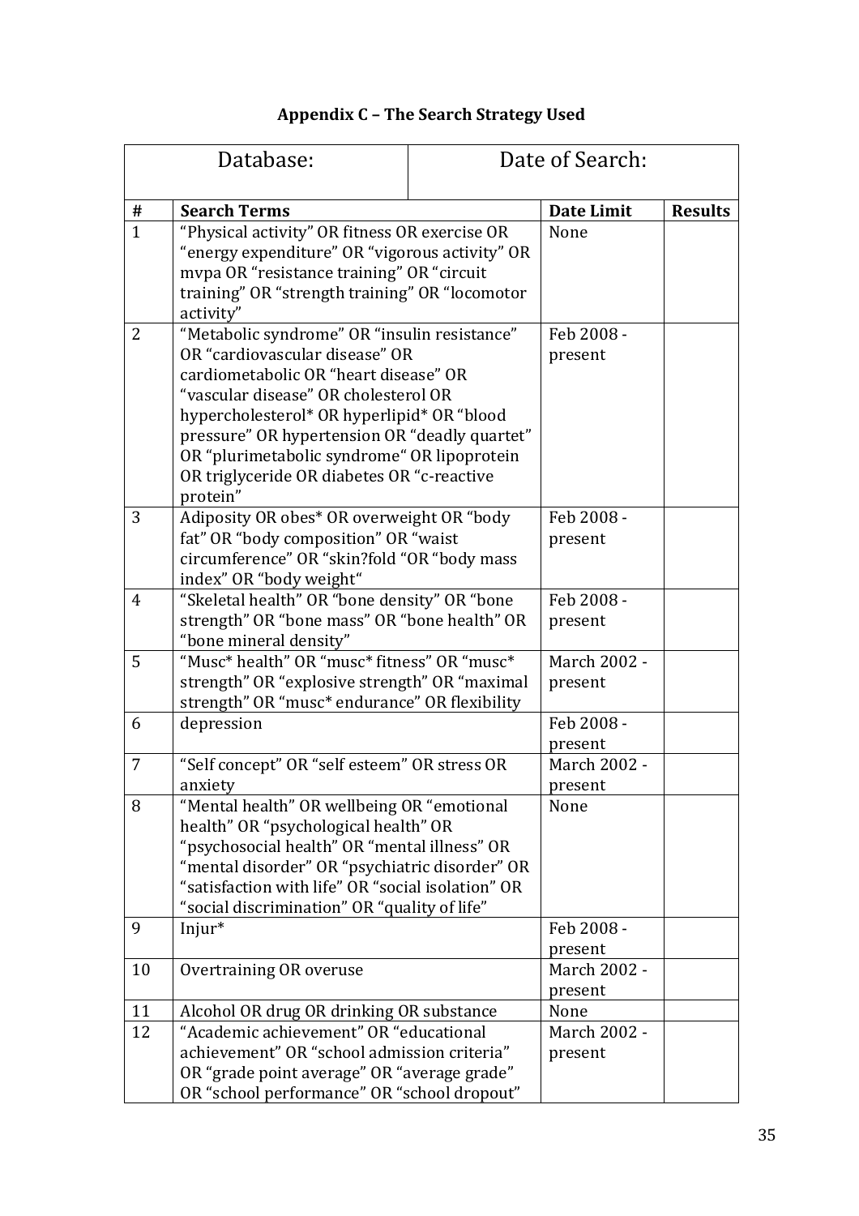**Appendix C – The Search Strategy Used**

| Database: | | Date of Search: | |
|---|---|---|---|
| **#** | **Search Terms** | **Date Limit** | **Results** |
| 1 | "Physical activity" OR fitness OR exercise OR "energy expenditure" OR "vigorous activity" OR mvpa OR "resistance training" OR "circuit training" OR "strength training" OR "locomotor activity" | None | |
| 2 | "Metabolic syndrome" OR "insulin resistance" OR "cardiovascular disease" OR cardiometabolic OR "heart disease" OR "vascular disease" OR cholesterol OR hypercholesterol* OR hyperlipid* OR "blood pressure" OR hypertension OR "deadly quartet" OR "plurimetabolic syndrome" OR lipoprotein OR triglyceride OR diabetes OR "c-reactive protein" | Feb 2008 - present | |
| 3 | Adiposity OR obes* OR overweight OR "body fat" OR "body composition" OR "waist circumference" OR "skin?fold "OR "body mass index" OR "body weight" | Feb 2008 - present | |
| 4 | "Skeletal health" OR "bone density" OR "bone strength" OR "bone mass" OR "bone health" OR "bone mineral density" | Feb 2008 - present | |
| 5 | "Musc* health" OR "musc* fitness" OR "musc* strength" OR "explosive strength" OR "maximal strength" OR "musc* endurance" OR flexibility | March 2002 - present | |
| 6 | depression | Feb 2008 - present | |
| 7 | "Self concept" OR "self esteem" OR stress OR anxiety | March 2002 - present | |
| 8 | "Mental health" OR wellbeing OR "emotional health" OR "psychological health" OR "psychosocial health" OR "mental illness" OR "mental disorder" OR "psychiatric disorder" OR "satisfaction with life" OR "social isolation" OR "social discrimination" OR "quality of life" | None | |
| 9 | Injur* | Feb 2008 - present | |
| 10 | Overtraining OR overuse | March 2002 - present | |
| 11 | Alcohol OR drug OR drinking OR substance | None | |
| 12 | "Academic achievement" OR "educational achievement" OR "school admission criteria" OR "grade point average" OR "average grade" OR "school performance" OR "school dropout" | March 2002 - present | |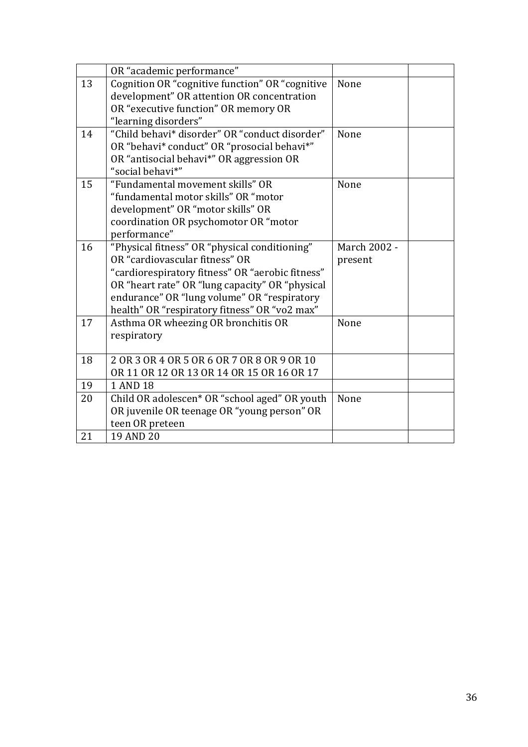| | | | |
|---|---|---|---|
| | OR “academic performance” | | |
| 13 | Cognition OR “cognitive function” OR “cognitive development” OR attention OR concentration OR “executive function” OR memory OR “learning disorders” | None | |
| 14 | “Child behavi* disorder” OR “conduct disorder” OR “behavi* conduct” OR “prosocial behavi*” OR “antisocial behavi*” OR aggression OR “social behavi*” | None | |
| 15 | “Fundamental movement skills” OR “fundamental motor skills” OR “motor development” OR “motor skills” OR coordination OR psychomotor OR “motor performance” | None | |
| 16 | “Physical fitness” OR “physical conditioning” OR “cardiovascular fitness” OR “cardiorespiratory fitness” OR “aerobic fitness” OR “heart rate” OR “lung capacity” OR “physical endurance” OR “lung volume” OR “respiratory health” OR “respiratory fitness” OR “vo2 max” | March 2002 - present | |
| 17 | Asthma OR wheezing OR bronchitis OR respiratory | None | |
| 18 | 2 OR 3 OR 4 OR 5 OR 6 OR 7 OR 8 OR 9 OR 10 OR 11 OR 12 OR 13 OR 14 OR 15 OR 16 OR 17 | | |
| 19 | 1 AND 18 | | |
| 20 | Child OR adolescen* OR “school aged” OR youth OR juvenile OR teenage OR “young person” OR teen OR preteen | None | |
| 21 | 19 AND 20 | | |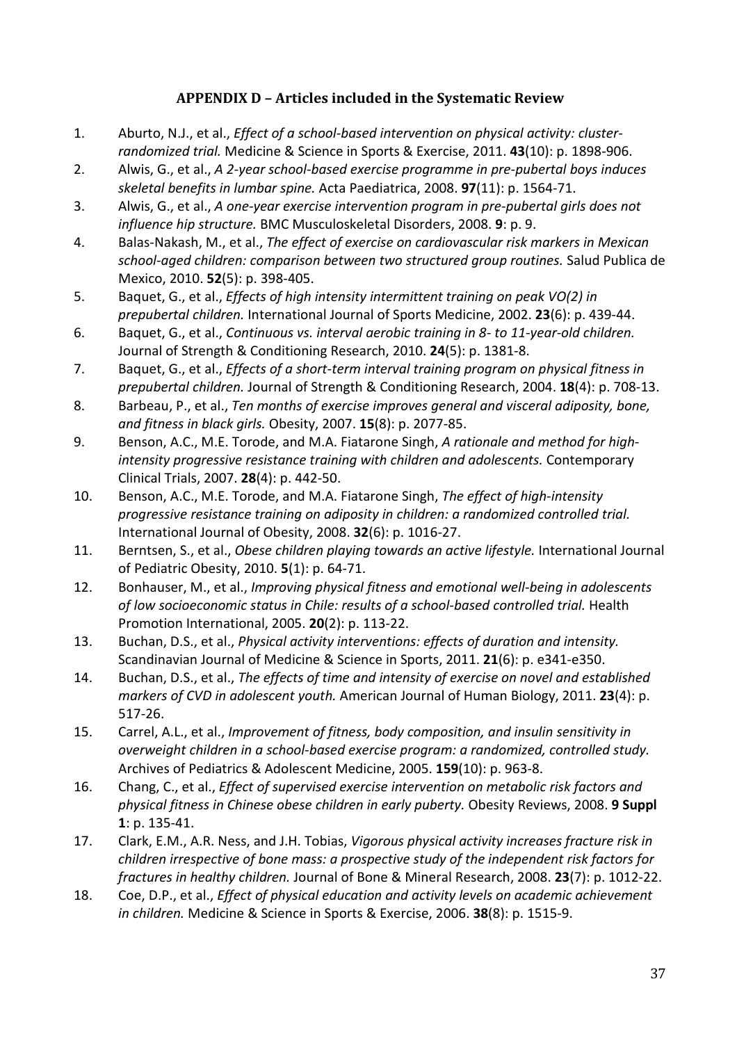## APPENDIX D – Articles included in the Systematic Review

1. Aburto, N.J., et al., *Effect of a school-based intervention on physical activity: cluster-randomized trial.* Medicine & Science in Sports & Exercise, 2011. **43**(10): p. 1898-906.
2. Alwis, G., et al., *A 2-year school-based exercise programme in pre-pubertal boys induces skeletal benefits in lumbar spine.* Acta Paediatrica, 2008. **97**(11): p. 1564-71.
3. Alwis, G., et al., *A one-year exercise intervention program in pre-pubertal girls does not influence hip structure.* BMC Musculoskeletal Disorders, 2008. **9**: p. 9.
4. Balas-Nakash, M., et al., *The effect of exercise on cardiovascular risk markers in Mexican school-aged children: comparison between two structured group routines.* Salud Publica de Mexico, 2010. **52**(5): p. 398-405.
5. Baquet, G., et al., *Effects of high intensity intermittent training on peak VO(2) in prepubertal children.* International Journal of Sports Medicine, 2002. **23**(6): p. 439-44.
6. Baquet, G., et al., *Continuous vs. interval aerobic training in 8- to 11-year-old children.* Journal of Strength & Conditioning Research, 2010. **24**(5): p. 1381-8.
7. Baquet, G., et al., *Effects of a short-term interval training program on physical fitness in prepubertal children.* Journal of Strength & Conditioning Research, 2004. **18**(4): p. 708-13.
8. Barbeau, P., et al., *Ten months of exercise improves general and visceral adiposity, bone, and fitness in black girls.* Obesity, 2007. **15**(8): p. 2077-85.
9. Benson, A.C., M.E. Torode, and M.A. Fiatarone Singh, *A rationale and method for high-intensity progressive resistance training with children and adolescents.* Contemporary Clinical Trials, 2007. **28**(4): p. 442-50.
10. Benson, A.C., M.E. Torode, and M.A. Fiatarone Singh, *The effect of high-intensity progressive resistance training on adiposity in children: a randomized controlled trial.* International Journal of Obesity, 2008. **32**(6): p. 1016-27.
11. Berntsen, S., et al., *Obese children playing towards an active lifestyle.* International Journal of Pediatric Obesity, 2010. **5**(1): p. 64-71.
12. Bonhauser, M., et al., *Improving physical fitness and emotional well-being in adolescents of low socioeconomic status in Chile: results of a school-based controlled trial.* Health Promotion International, 2005. **20**(2): p. 113-22.
13. Buchan, D.S., et al., *Physical activity interventions: effects of duration and intensity.* Scandinavian Journal of Medicine & Science in Sports, 2011. **21**(6): p. e341-e350.
14. Buchan, D.S., et al., *The effects of time and intensity of exercise on novel and established markers of CVD in adolescent youth.* American Journal of Human Biology, 2011. **23**(4): p. 517-26.
15. Carrel, A.L., et al., *Improvement of fitness, body composition, and insulin sensitivity in overweight children in a school-based exercise program: a randomized, controlled study.* Archives of Pediatrics & Adolescent Medicine, 2005. **159**(10): p. 963-8.
16. Chang, C., et al., *Effect of supervised exercise intervention on metabolic risk factors and physical fitness in Chinese obese children in early puberty.* Obesity Reviews, 2008. **9 Suppl 1**: p. 135-41.
17. Clark, E.M., A.R. Ness, and J.H. Tobias, *Vigorous physical activity increases fracture risk in children irrespective of bone mass: a prospective study of the independent risk factors for fractures in healthy children.* Journal of Bone & Mineral Research, 2008. **23**(7): p. 1012-22.
18. Coe, D.P., et al., *Effect of physical education and activity levels on academic achievement in children.* Medicine & Science in Sports & Exercise, 2006. **38**(8): p. 1515-9.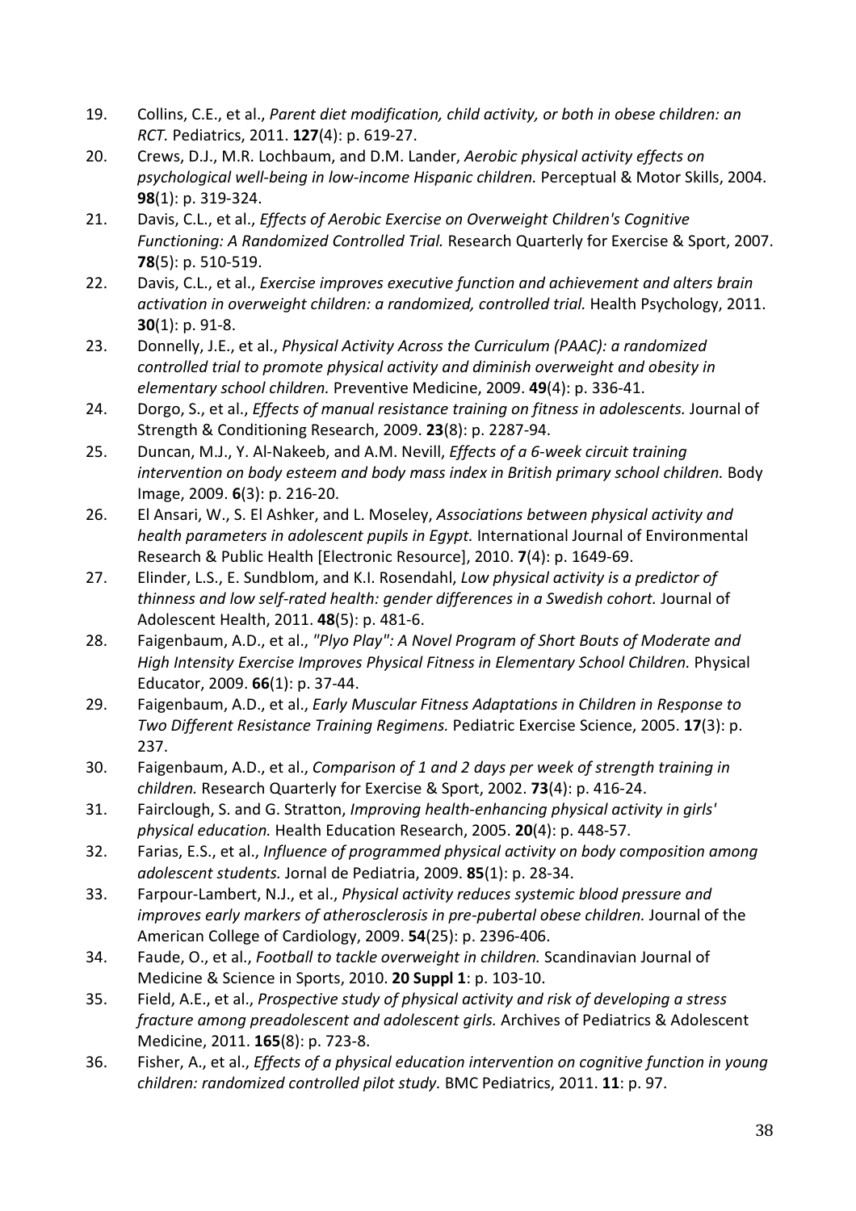19. Collins, C.E., et al., *Parent diet modification, child activity, or both in obese children: an RCT.* Pediatrics, 2011. **127**(4): p. 619-27.
20. Crews, D.J., M.R. Lochbaum, and D.M. Lander, *Aerobic physical activity effects on psychological well-being in low-income Hispanic children.* Perceptual & Motor Skills, 2004. **98**(1): p. 319-324.
21. Davis, C.L., et al., *Effects of Aerobic Exercise on Overweight Children's Cognitive Functioning: A Randomized Controlled Trial.* Research Quarterly for Exercise & Sport, 2007. **78**(5): p. 510-519.
22. Davis, C.L., et al., *Exercise improves executive function and achievement and alters brain activation in overweight children: a randomized, controlled trial.* Health Psychology, 2011. **30**(1): p. 91-8.
23. Donnelly, J.E., et al., *Physical Activity Across the Curriculum (PAAC): a randomized controlled trial to promote physical activity and diminish overweight and obesity in elementary school children.* Preventive Medicine, 2009. **49**(4): p. 336-41.
24. Dorgo, S., et al., *Effects of manual resistance training on fitness in adolescents.* Journal of Strength & Conditioning Research, 2009. **23**(8): p. 2287-94.
25. Duncan, M.J., Y. Al-Nakeeb, and A.M. Nevill, *Effects of a 6-week circuit training intervention on body esteem and body mass index in British primary school children.* Body Image, 2009. **6**(3): p. 216-20.
26. El Ansari, W., S. El Ashker, and L. Moseley, *Associations between physical activity and health parameters in adolescent pupils in Egypt.* International Journal of Environmental Research & Public Health [Electronic Resource], 2010. **7**(4): p. 1649-69.
27. Elinder, L.S., E. Sundblom, and K.I. Rosendahl, *Low physical activity is a predictor of thinness and low self-rated health: gender differences in a Swedish cohort.* Journal of Adolescent Health, 2011. **48**(5): p. 481-6.
28. Faigenbaum, A.D., et al., *"Plyo Play": A Novel Program of Short Bouts of Moderate and High Intensity Exercise Improves Physical Fitness in Elementary School Children.* Physical Educator, 2009. **66**(1): p. 37-44.
29. Faigenbaum, A.D., et al., *Early Muscular Fitness Adaptations in Children in Response to Two Different Resistance Training Regimens.* Pediatric Exercise Science, 2005. **17**(3): p. 237.
30. Faigenbaum, A.D., et al., *Comparison of 1 and 2 days per week of strength training in children.* Research Quarterly for Exercise & Sport, 2002. **73**(4): p. 416-24.
31. Fairclough, S. and G. Stratton, *Improving health-enhancing physical activity in girls' physical education.* Health Education Research, 2005. **20**(4): p. 448-57.
32. Farias, E.S., et al., *Influence of programmed physical activity on body composition among adolescent students.* Jornal de Pediatria, 2009. **85**(1): p. 28-34.
33. Farpour-Lambert, N.J., et al., *Physical activity reduces systemic blood pressure and improves early markers of atherosclerosis in pre-pubertal obese children.* Journal of the American College of Cardiology, 2009. **54**(25): p. 2396-406.
34. Faude, O., et al., *Football to tackle overweight in children.* Scandinavian Journal of Medicine & Science in Sports, 2010. **20 Suppl 1**: p. 103-10.
35. Field, A.E., et al., *Prospective study of physical activity and risk of developing a stress fracture among preadolescent and adolescent girls.* Archives of Pediatrics & Adolescent Medicine, 2011. **165**(8): p. 723-8.
36. Fisher, A., et al., *Effects of a physical education intervention on cognitive function in young children: randomized controlled pilot study.* BMC Pediatrics, 2011. **11**: p. 97.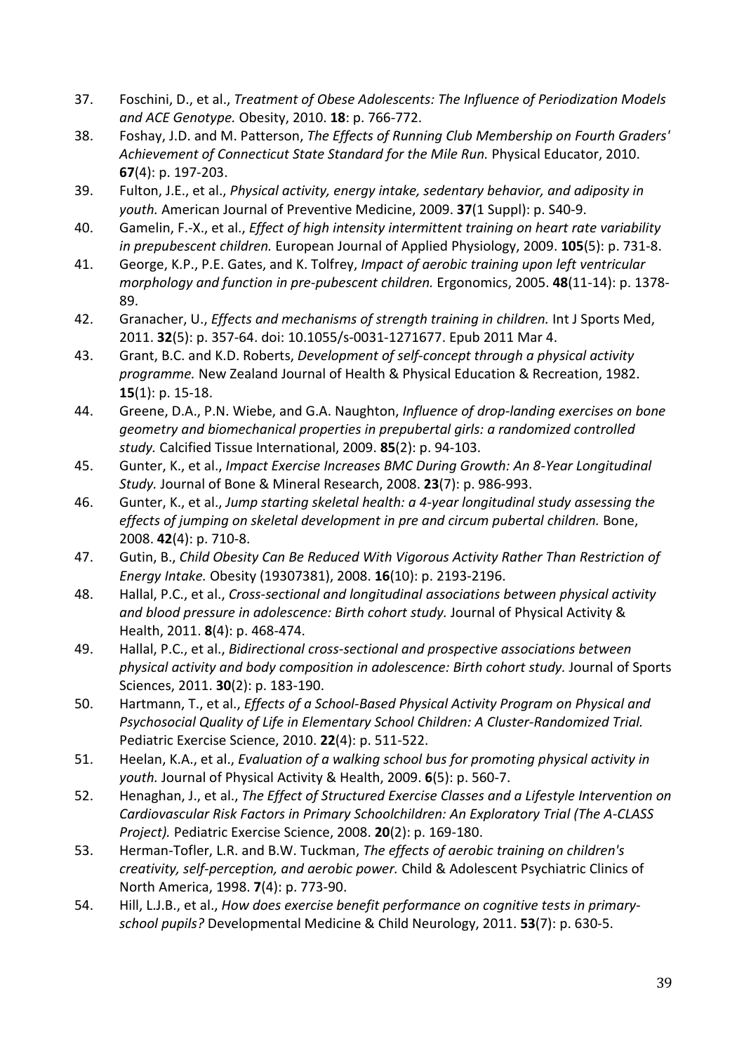37. Foschini, D., et al., *Treatment of Obese Adolescents: The Influence of Periodization Models and ACE Genotype.* Obesity, 2010. **18**: p. 766-772.
38. Foshay, J.D. and M. Patterson, *The Effects of Running Club Membership on Fourth Graders' Achievement of Connecticut State Standard for the Mile Run.* Physical Educator, 2010. **67**(4): p. 197-203.
39. Fulton, J.E., et al., *Physical activity, energy intake, sedentary behavior, and adiposity in youth.* American Journal of Preventive Medicine, 2009. **37**(1 Suppl): p. S40-9.
40. Gamelin, F.-X., et al., *Effect of high intensity intermittent training on heart rate variability in prepubescent children.* European Journal of Applied Physiology, 2009. **105**(5): p. 731-8.
41. George, K.P., P.E. Gates, and K. Tolfrey, *Impact of aerobic training upon left ventricular morphology and function in pre-pubescent children.* Ergonomics, 2005. **48**(11-14): p. 1378-89.
42. Granacher, U., *Effects and mechanisms of strength training in children.* Int J Sports Med, 2011. **32**(5): p. 357-64. doi: 10.1055/s-0031-1271677. Epub 2011 Mar 4.
43. Grant, B.C. and K.D. Roberts, *Development of self-concept through a physical activity programme.* New Zealand Journal of Health & Physical Education & Recreation, 1982. **15**(1): p. 15-18.
44. Greene, D.A., P.N. Wiebe, and G.A. Naughton, *Influence of drop-landing exercises on bone geometry and biomechanical properties in prepubertal girls: a randomized controlled study.* Calcified Tissue International, 2009. **85**(2): p. 94-103.
45. Gunter, K., et al., *Impact Exercise Increases BMC During Growth: An 8-Year Longitudinal Study.* Journal of Bone & Mineral Research, 2008. **23**(7): p. 986-993.
46. Gunter, K., et al., *Jump starting skeletal health: a 4-year longitudinal study assessing the effects of jumping on skeletal development in pre and circum pubertal children.* Bone, 2008. **42**(4): p. 710-8.
47. Gutin, B., *Child Obesity Can Be Reduced With Vigorous Activity Rather Than Restriction of Energy Intake.* Obesity (19307381), 2008. **16**(10): p. 2193-2196.
48. Hallal, P.C., et al., *Cross-sectional and longitudinal associations between physical activity and blood pressure in adolescence: Birth cohort study.* Journal of Physical Activity & Health, 2011. **8**(4): p. 468-474.
49. Hallal, P.C., et al., *Bidirectional cross-sectional and prospective associations between physical activity and body composition in adolescence: Birth cohort study.* Journal of Sports Sciences, 2011. **30**(2): p. 183-190.
50. Hartmann, T., et al., *Effects of a School-Based Physical Activity Program on Physical and Psychosocial Quality of Life in Elementary School Children: A Cluster-Randomized Trial.* Pediatric Exercise Science, 2010. **22**(4): p. 511-522.
51. Heelan, K.A., et al., *Evaluation of a walking school bus for promoting physical activity in youth.* Journal of Physical Activity & Health, 2009. **6**(5): p. 560-7.
52. Henaghan, J., et al., *The Effect of Structured Exercise Classes and a Lifestyle Intervention on Cardiovascular Risk Factors in Primary Schoolchildren: An Exploratory Trial (The A-CLASS Project).* Pediatric Exercise Science, 2008. **20**(2): p. 169-180.
53. Herman-Tofler, L.R. and B.W. Tuckman, *The effects of aerobic training on children's creativity, self-perception, and aerobic power.* Child & Adolescent Psychiatric Clinics of North America, 1998. **7**(4): p. 773-90.
54. Hill, L.J.B., et al., *How does exercise benefit performance on cognitive tests in primary-school pupils?* Developmental Medicine & Child Neurology, 2011. **53**(7): p. 630-5.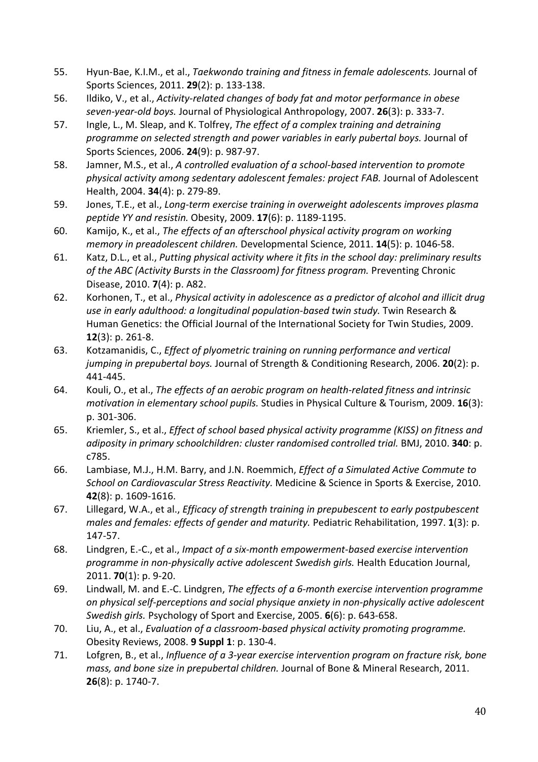55. Hyun-Bae, K.I.M., et al., *Taekwondo training and fitness in female adolescents.* Journal of Sports Sciences, 2011. **29**(2): p. 133-138.
56. Ildiko, V., et al., *Activity-related changes of body fat and motor performance in obese seven-year-old boys.* Journal of Physiological Anthropology, 2007. **26**(3): p. 333-7.
57. Ingle, L., M. Sleap, and K. Tolfrey, *The effect of a complex training and detraining programme on selected strength and power variables in early pubertal boys.* Journal of Sports Sciences, 2006. **24**(9): p. 987-97.
58. Jamner, M.S., et al., *A controlled evaluation of a school-based intervention to promote physical activity among sedentary adolescent females: project FAB.* Journal of Adolescent Health, 2004. **34**(4): p. 279-89.
59. Jones, T.E., et al., *Long-term exercise training in overweight adolescents improves plasma peptide YY and resistin.* Obesity, 2009. **17**(6): p. 1189-1195.
60. Kamijo, K., et al., *The effects of an afterschool physical activity program on working memory in preadolescent children.* Developmental Science, 2011. **14**(5): p. 1046-58.
61. Katz, D.L., et al., *Putting physical activity where it fits in the school day: preliminary results of the ABC (Activity Bursts in the Classroom) for fitness program.* Preventing Chronic Disease, 2010. **7**(4): p. A82.
62. Korhonen, T., et al., *Physical activity in adolescence as a predictor of alcohol and illicit drug use in early adulthood: a longitudinal population-based twin study.* Twin Research & Human Genetics: the Official Journal of the International Society for Twin Studies, 2009. **12**(3): p. 261-8.
63. Kotzamanidis, C., *Effect of plyometric training on running performance and vertical jumping in prepubertal boys.* Journal of Strength & Conditioning Research, 2006. **20**(2): p. 441-445.
64. Kouli, O., et al., *The effects of an aerobic program on health-related fitness and intrinsic motivation in elementary school pupils.* Studies in Physical Culture & Tourism, 2009. **16**(3): p. 301-306.
65. Kriemler, S., et al., *Effect of school based physical activity programme (KISS) on fitness and adiposity in primary schoolchildren: cluster randomised controlled trial.* BMJ, 2010. **340**: p. c785.
66. Lambiase, M.J., H.M. Barry, and J.N. Roemmich, *Effect of a Simulated Active Commute to School on Cardiovascular Stress Reactivity.* Medicine & Science in Sports & Exercise, 2010. **42**(8): p. 1609-1616.
67. Lillegard, W.A., et al., *Efficacy of strength training in prepubescent to early postpubescent males and females: effects of gender and maturity.* Pediatric Rehabilitation, 1997. **1**(3): p. 147-57.
68. Lindgren, E.-C., et al., *Impact of a six-month empowerment-based exercise intervention programme in non-physically active adolescent Swedish girls.* Health Education Journal, 2011. **70**(1): p. 9-20.
69. Lindwall, M. and E.-C. Lindgren, *The effects of a 6-month exercise intervention programme on physical self-perceptions and social physique anxiety in non-physically active adolescent Swedish girls.* Psychology of Sport and Exercise, 2005. **6**(6): p. 643-658.
70. Liu, A., et al., *Evaluation of a classroom-based physical activity promoting programme.* Obesity Reviews, 2008. **9 Suppl 1**: p. 130-4.
71. Lofgren, B., et al., *Influence of a 3-year exercise intervention program on fracture risk, bone mass, and bone size in prepubertal children.* Journal of Bone & Mineral Research, 2011. **26**(8): p. 1740-7.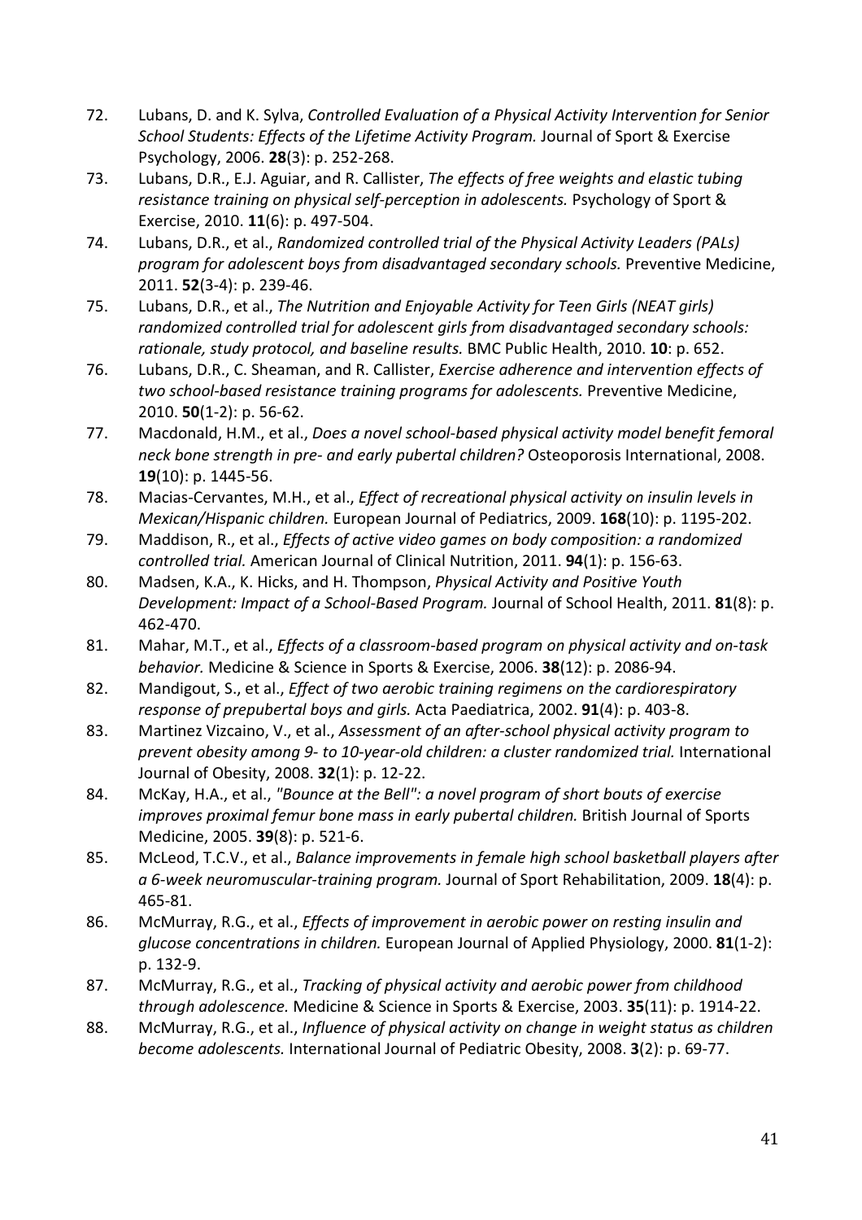72. Lubans, D. and K. Sylva, *Controlled Evaluation of a Physical Activity Intervention for Senior School Students: Effects of the Lifetime Activity Program.* Journal of Sport & Exercise Psychology, 2006. **28**(3): p. 252-268.
73. Lubans, D.R., E.J. Aguiar, and R. Callister, *The effects of free weights and elastic tubing resistance training on physical self-perception in adolescents.* Psychology of Sport & Exercise, 2010. **11**(6): p. 497-504.
74. Lubans, D.R., et al., *Randomized controlled trial of the Physical Activity Leaders (PALs) program for adolescent boys from disadvantaged secondary schools.* Preventive Medicine, 2011. **52**(3-4): p. 239-46.
75. Lubans, D.R., et al., *The Nutrition and Enjoyable Activity for Teen Girls (NEAT girls) randomized controlled trial for adolescent girls from disadvantaged secondary schools: rationale, study protocol, and baseline results.* BMC Public Health, 2010. **10**: p. 652.
76. Lubans, D.R., C. Sheaman, and R. Callister, *Exercise adherence and intervention effects of two school-based resistance training programs for adolescents.* Preventive Medicine, 2010. **50**(1-2): p. 56-62.
77. Macdonald, H.M., et al., *Does a novel school-based physical activity model benefit femoral neck bone strength in pre- and early pubertal children?* Osteoporosis International, 2008. **19**(10): p. 1445-56.
78. Macias-Cervantes, M.H., et al., *Effect of recreational physical activity on insulin levels in Mexican/Hispanic children.* European Journal of Pediatrics, 2009. **168**(10): p. 1195-202.
79. Maddison, R., et al., *Effects of active video games on body composition: a randomized controlled trial.* American Journal of Clinical Nutrition, 2011. **94**(1): p. 156-63.
80. Madsen, K.A., K. Hicks, and H. Thompson, *Physical Activity and Positive Youth Development: Impact of a School-Based Program.* Journal of School Health, 2011. **81**(8): p. 462-470.
81. Mahar, M.T., et al., *Effects of a classroom-based program on physical activity and on-task behavior.* Medicine & Science in Sports & Exercise, 2006. **38**(12): p. 2086-94.
82. Mandigout, S., et al., *Effect of two aerobic training regimens on the cardiorespiratory response of prepubertal boys and girls.* Acta Paediatrica, 2002. **91**(4): p. 403-8.
83. Martinez Vizcaino, V., et al., *Assessment of an after-school physical activity program to prevent obesity among 9- to 10-year-old children: a cluster randomized trial.* International Journal of Obesity, 2008. **32**(1): p. 12-22.
84. McKay, H.A., et al., *"Bounce at the Bell": a novel program of short bouts of exercise improves proximal femur bone mass in early pubertal children.* British Journal of Sports Medicine, 2005. **39**(8): p. 521-6.
85. McLeod, T.C.V., et al., *Balance improvements in female high school basketball players after a 6-week neuromuscular-training program.* Journal of Sport Rehabilitation, 2009. **18**(4): p. 465-81.
86. McMurray, R.G., et al., *Effects of improvement in aerobic power on resting insulin and glucose concentrations in children.* European Journal of Applied Physiology, 2000. **81**(1-2): p. 132-9.
87. McMurray, R.G., et al., *Tracking of physical activity and aerobic power from childhood through adolescence.* Medicine & Science in Sports & Exercise, 2003. **35**(11): p. 1914-22.
88. McMurray, R.G., et al., *Influence of physical activity on change in weight status as children become adolescents.* International Journal of Pediatric Obesity, 2008. **3**(2): p. 69-77.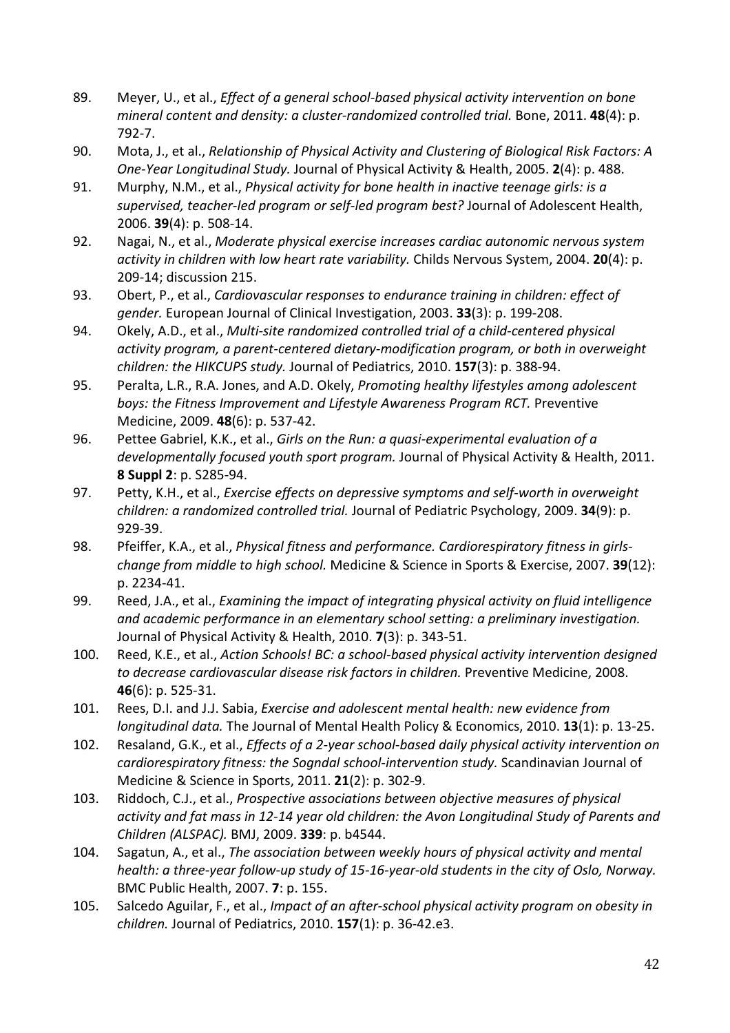89. Meyer, U., et al., *Effect of a general school-based physical activity intervention on bone mineral content and density: a cluster-randomized controlled trial.* Bone, 2011. **48**(4): p. 792-7.
90. Mota, J., et al., *Relationship of Physical Activity and Clustering of Biological Risk Factors: A One-Year Longitudinal Study.* Journal of Physical Activity & Health, 2005. **2**(4): p. 488.
91. Murphy, N.M., et al., *Physical activity for bone health in inactive teenage girls: is a supervised, teacher-led program or self-led program best?* Journal of Adolescent Health, 2006. **39**(4): p. 508-14.
92. Nagai, N., et al., *Moderate physical exercise increases cardiac autonomic nervous system activity in children with low heart rate variability.* Childs Nervous System, 2004. **20**(4): p. 209-14; discussion 215.
93. Obert, P., et al., *Cardiovascular responses to endurance training in children: effect of gender.* European Journal of Clinical Investigation, 2003. **33**(3): p. 199-208.
94. Okely, A.D., et al., *Multi-site randomized controlled trial of a child-centered physical activity program, a parent-centered dietary-modification program, or both in overweight children: the HIKCUPS study.* Journal of Pediatrics, 2010. **157**(3): p. 388-94.
95. Peralta, L.R., R.A. Jones, and A.D. Okely, *Promoting healthy lifestyles among adolescent boys: the Fitness Improvement and Lifestyle Awareness Program RCT.* Preventive Medicine, 2009. **48**(6): p. 537-42.
96. Pettee Gabriel, K.K., et al., *Girls on the Run: a quasi-experimental evaluation of a developmentally focused youth sport program.* Journal of Physical Activity & Health, 2011. **8 Suppl 2**: p. S285-94.
97. Petty, K.H., et al., *Exercise effects on depressive symptoms and self-worth in overweight children: a randomized controlled trial.* Journal of Pediatric Psychology, 2009. **34**(9): p. 929-39.
98. Pfeiffer, K.A., et al., *Physical fitness and performance. Cardiorespiratory fitness in girls-change from middle to high school.* Medicine & Science in Sports & Exercise, 2007. **39**(12): p. 2234-41.
99. Reed, J.A., et al., *Examining the impact of integrating physical activity on fluid intelligence and academic performance in an elementary school setting: a preliminary investigation.* Journal of Physical Activity & Health, 2010. **7**(3): p. 343-51.
100. Reed, K.E., et al., *Action Schools! BC: a school-based physical activity intervention designed to decrease cardiovascular disease risk factors in children.* Preventive Medicine, 2008. **46**(6): p. 525-31.
101. Rees, D.I. and J.J. Sabia, *Exercise and adolescent mental health: new evidence from longitudinal data.* The Journal of Mental Health Policy & Economics, 2010. **13**(1): p. 13-25.
102. Resaland, G.K., et al., *Effects of a 2-year school-based daily physical activity intervention on cardiorespiratory fitness: the Sogndal school-intervention study.* Scandinavian Journal of Medicine & Science in Sports, 2011. **21**(2): p. 302-9.
103. Riddoch, C.J., et al., *Prospective associations between objective measures of physical activity and fat mass in 12-14 year old children: the Avon Longitudinal Study of Parents and Children (ALSPAC).* BMJ, 2009. **339**: p. b4544.
104. Sagatun, A., et al., *The association between weekly hours of physical activity and mental health: a three-year follow-up study of 15-16-year-old students in the city of Oslo, Norway.* BMC Public Health, 2007. **7**: p. 155.
105. Salcedo Aguilar, F., et al., *Impact of an after-school physical activity program on obesity in children.* Journal of Pediatrics, 2010. **157**(1): p. 36-42.e3.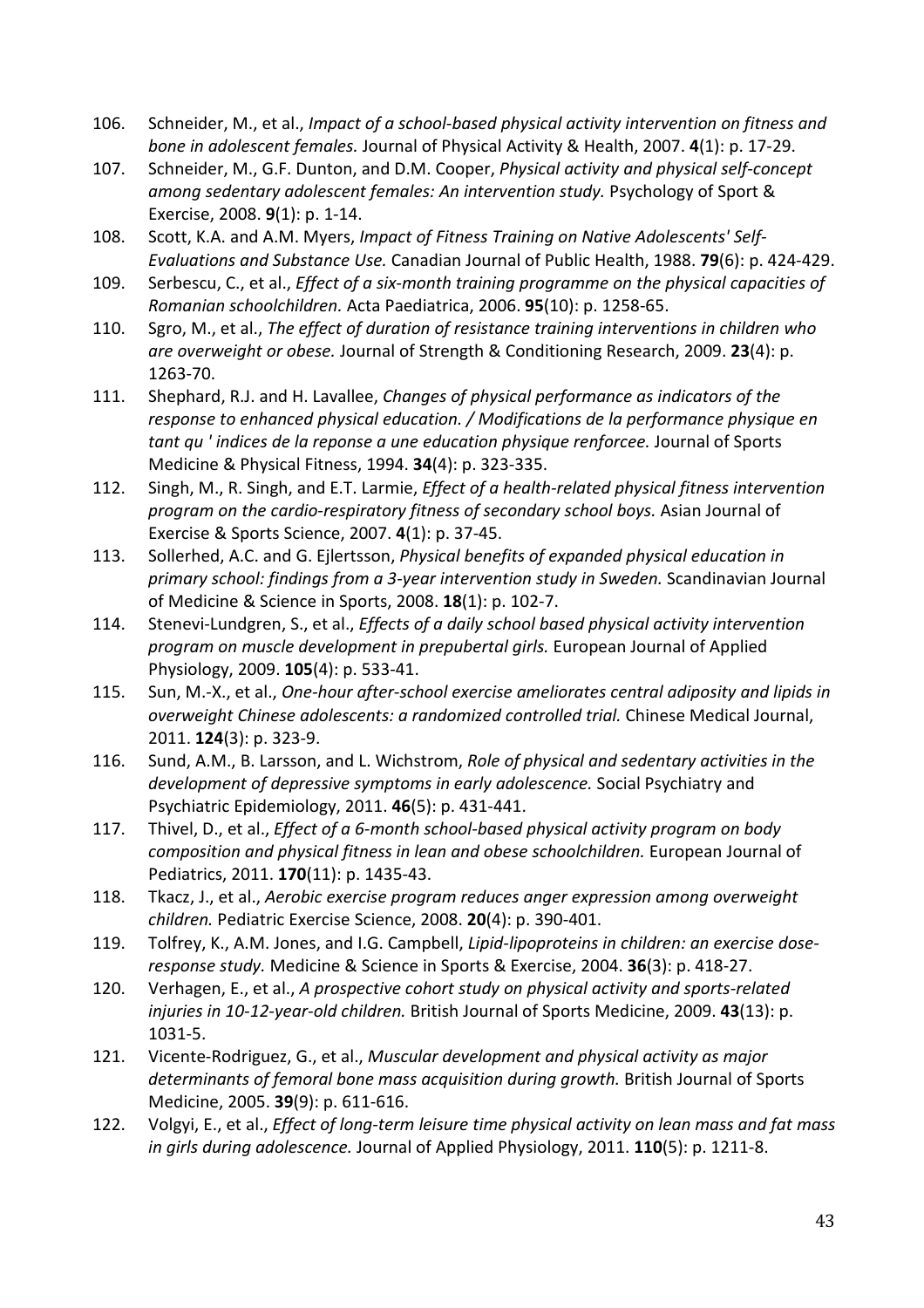106. Schneider, M., et al., *Impact of a school-based physical activity intervention on fitness and bone in adolescent females.* Journal of Physical Activity & Health, 2007. **4**(1): p. 17-29.
107. Schneider, M., G.F. Dunton, and D.M. Cooper, *Physical activity and physical self-concept among sedentary adolescent females: An intervention study.* Psychology of Sport & Exercise, 2008. **9**(1): p. 1-14.
108. Scott, K.A. and A.M. Myers, *Impact of Fitness Training on Native Adolescents' Self-Evaluations and Substance Use.* Canadian Journal of Public Health, 1988. **79**(6): p. 424-429.
109. Serbescu, C., et al., *Effect of a six-month training programme on the physical capacities of Romanian schoolchildren.* Acta Paediatrica, 2006. **95**(10): p. 1258-65.
110. Sgro, M., et al., *The effect of duration of resistance training interventions in children who are overweight or obese.* Journal of Strength & Conditioning Research, 2009. **23**(4): p. 1263-70.
111. Shephard, R.J. and H. Lavallee, *Changes of physical performance as indicators of the response to enhanced physical education. / Modifications de la performance physique en tant qu ' indices de la reponse a une education physique renforcee.* Journal of Sports Medicine & Physical Fitness, 1994. **34**(4): p. 323-335.
112. Singh, M., R. Singh, and E.T. Larmie, *Effect of a health-related physical fitness intervention program on the cardio-respiratory fitness of secondary school boys.* Asian Journal of Exercise & Sports Science, 2007. **4**(1): p. 37-45.
113. Sollerhed, A.C. and G. Ejlertsson, *Physical benefits of expanded physical education in primary school: findings from a 3-year intervention study in Sweden.* Scandinavian Journal of Medicine & Science in Sports, 2008. **18**(1): p. 102-7.
114. Stenevi-Lundgren, S., et al., *Effects of a daily school based physical activity intervention program on muscle development in prepubertal girls.* European Journal of Applied Physiology, 2009. **105**(4): p. 533-41.
115. Sun, M.-X., et al., *One-hour after-school exercise ameliorates central adiposity and lipids in overweight Chinese adolescents: a randomized controlled trial.* Chinese Medical Journal, 2011. **124**(3): p. 323-9.
116. Sund, A.M., B. Larsson, and L. Wichstrom, *Role of physical and sedentary activities in the development of depressive symptoms in early adolescence.* Social Psychiatry and Psychiatric Epidemiology, 2011. **46**(5): p. 431-441.
117. Thivel, D., et al., *Effect of a 6-month school-based physical activity program on body composition and physical fitness in lean and obese schoolchildren.* European Journal of Pediatrics, 2011. **170**(11): p. 1435-43.
118. Tkacz, J., et al., *Aerobic exercise program reduces anger expression among overweight children.* Pediatric Exercise Science, 2008. **20**(4): p. 390-401.
119. Tolfrey, K., A.M. Jones, and I.G. Campbell, *Lipid-lipoproteins in children: an exercise dose-response study.* Medicine & Science in Sports & Exercise, 2004. **36**(3): p. 418-27.
120. Verhagen, E., et al., *A prospective cohort study on physical activity and sports-related injuries in 10-12-year-old children.* British Journal of Sports Medicine, 2009. **43**(13): p. 1031-5.
121. Vicente-Rodriguez, G., et al., *Muscular development and physical activity as major determinants of femoral bone mass acquisition during growth.* British Journal of Sports Medicine, 2005. **39**(9): p. 611-616.
122. Volgyi, E., et al., *Effect of long-term leisure time physical activity on lean mass and fat mass in girls during adolescence.* Journal of Applied Physiology, 2011. **110**(5): p. 1211-8.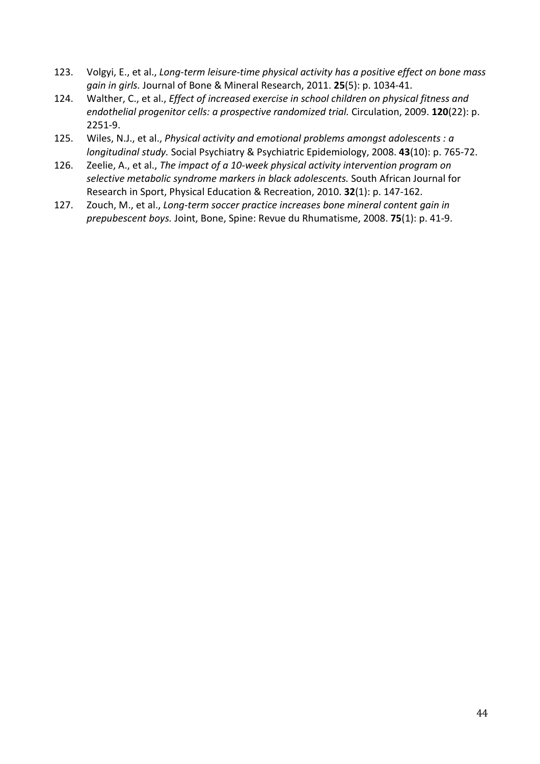123. Volgyi, E., et al., *Long-term leisure-time physical activity has a positive effect on bone mass gain in girls.* Journal of Bone & Mineral Research, 2011. **25**(5): p. 1034-41.
124. Walther, C., et al., *Effect of increased exercise in school children on physical fitness and endothelial progenitor cells: a prospective randomized trial.* Circulation, 2009. **120**(22): p. 2251-9.
125. Wiles, N.J., et al., *Physical activity and emotional problems amongst adolescents : a longitudinal study.* Social Psychiatry & Psychiatric Epidemiology, 2008. **43**(10): p. 765-72.
126. Zeelie, A., et al., *The impact of a 10-week physical activity intervention program on selective metabolic syndrome markers in black adolescents.* South African Journal for Research in Sport, Physical Education & Recreation, 2010. **32**(1): p. 147-162.
127. Zouch, M., et al., *Long-term soccer practice increases bone mineral content gain in prepubescent boys.* Joint, Bone, Spine: Revue du Rhumatisme, 2008. **75**(1): p. 41-9.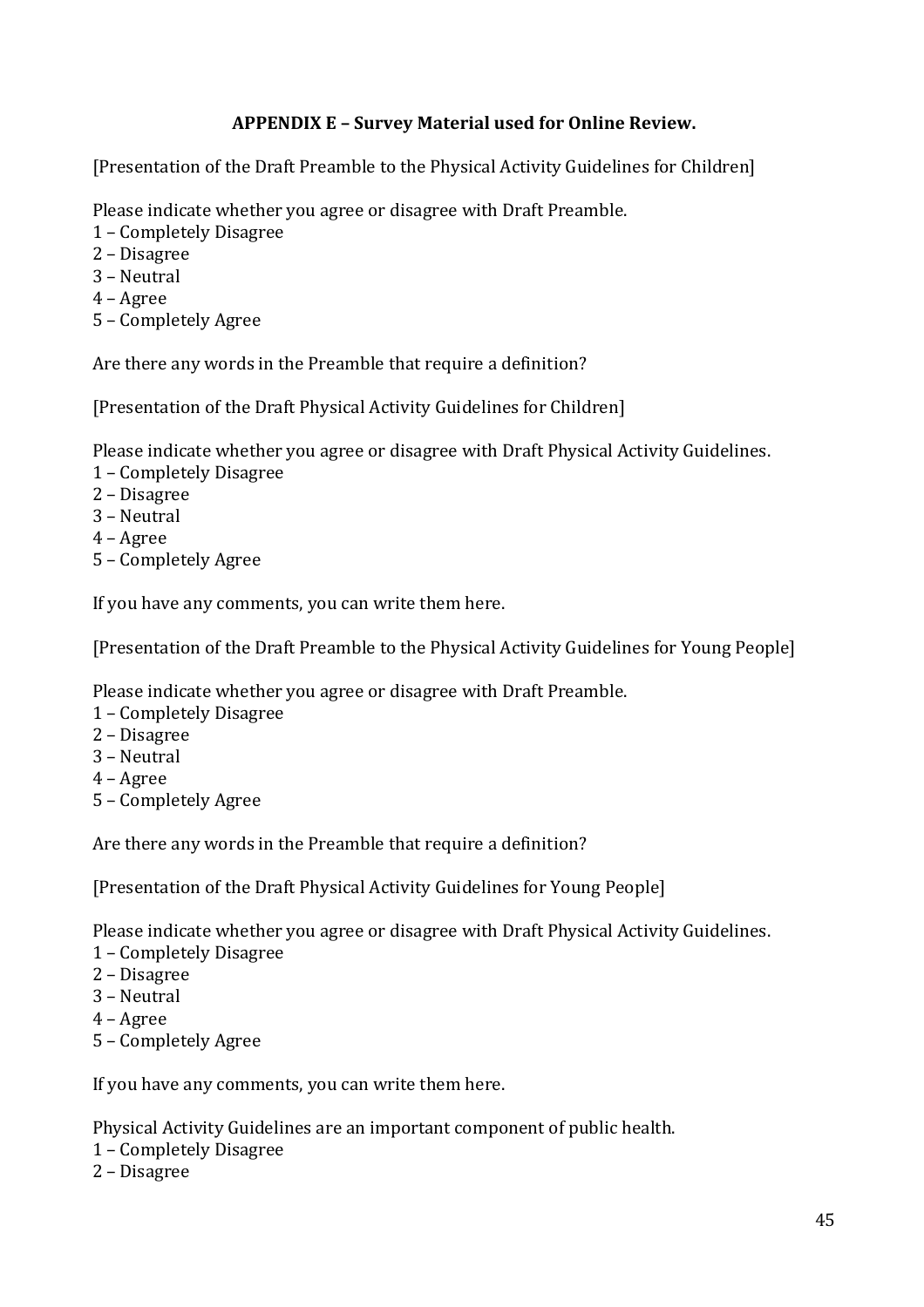**APPENDIX E – Survey Material used for Online Review.**

[Presentation of the Draft Preamble to the Physical Activity Guidelines for Children]

Please indicate whether you agree or disagree with Draft Preamble.
1 – Completely Disagree
2 – Disagree
3 – Neutral
4 – Agree
5 – Completely Agree

Are there any words in the Preamble that require a definition?

[Presentation of the Draft Physical Activity Guidelines for Children]

Please indicate whether you agree or disagree with Draft Physical Activity Guidelines.
1 – Completely Disagree
2 – Disagree
3 – Neutral
4 – Agree
5 – Completely Agree

If you have any comments, you can write them here.

[Presentation of the Draft Preamble to the Physical Activity Guidelines for Young People]

Please indicate whether you agree or disagree with Draft Preamble.
1 – Completely Disagree
2 – Disagree
3 – Neutral
4 – Agree
5 – Completely Agree

Are there any words in the Preamble that require a definition?

[Presentation of the Draft Physical Activity Guidelines for Young People]

Please indicate whether you agree or disagree with Draft Physical Activity Guidelines.
1 – Completely Disagree
2 – Disagree
3 – Neutral
4 – Agree
5 – Completely Agree

If you have any comments, you can write them here.

Physical Activity Guidelines are an important component of public health.
1 – Completely Disagree
2 – Disagree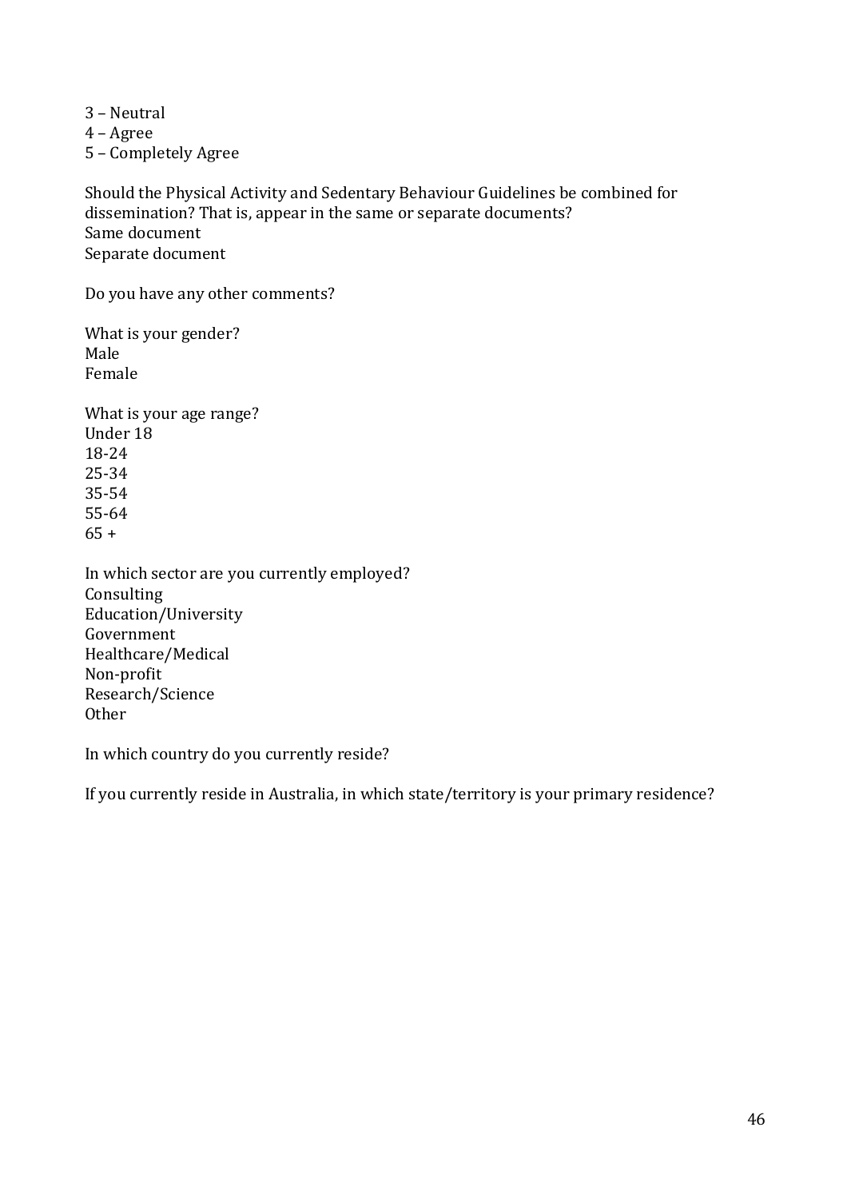3 – Neutral
4 – Agree
5 – Completely Agree

Should the Physical Activity and Sedentary Behaviour Guidelines be combined for dissemination? That is, appear in the same or separate documents?
Same document
Separate document

Do you have any other comments?

What is your gender?
Male
Female

What is your age range?
Under 18
18-24
25-34
35-54
55-64
65 +

In which sector are you currently employed?
Consulting
Education/University
Government
Healthcare/Medical
Non-profit
Research/Science
Other

In which country do you currently reside?

If you currently reside in Australia, in which state/territory is your primary residence?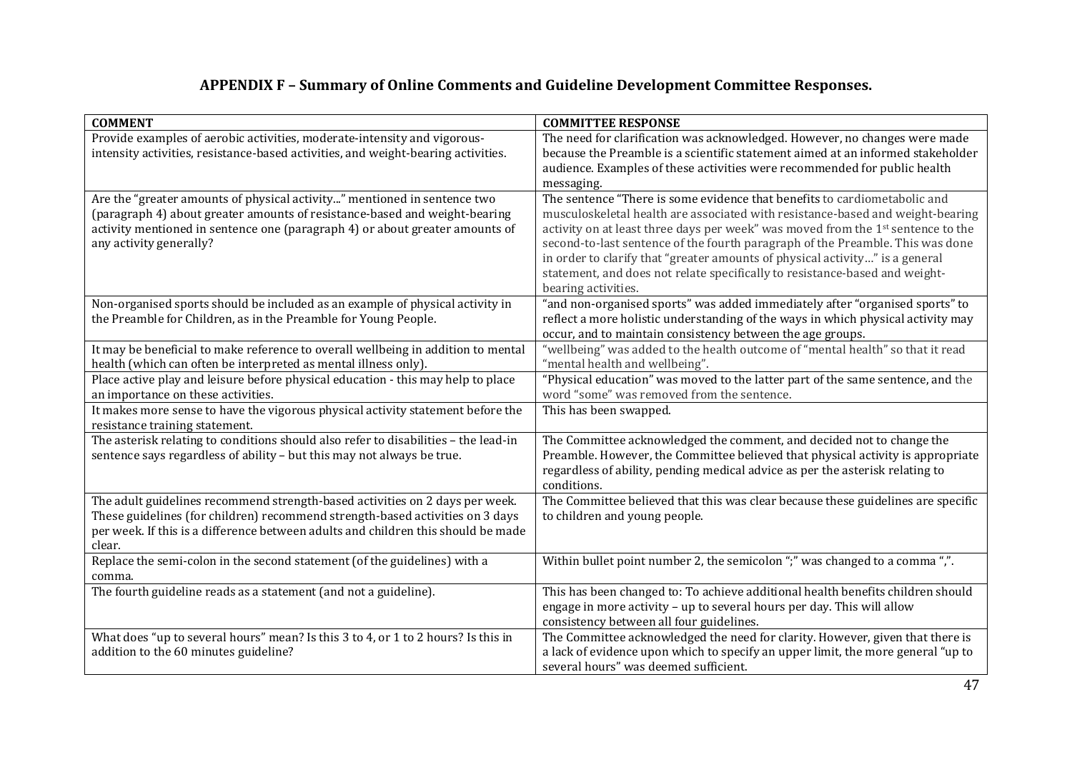## APPENDIX F – Summary of Online Comments and Guideline Development Committee Responses.

| COMMENT | COMMITTEE RESPONSE |
|---|---|
| Provide examples of aerobic activities, moderate-intensity and vigorous-intensity activities, resistance-based activities, and weight-bearing activities. | The need for clarification was acknowledged. However, no changes were made because the Preamble is a scientific statement aimed at an informed stakeholder audience. Examples of these activities were recommended for public health messaging. |
| Are the "greater amounts of physical activity..." mentioned in sentence two (paragraph 4) about greater amounts of resistance-based and weight-bearing activity mentioned in sentence one (paragraph 4) or about greater amounts of any activity generally? | The sentence "There is some evidence that benefits to cardiometabolic and musculoskeletal health are associated with resistance-based and weight-bearing activity on at least three days per week" was moved from the 1st sentence to the second-to-last sentence of the fourth paragraph of the Preamble. This was done in order to clarify that "greater amounts of physical activity…" is a general statement, and does not relate specifically to resistance-based and weight-bearing activities. |
| Non-organised sports should be included as an example of physical activity in the Preamble for Children, as in the Preamble for Young People. | "and non-organised sports" was added immediately after "organised sports" to reflect a more holistic understanding of the ways in which physical activity may occur, and to maintain consistency between the age groups. |
| It may be beneficial to make reference to overall wellbeing in addition to mental health (which can often be interpreted as mental illness only). | "wellbeing" was added to the health outcome of "mental health" so that it read "mental health and wellbeing". |
| Place active play and leisure before physical education - this may help to place an importance on these activities. | "Physical education" was moved to the latter part of the same sentence, and the word "some" was removed from the sentence. |
| It makes more sense to have the vigorous physical activity statement before the resistance training statement. | This has been swapped. |
| The asterisk relating to conditions should also refer to disabilities – the lead-in sentence says regardless of ability – but this may not always be true. | The Committee acknowledged the comment, and decided not to change the Preamble. However, the Committee believed that physical activity is appropriate regardless of ability, pending medical advice as per the asterisk relating to conditions. |
| The adult guidelines recommend strength-based activities on 2 days per week. These guidelines (for children) recommend strength-based activities on 3 days per week. If this is a difference between adults and children this should be made clear. | The Committee believed that this was clear because these guidelines are specific to children and young people. |
| Replace the semi-colon in the second statement (of the guidelines) with a comma. | Within bullet point number 2, the semicolon ";" was changed to a comma ",". |
| The fourth guideline reads as a statement (and not a guideline). | This has been changed to: To achieve additional health benefits children should engage in more activity – up to several hours per day. This will allow consistency between all four guidelines. |
| What does "up to several hours" mean? Is this 3 to 4, or 1 to 2 hours? Is this in addition to the 60 minutes guideline? | The Committee acknowledged the need for clarity. However, given that there is a lack of evidence upon which to specify an upper limit, the more general "up to several hours" was deemed sufficient. |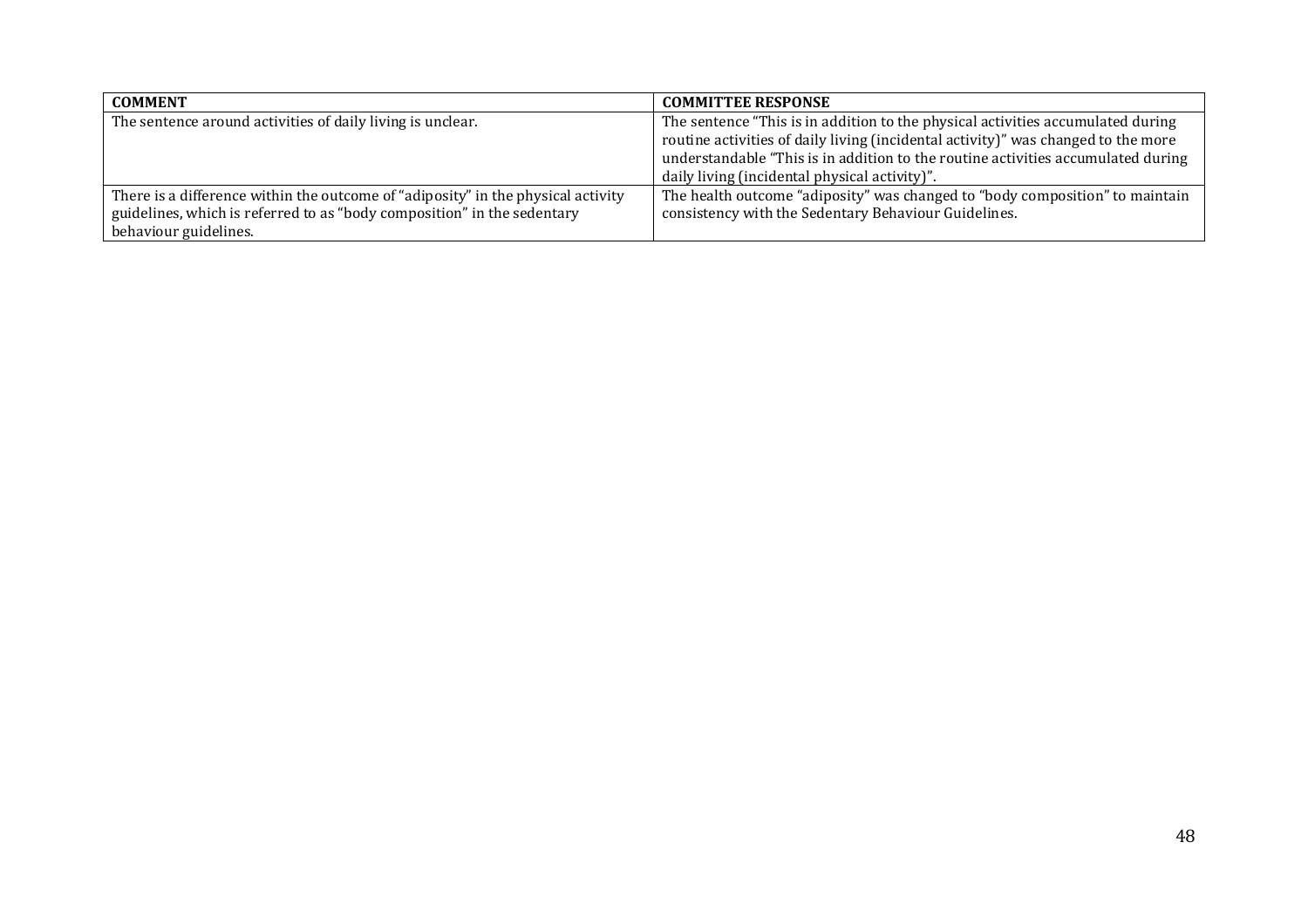| COMMENT | COMMITTEE RESPONSE |
|---|---|
| The sentence around activities of daily living is unclear. | The sentence "This is in addition to the physical activities accumulated during routine activities of daily living (incidental activity)" was changed to the more understandable "This is in addition to the routine activities accumulated during daily living (incidental physical activity)". |
| There is a difference within the outcome of "adiposity" in the physical activity guidelines, which is referred to as "body composition" in the sedentary behaviour guidelines. | The health outcome "adiposity" was changed to "body composition" to maintain consistency with the Sedentary Behaviour Guidelines. |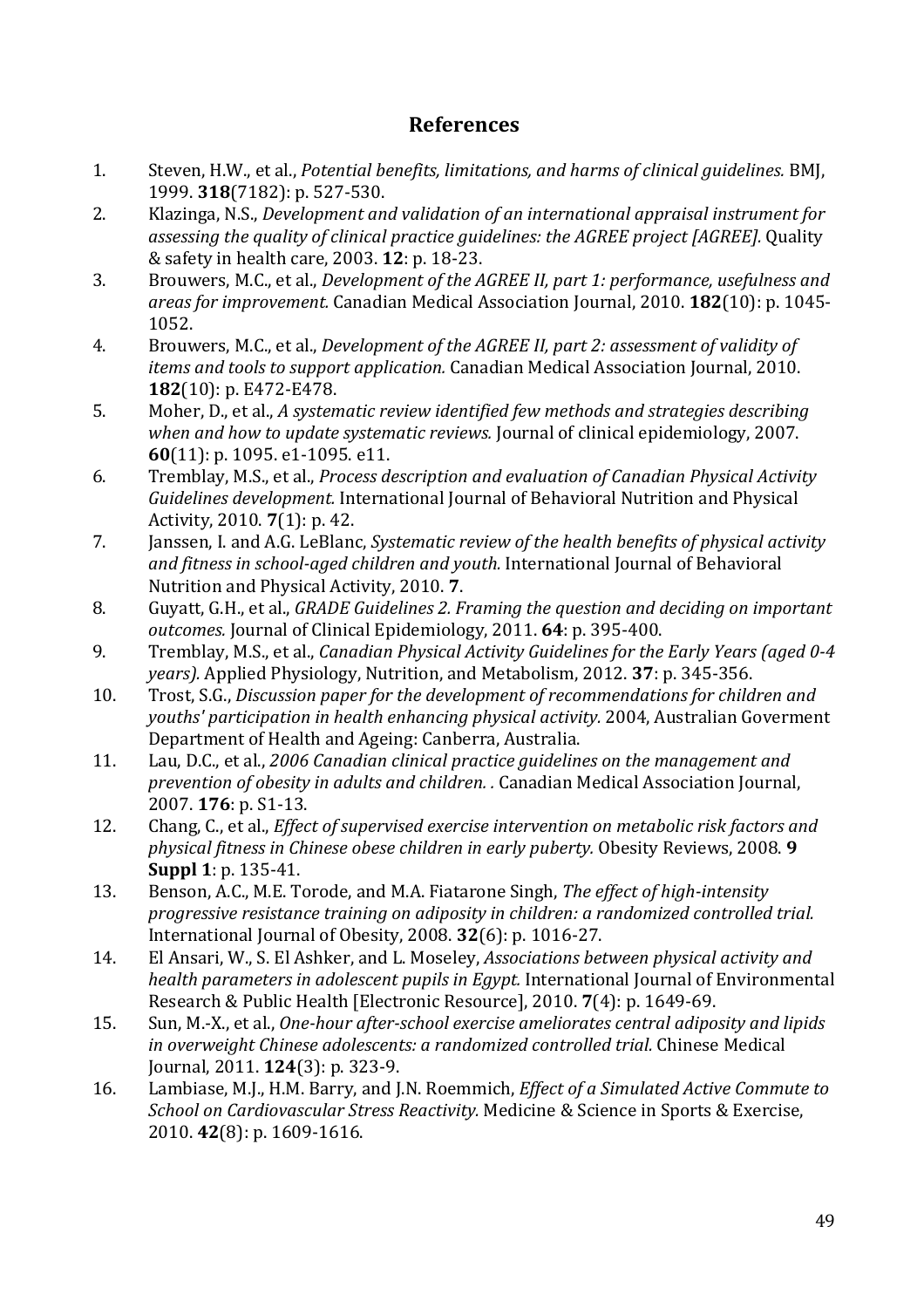## References

1. Steven, H.W., et al., *Potential benefits, limitations, and harms of clinical guidelines.* BMJ, 1999. **318**(7182): p. 527-530.
2. Klazinga, N.S., *Development and validation of an international appraisal instrument for assessing the quality of clinical practice guidelines: the AGREE project [AGREE].* Quality & safety in health care, 2003. **12**: p. 18-23.
3. Brouwers, M.C., et al., *Development of the AGREE II, part 1: performance, usefulness and areas for improvement.* Canadian Medical Association Journal, 2010. **182**(10): p. 1045-1052.
4. Brouwers, M.C., et al., *Development of the AGREE II, part 2: assessment of validity of items and tools to support application.* Canadian Medical Association Journal, 2010. **182**(10): p. E472-E478.
5. Moher, D., et al., *A systematic review identified few methods and strategies describing when and how to update systematic reviews.* Journal of clinical epidemiology, 2007. **60**(11): p. 1095. e1-1095. e11.
6. Tremblay, M.S., et al., *Process description and evaluation of Canadian Physical Activity Guidelines development.* International Journal of Behavioral Nutrition and Physical Activity, 2010. **7**(1): p. 42.
7. Janssen, I. and A.G. LeBlanc, *Systematic review of the health benefits of physical activity and fitness in school-aged children and youth.* International Journal of Behavioral Nutrition and Physical Activity, 2010. **7**.
8. Guyatt, G.H., et al., *GRADE Guidelines 2. Framing the question and deciding on important outcomes.* Journal of Clinical Epidemiology, 2011. **64**: p. 395-400.
9. Tremblay, M.S., et al., *Canadian Physical Activity Guidelines for the Early Years (aged 0-4 years).* Applied Physiology, Nutrition, and Metabolism, 2012. **37**: p. 345-356.
10. Trost, S.G., *Discussion paper for the development of recommendations for children and youths' participation in health enhancing physical activity.* 2004, Australian Goverment Department of Health and Ageing: Canberra, Australia.
11. Lau, D.C., et al., *2006 Canadian clinical practice guidelines on the management and prevention of obesity in adults and children. .* Canadian Medical Association Journal, 2007. **176**: p. S1-13.
12. Chang, C., et al., *Effect of supervised exercise intervention on metabolic risk factors and physical fitness in Chinese obese children in early puberty.* Obesity Reviews, 2008. **9 Suppl 1**: p. 135-41.
13. Benson, A.C., M.E. Torode, and M.A. Fiatarone Singh, *The effect of high-intensity progressive resistance training on adiposity in children: a randomized controlled trial.* International Journal of Obesity, 2008. **32**(6): p. 1016-27.
14. El Ansari, W., S. El Ashker, and L. Moseley, *Associations between physical activity and health parameters in adolescent pupils in Egypt.* International Journal of Environmental Research & Public Health [Electronic Resource], 2010. **7**(4): p. 1649-69.
15. Sun, M.-X., et al., *One-hour after-school exercise ameliorates central adiposity and lipids in overweight Chinese adolescents: a randomized controlled trial.* Chinese Medical Journal, 2011. **124**(3): p. 323-9.
16. Lambiase, M.J., H.M. Barry, and J.N. Roemmich, *Effect of a Simulated Active Commute to School on Cardiovascular Stress Reactivity.* Medicine & Science in Sports & Exercise, 2010. **42**(8): p. 1609-1616.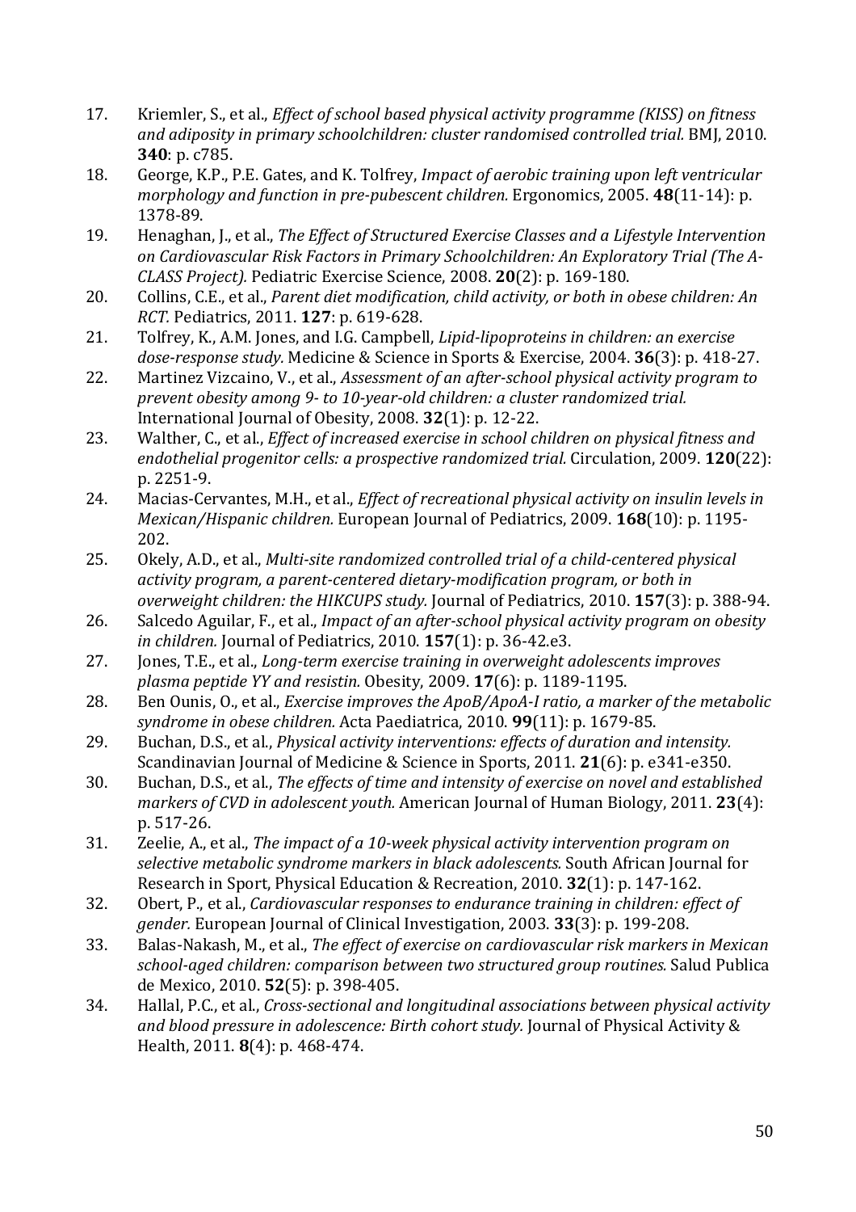17. Kriemler, S., et al., *Effect of school based physical activity programme (KISS) on fitness and adiposity in primary schoolchildren: cluster randomised controlled trial.* BMJ, 2010. **340**: p. c785.
18. George, K.P., P.E. Gates, and K. Tolfrey, *Impact of aerobic training upon left ventricular morphology and function in pre-pubescent children.* Ergonomics, 2005. **48**(11-14): p. 1378-89.
19. Henaghan, J., et al., *The Effect of Structured Exercise Classes and a Lifestyle Intervention on Cardiovascular Risk Factors in Primary Schoolchildren: An Exploratory Trial (The A-CLASS Project).* Pediatric Exercise Science, 2008. **20**(2): p. 169-180.
20. Collins, C.E., et al., *Parent diet modification, child activity, or both in obese children: An RCT.* Pediatrics, 2011. **127**: p. 619-628.
21. Tolfrey, K., A.M. Jones, and I.G. Campbell, *Lipid-lipoproteins in children: an exercise dose-response study.* Medicine & Science in Sports & Exercise, 2004. **36**(3): p. 418-27.
22. Martinez Vizcaino, V., et al., *Assessment of an after-school physical activity program to prevent obesity among 9- to 10-year-old children: a cluster randomized trial.* International Journal of Obesity, 2008. **32**(1): p. 12-22.
23. Walther, C., et al., *Effect of increased exercise in school children on physical fitness and endothelial progenitor cells: a prospective randomized trial.* Circulation, 2009. **120**(22): p. 2251-9.
24. Macias-Cervantes, M.H., et al., *Effect of recreational physical activity on insulin levels in Mexican/Hispanic children.* European Journal of Pediatrics, 2009. **168**(10): p. 1195-202.
25. Okely, A.D., et al., *Multi-site randomized controlled trial of a child-centered physical activity program, a parent-centered dietary-modification program, or both in overweight children: the HIKCUPS study.* Journal of Pediatrics, 2010. **157**(3): p. 388-94.
26. Salcedo Aguilar, F., et al., *Impact of an after-school physical activity program on obesity in children.* Journal of Pediatrics, 2010. **157**(1): p. 36-42.e3.
27. Jones, T.E., et al., *Long-term exercise training in overweight adolescents improves plasma peptide YY and resistin.* Obesity, 2009. **17**(6): p. 1189-1195.
28. Ben Ounis, O., et al., *Exercise improves the ApoB/ApoA-I ratio, a marker of the metabolic syndrome in obese children.* Acta Paediatrica, 2010. **99**(11): p. 1679-85.
29. Buchan, D.S., et al., *Physical activity interventions: effects of duration and intensity.* Scandinavian Journal of Medicine & Science in Sports, 2011. **21**(6): p. e341-e350.
30. Buchan, D.S., et al., *The effects of time and intensity of exercise on novel and established markers of CVD in adolescent youth.* American Journal of Human Biology, 2011. **23**(4): p. 517-26.
31. Zeelie, A., et al., *The impact of a 10-week physical activity intervention program on selective metabolic syndrome markers in black adolescents.* South African Journal for Research in Sport, Physical Education & Recreation, 2010. **32**(1): p. 147-162.
32. Obert, P., et al., *Cardiovascular responses to endurance training in children: effect of gender.* European Journal of Clinical Investigation, 2003. **33**(3): p. 199-208.
33. Balas-Nakash, M., et al., *The effect of exercise on cardiovascular risk markers in Mexican school-aged children: comparison between two structured group routines.* Salud Publica de Mexico, 2010. **52**(5): p. 398-405.
34. Hallal, P.C., et al., *Cross-sectional and longitudinal associations between physical activity and blood pressure in adolescence: Birth cohort study.* Journal of Physical Activity & Health, 2011. **8**(4): p. 468-474.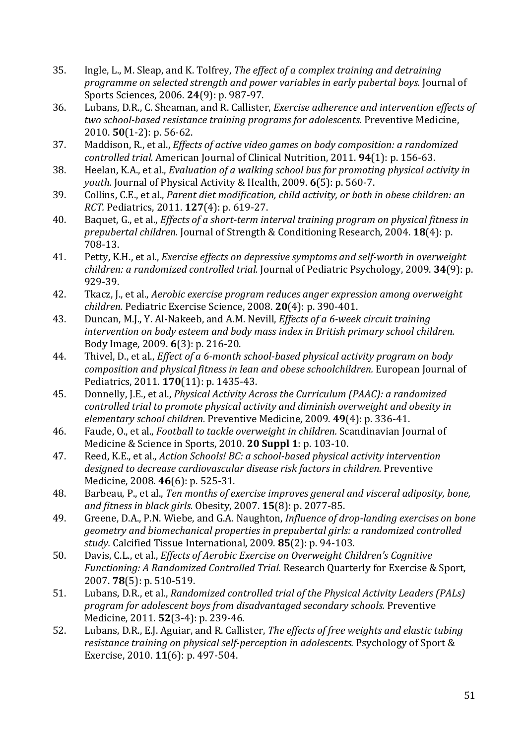35. Ingle, L., M. Sleap, and K. Tolfrey, *The effect of a complex training and detraining programme on selected strength and power variables in early pubertal boys.* Journal of Sports Sciences, 2006. **24**(9): p. 987-97.
36. Lubans, D.R., C. Sheaman, and R. Callister, *Exercise adherence and intervention effects of two school-based resistance training programs for adolescents.* Preventive Medicine, 2010. **50**(1-2): p. 56-62.
37. Maddison, R., et al., *Effects of active video games on body composition: a randomized controlled trial.* American Journal of Clinical Nutrition, 2011. **94**(1): p. 156-63.
38. Heelan, K.A., et al., *Evaluation of a walking school bus for promoting physical activity in youth.* Journal of Physical Activity & Health, 2009. **6**(5): p. 560-7.
39. Collins, C.E., et al., *Parent diet modification, child activity, or both in obese children: an RCT.* Pediatrics, 2011. **127**(4): p. 619-27.
40. Baquet, G., et al., *Effects of a short-term interval training program on physical fitness in prepubertal children.* Journal of Strength & Conditioning Research, 2004. **18**(4): p. 708-13.
41. Petty, K.H., et al., *Exercise effects on depressive symptoms and self-worth in overweight children: a randomized controlled trial.* Journal of Pediatric Psychology, 2009. **34**(9): p. 929-39.
42. Tkacz, J., et al., *Aerobic exercise program reduces anger expression among overweight children.* Pediatric Exercise Science, 2008. **20**(4): p. 390-401.
43. Duncan, M.J., Y. Al-Nakeeb, and A.M. Nevill, *Effects of a 6-week circuit training intervention on body esteem and body mass index in British primary school children.* Body Image, 2009. **6**(3): p. 216-20.
44. Thivel, D., et al., *Effect of a 6-month school-based physical activity program on body composition and physical fitness in lean and obese schoolchildren.* European Journal of Pediatrics, 2011. **170**(11): p. 1435-43.
45. Donnelly, J.E., et al., *Physical Activity Across the Curriculum (PAAC): a randomized controlled trial to promote physical activity and diminish overweight and obesity in elementary school children.* Preventive Medicine, 2009. **49**(4): p. 336-41.
46. Faude, O., et al., *Football to tackle overweight in children.* Scandinavian Journal of Medicine & Science in Sports, 2010. **20 Suppl 1**: p. 103-10.
47. Reed, K.E., et al., *Action Schools! BC: a school-based physical activity intervention designed to decrease cardiovascular disease risk factors in children.* Preventive Medicine, 2008. **46**(6): p. 525-31.
48. Barbeau, P., et al., *Ten months of exercise improves general and visceral adiposity, bone, and fitness in black girls.* Obesity, 2007. **15**(8): p. 2077-85.
49. Greene, D.A., P.N. Wiebe, and G.A. Naughton, *Influence of drop-landing exercises on bone geometry and biomechanical properties in prepubertal girls: a randomized controlled study.* Calcified Tissue International, 2009. **85**(2): p. 94-103.
50. Davis, C.L., et al., *Effects of Aerobic Exercise on Overweight Children's Cognitive Functioning: A Randomized Controlled Trial.* Research Quarterly for Exercise & Sport, 2007. **78**(5): p. 510-519.
51. Lubans, D.R., et al., *Randomized controlled trial of the Physical Activity Leaders (PALs) program for adolescent boys from disadvantaged secondary schools.* Preventive Medicine, 2011. **52**(3-4): p. 239-46.
52. Lubans, D.R., E.J. Aguiar, and R. Callister, *The effects of free weights and elastic tubing resistance training on physical self-perception in adolescents.* Psychology of Sport & Exercise, 2010. **11**(6): p. 497-504.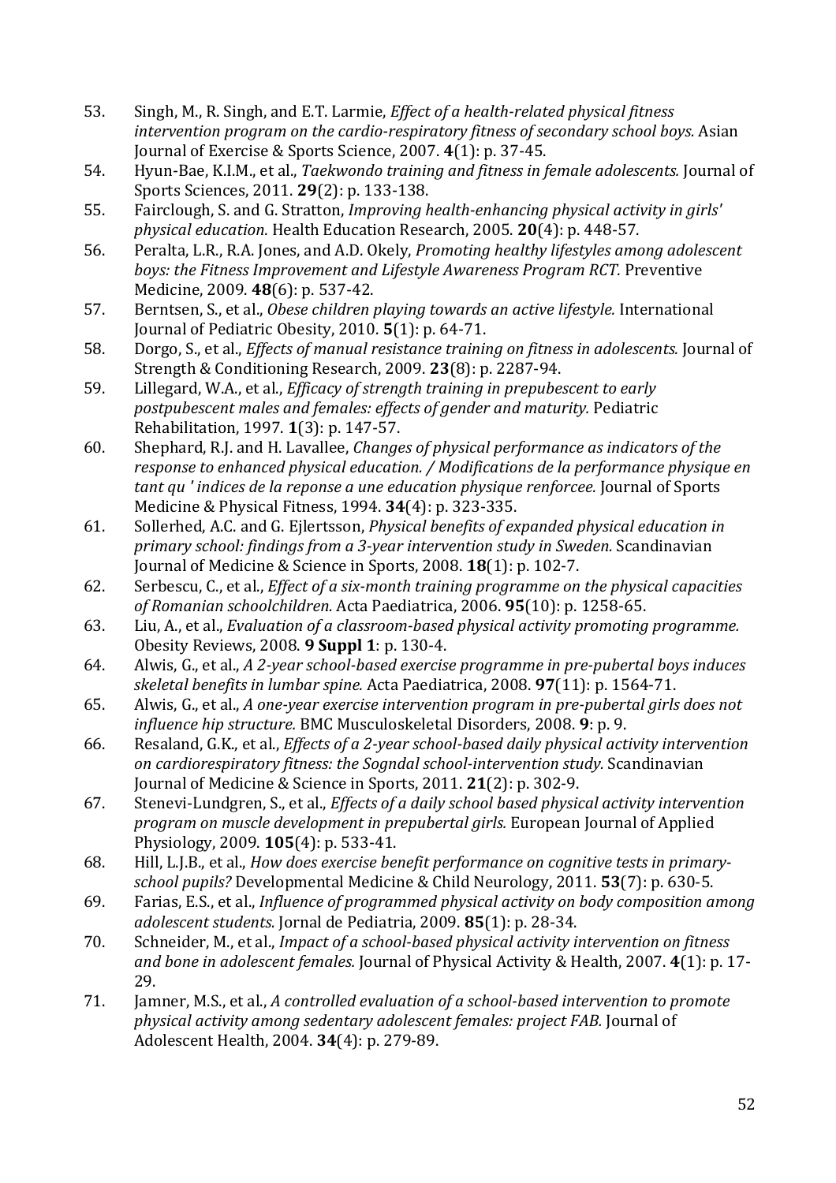53. Singh, M., R. Singh, and E.T. Larmie, *Effect of a health-related physical fitness intervention program on the cardio-respiratory fitness of secondary school boys.* Asian Journal of Exercise & Sports Science, 2007. **4**(1): p. 37-45.
54. Hyun-Bae, K.I.M., et al., *Taekwondo training and fitness in female adolescents.* Journal of Sports Sciences, 2011. **29**(2): p. 133-138.
55. Fairclough, S. and G. Stratton, *Improving health-enhancing physical activity in girls' physical education.* Health Education Research, 2005. **20**(4): p. 448-57.
56. Peralta, L.R., R.A. Jones, and A.D. Okely, *Promoting healthy lifestyles among adolescent boys: the Fitness Improvement and Lifestyle Awareness Program RCT.* Preventive Medicine, 2009. **48**(6): p. 537-42.
57. Berntsen, S., et al., *Obese children playing towards an active lifestyle.* International Journal of Pediatric Obesity, 2010. **5**(1): p. 64-71.
58. Dorgo, S., et al., *Effects of manual resistance training on fitness in adolescents.* Journal of Strength & Conditioning Research, 2009. **23**(8): p. 2287-94.
59. Lillegard, W.A., et al., *Efficacy of strength training in prepubescent to early postpubescent males and females: effects of gender and maturity.* Pediatric Rehabilitation, 1997. **1**(3): p. 147-57.
60. Shephard, R.J. and H. Lavallee, *Changes of physical performance as indicators of the response to enhanced physical education. / Modifications de la performance physique en tant qu ' indices de la reponse a une education physique renforcee.* Journal of Sports Medicine & Physical Fitness, 1994. **34**(4): p. 323-335.
61. Sollerhed, A.C. and G. Ejlertsson, *Physical benefits of expanded physical education in primary school: findings from a 3-year intervention study in Sweden.* Scandinavian Journal of Medicine & Science in Sports, 2008. **18**(1): p. 102-7.
62. Serbescu, C., et al., *Effect of a six-month training programme on the physical capacities of Romanian schoolchildren.* Acta Paediatrica, 2006. **95**(10): p. 1258-65.
63. Liu, A., et al., *Evaluation of a classroom-based physical activity promoting programme.* Obesity Reviews, 2008. **9 Suppl 1**: p. 130-4.
64. Alwis, G., et al., *A 2-year school-based exercise programme in pre-pubertal boys induces skeletal benefits in lumbar spine.* Acta Paediatrica, 2008. **97**(11): p. 1564-71.
65. Alwis, G., et al., *A one-year exercise intervention program in pre-pubertal girls does not influence hip structure.* BMC Musculoskeletal Disorders, 2008. **9**: p. 9.
66. Resaland, G.K., et al., *Effects of a 2-year school-based daily physical activity intervention on cardiorespiratory fitness: the Sogndal school-intervention study.* Scandinavian Journal of Medicine & Science in Sports, 2011. **21**(2): p. 302-9.
67. Stenevi-Lundgren, S., et al., *Effects of a daily school based physical activity intervention program on muscle development in prepubertal girls.* European Journal of Applied Physiology, 2009. **105**(4): p. 533-41.
68. Hill, L.J.B., et al., *How does exercise benefit performance on cognitive tests in primary-school pupils?* Developmental Medicine & Child Neurology, 2011. **53**(7): p. 630-5.
69. Farias, E.S., et al., *Influence of programmed physical activity on body composition among adolescent students.* Jornal de Pediatria, 2009. **85**(1): p. 28-34.
70. Schneider, M., et al., *Impact of a school-based physical activity intervention on fitness and bone in adolescent females.* Journal of Physical Activity & Health, 2007. **4**(1): p. 17-29.
71. Jamner, M.S., et al., *A controlled evaluation of a school-based intervention to promote physical activity among sedentary adolescent females: project FAB.* Journal of Adolescent Health, 2004. **34**(4): p. 279-89.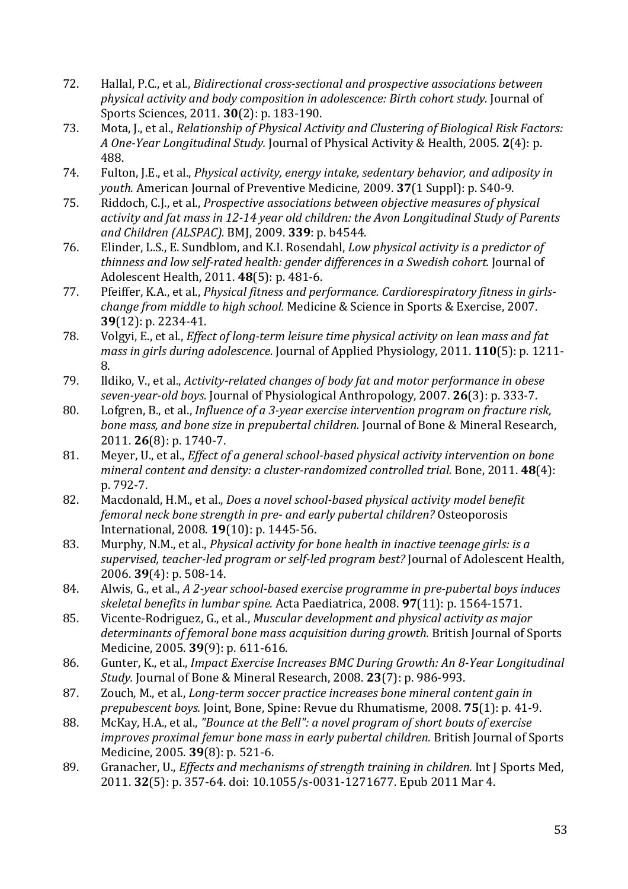72. Hallal, P.C., et al., *Bidirectional cross-sectional and prospective associations between physical activity and body composition in adolescence: Birth cohort study.* Journal of Sports Sciences, 2011. **30**(2): p. 183-190.
73. Mota, J., et al., *Relationship of Physical Activity and Clustering of Biological Risk Factors: A One-Year Longitudinal Study.* Journal of Physical Activity & Health, 2005. **2**(4): p. 488.
74. Fulton, J.E., et al., *Physical activity, energy intake, sedentary behavior, and adiposity in youth.* American Journal of Preventive Medicine, 2009. **37**(1 Suppl): p. S40-9.
75. Riddoch, C.J., et al., *Prospective associations between objective measures of physical activity and fat mass in 12-14 year old children: the Avon Longitudinal Study of Parents and Children (ALSPAC).* BMJ, 2009. **339**: p. b4544.
76. Elinder, L.S., E. Sundblom, and K.I. Rosendahl, *Low physical activity is a predictor of thinness and low self-rated health: gender differences in a Swedish cohort.* Journal of Adolescent Health, 2011. **48**(5): p. 481-6.
77. Pfeiffer, K.A., et al., *Physical fitness and performance. Cardiorespiratory fitness in girls-change from middle to high school.* Medicine & Science in Sports & Exercise, 2007. **39**(12): p. 2234-41.
78. Volgyi, E., et al., *Effect of long-term leisure time physical activity on lean mass and fat mass in girls during adolescence.* Journal of Applied Physiology, 2011. **110**(5): p. 1211-8.
79. Ildiko, V., et al., *Activity-related changes of body fat and motor performance in obese seven-year-old boys.* Journal of Physiological Anthropology, 2007. **26**(3): p. 333-7.
80. Lofgren, B., et al., *Influence of a 3-year exercise intervention program on fracture risk, bone mass, and bone size in prepubertal children.* Journal of Bone & Mineral Research, 2011. **26**(8): p. 1740-7.
81. Meyer, U., et al., *Effect of a general school-based physical activity intervention on bone mineral content and density: a cluster-randomized controlled trial.* Bone, 2011. **48**(4): p. 792-7.
82. Macdonald, H.M., et al., *Does a novel school-based physical activity model benefit femoral neck bone strength in pre- and early pubertal children?* Osteoporosis International, 2008. **19**(10): p. 1445-56.
83. Murphy, N.M., et al., *Physical activity for bone health in inactive teenage girls: is a supervised, teacher-led program or self-led program best?* Journal of Adolescent Health, 2006. **39**(4): p. 508-14.
84. Alwis, G., et al., *A 2-year school-based exercise programme in pre-pubertal boys induces skeletal benefits in lumbar spine.* Acta Paediatrica, 2008. **97**(11): p. 1564-1571.
85. Vicente-Rodriguez, G., et al., *Muscular development and physical activity as major determinants of femoral bone mass acquisition during growth.* British Journal of Sports Medicine, 2005. **39**(9): p. 611-616.
86. Gunter, K., et al., *Impact Exercise Increases BMC During Growth: An 8-Year Longitudinal Study.* Journal of Bone & Mineral Research, 2008. **23**(7): p. 986-993.
87. Zouch, M., et al., *Long-term soccer practice increases bone mineral content gain in prepubescent boys.* Joint, Bone, Spine: Revue du Rhumatisme, 2008. **75**(1): p. 41-9.
88. McKay, H.A., et al., *"Bounce at the Bell": a novel program of short bouts of exercise improves proximal femur bone mass in early pubertal children.* British Journal of Sports Medicine, 2005. **39**(8): p. 521-6.
89. Granacher, U., *Effects and mechanisms of strength training in children.* Int J Sports Med, 2011. **32**(5): p. 357-64. doi: 10.1055/s-0031-1271677. Epub 2011 Mar 4.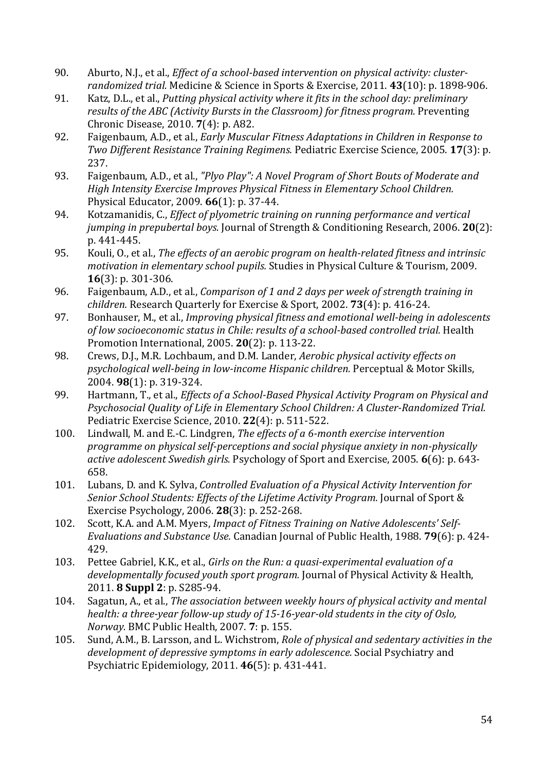90. Aburto, N.J., et al., *Effect of a school-based intervention on physical activity: cluster-randomized trial.* Medicine & Science in Sports & Exercise, 2011. **43**(10): p. 1898-906.
91. Katz, D.L., et al., *Putting physical activity where it fits in the school day: preliminary results of the ABC (Activity Bursts in the Classroom) for fitness program.* Preventing Chronic Disease, 2010. **7**(4): p. A82.
92. Faigenbaum, A.D., et al., *Early Muscular Fitness Adaptations in Children in Response to Two Different Resistance Training Regimens.* Pediatric Exercise Science, 2005. **17**(3): p. 237.
93. Faigenbaum, A.D., et al., *"Plyo Play": A Novel Program of Short Bouts of Moderate and High Intensity Exercise Improves Physical Fitness in Elementary School Children.* Physical Educator, 2009. **66**(1): p. 37-44.
94. Kotzamanidis, C., *Effect of plyometric training on running performance and vertical jumping in prepubertal boys.* Journal of Strength & Conditioning Research, 2006. **20**(2): p. 441-445.
95. Kouli, O., et al., *The effects of an aerobic program on health-related fitness and intrinsic motivation in elementary school pupils.* Studies in Physical Culture & Tourism, 2009. **16**(3): p. 301-306.
96. Faigenbaum, A.D., et al., *Comparison of 1 and 2 days per week of strength training in children.* Research Quarterly for Exercise & Sport, 2002. **73**(4): p. 416-24.
97. Bonhauser, M., et al., *Improving physical fitness and emotional well-being in adolescents of low socioeconomic status in Chile: results of a school-based controlled trial.* Health Promotion International, 2005. **20**(2): p. 113-22.
98. Crews, D.J., M.R. Lochbaum, and D.M. Lander, *Aerobic physical activity effects on psychological well-being in low-income Hispanic children.* Perceptual & Motor Skills, 2004. **98**(1): p. 319-324.
99. Hartmann, T., et al., *Effects of a School-Based Physical Activity Program on Physical and Psychosocial Quality of Life in Elementary School Children: A Cluster-Randomized Trial.* Pediatric Exercise Science, 2010. **22**(4): p. 511-522.
100. Lindwall, M. and E.-C. Lindgren, *The effects of a 6-month exercise intervention programme on physical self-perceptions and social physique anxiety in non-physically active adolescent Swedish girls.* Psychology of Sport and Exercise, 2005. **6**(6): p. 643-658.
101. Lubans, D. and K. Sylva, *Controlled Evaluation of a Physical Activity Intervention for Senior School Students: Effects of the Lifetime Activity Program.* Journal of Sport & Exercise Psychology, 2006. **28**(3): p. 252-268.
102. Scott, K.A. and A.M. Myers, *Impact of Fitness Training on Native Adolescents' Self-Evaluations and Substance Use.* Canadian Journal of Public Health, 1988. **79**(6): p. 424-429.
103. Pettee Gabriel, K.K., et al., *Girls on the Run: a quasi-experimental evaluation of a developmentally focused youth sport program.* Journal of Physical Activity & Health, 2011. **8 Suppl 2**: p. S285-94.
104. Sagatun, A., et al., *The association between weekly hours of physical activity and mental health: a three-year follow-up study of 15-16-year-old students in the city of Oslo, Norway.* BMC Public Health, 2007. **7**: p. 155.
105. Sund, A.M., B. Larsson, and L. Wichstrom, *Role of physical and sedentary activities in the development of depressive symptoms in early adolescence.* Social Psychiatry and Psychiatric Epidemiology, 2011. **46**(5): p. 431-441.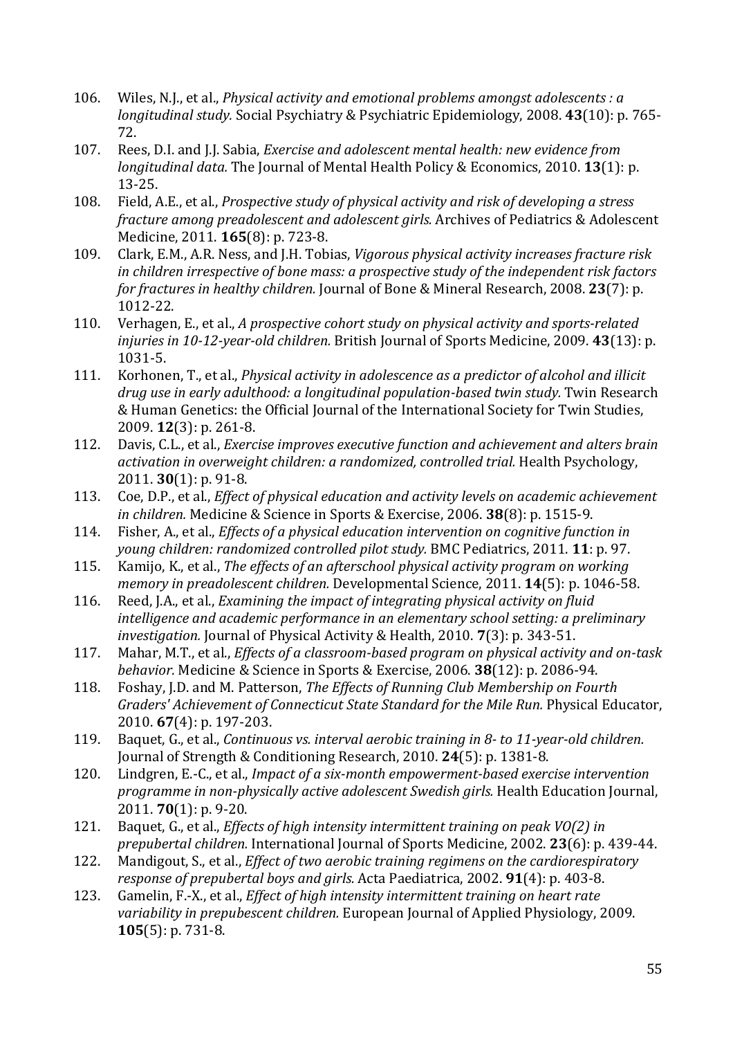106. Wiles, N.J., et al., *Physical activity and emotional problems amongst adolescents : a longitudinal study.* Social Psychiatry & Psychiatric Epidemiology, 2008. **43**(10): p. 765-72.
107. Rees, D.I. and J.J. Sabia, *Exercise and adolescent mental health: new evidence from longitudinal data.* The Journal of Mental Health Policy & Economics, 2010. **13**(1): p. 13-25.
108. Field, A.E., et al., *Prospective study of physical activity and risk of developing a stress fracture among preadolescent and adolescent girls.* Archives of Pediatrics & Adolescent Medicine, 2011. **165**(8): p. 723-8.
109. Clark, E.M., A.R. Ness, and J.H. Tobias, *Vigorous physical activity increases fracture risk in children irrespective of bone mass: a prospective study of the independent risk factors for fractures in healthy children.* Journal of Bone & Mineral Research, 2008. **23**(7): p. 1012-22.
110. Verhagen, E., et al., *A prospective cohort study on physical activity and sports-related injuries in 10-12-year-old children.* British Journal of Sports Medicine, 2009. **43**(13): p. 1031-5.
111. Korhonen, T., et al., *Physical activity in adolescence as a predictor of alcohol and illicit drug use in early adulthood: a longitudinal population-based twin study.* Twin Research & Human Genetics: the Official Journal of the International Society for Twin Studies, 2009. **12**(3): p. 261-8.
112. Davis, C.L., et al., *Exercise improves executive function and achievement and alters brain activation in overweight children: a randomized, controlled trial.* Health Psychology, 2011. **30**(1): p. 91-8.
113. Coe, D.P., et al., *Effect of physical education and activity levels on academic achievement in children.* Medicine & Science in Sports & Exercise, 2006. **38**(8): p. 1515-9.
114. Fisher, A., et al., *Effects of a physical education intervention on cognitive function in young children: randomized controlled pilot study.* BMC Pediatrics, 2011. **11**: p. 97.
115. Kamijo, K., et al., *The effects of an afterschool physical activity program on working memory in preadolescent children.* Developmental Science, 2011. **14**(5): p. 1046-58.
116. Reed, J.A., et al., *Examining the impact of integrating physical activity on fluid intelligence and academic performance in an elementary school setting: a preliminary investigation.* Journal of Physical Activity & Health, 2010. **7**(3): p. 343-51.
117. Mahar, M.T., et al., *Effects of a classroom-based program on physical activity and on-task behavior.* Medicine & Science in Sports & Exercise, 2006. **38**(12): p. 2086-94.
118. Foshay, J.D. and M. Patterson, *The Effects of Running Club Membership on Fourth Graders' Achievement of Connecticut State Standard for the Mile Run.* Physical Educator, 2010. **67**(4): p. 197-203.
119. Baquet, G., et al., *Continuous vs. interval aerobic training in 8- to 11-year-old children.* Journal of Strength & Conditioning Research, 2010. **24**(5): p. 1381-8.
120. Lindgren, E.-C., et al., *Impact of a six-month empowerment-based exercise intervention programme in non-physically active adolescent Swedish girls.* Health Education Journal, 2011. **70**(1): p. 9-20.
121. Baquet, G., et al., *Effects of high intensity intermittent training on peak VO(2) in prepubertal children.* International Journal of Sports Medicine, 2002. **23**(6): p. 439-44.
122. Mandigout, S., et al., *Effect of two aerobic training regimens on the cardiorespiratory response of prepubertal boys and girls.* Acta Paediatrica, 2002. **91**(4): p. 403-8.
123. Gamelin, F.-X., et al., *Effect of high intensity intermittent training on heart rate variability in prepubescent children.* European Journal of Applied Physiology, 2009. **105**(5): p. 731-8.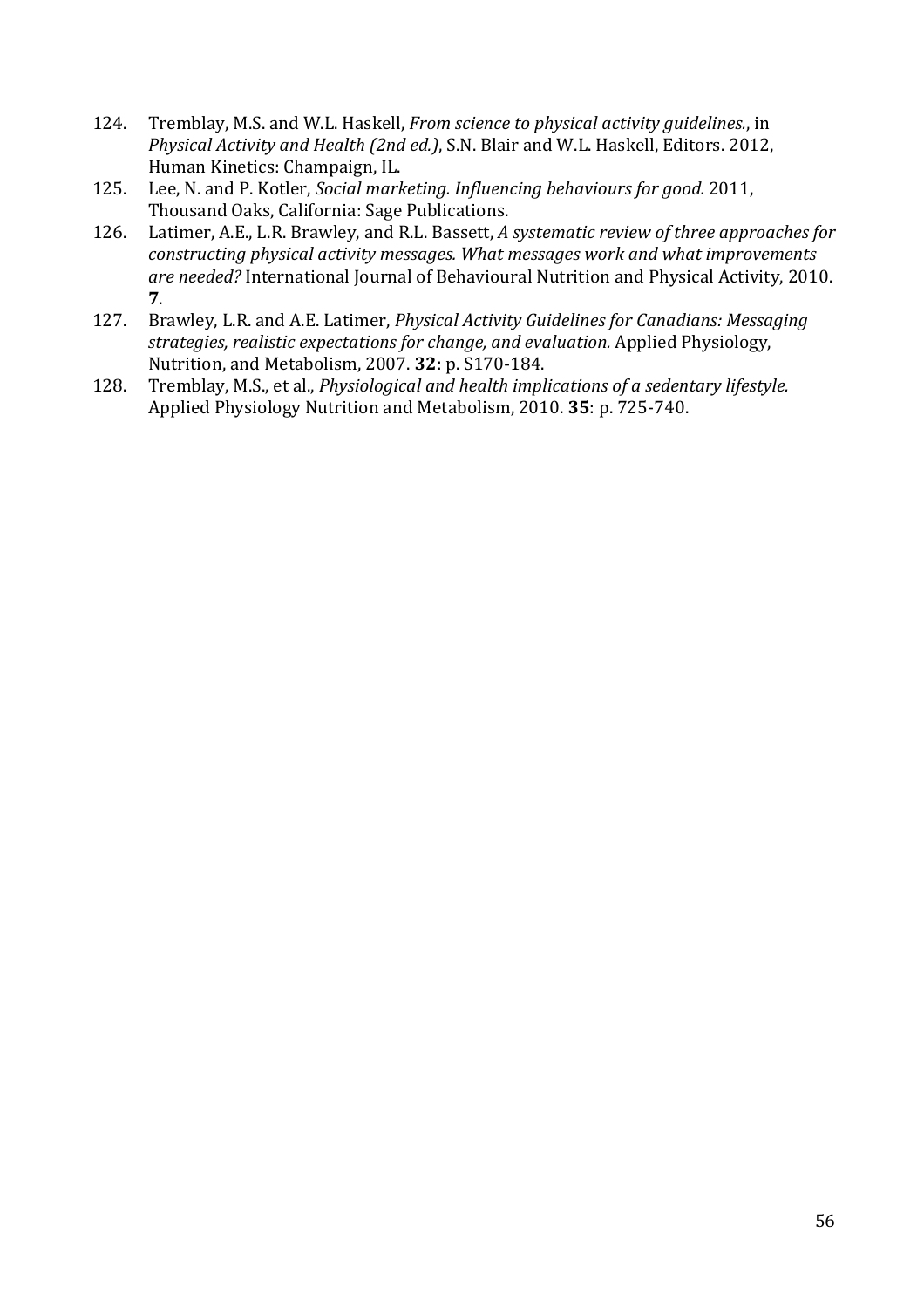124. Tremblay, M.S. and W.L. Haskell, *From science to physical activity guidelines.*, in *Physical Activity and Health (2nd ed.)*, S.N. Blair and W.L. Haskell, Editors. 2012, Human Kinetics: Champaign, IL.
125. Lee, N. and P. Kotler, *Social marketing. Influencing behaviours for good.* 2011, Thousand Oaks, California: Sage Publications.
126. Latimer, A.E., L.R. Brawley, and R.L. Bassett, *A systematic review of three approaches for constructing physical activity messages. What messages work and what improvements are needed?* International Journal of Behavioural Nutrition and Physical Activity, 2010. **7**.
127. Brawley, L.R. and A.E. Latimer, *Physical Activity Guidelines for Canadians: Messaging strategies, realistic expectations for change, and evaluation.* Applied Physiology, Nutrition, and Metabolism, 2007. **32**: p. S170-184.
128. Tremblay, M.S., et al., *Physiological and health implications of a sedentary lifestyle.* Applied Physiology Nutrition and Metabolism, 2010. **35**: p. 725-740.